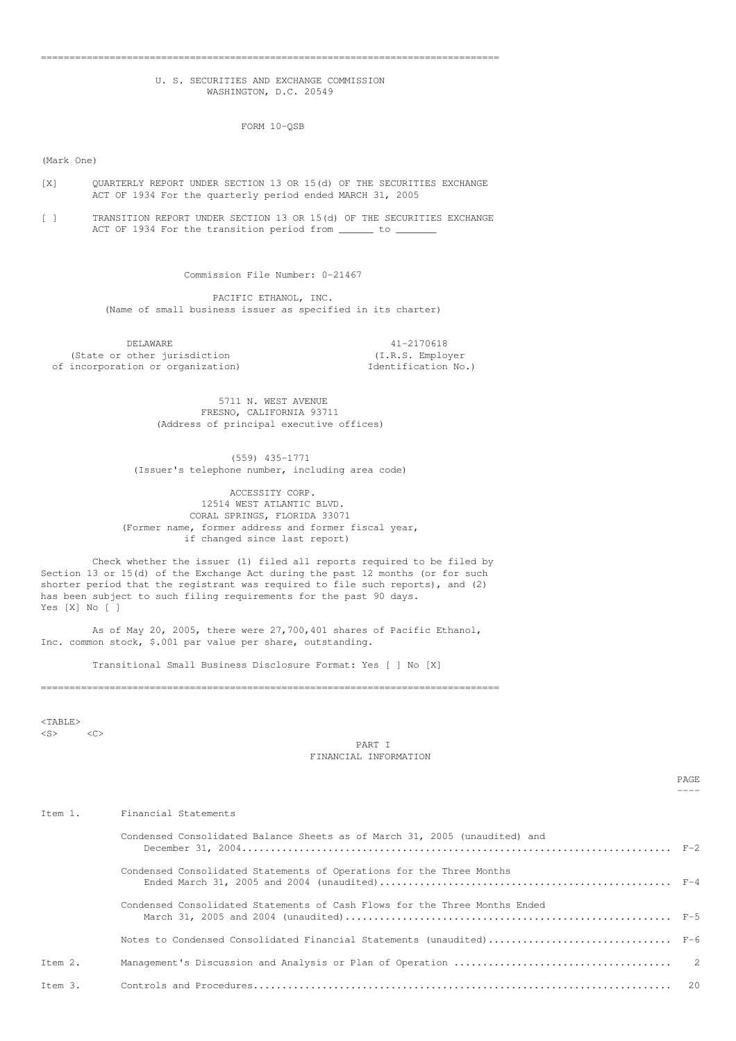U. S. SECURITIES AND EXCHANGE COMMISSION
WASHINGTON, D.C. 20549

FORM 10-QSB

(Mark One)

[X] QUARTERLY REPORT UNDER SECTION 13 OR 15(d) OF THE SECURITIES EXCHANGE ACT OF 1934 For the quarterly period ended MARCH 31, 2005

[ ] TRANSITION REPORT UNDER SECTION 13 OR 15(d) OF THE SECURITIES EXCHANGE ACT OF 1934 For the transition period from ______ to _______

Commission File Number: 0-21467

PACIFIC ETHANOL, INC.
(Name of small business issuer as specified in its charter)

| DELAWARE | 41-2170618 |
|---|---|
| (State or other jurisdiction of incorporation or organization) | (I.R.S. Employer Identification No.) |

5711 N. WEST AVENUE
FRESNO, CALIFORNIA 93711
(Address of principal executive offices)

(559) 435-1771
(Issuer's telephone number, including area code)

ACCESSITY CORP.
12514 WEST ATLANTIC BLVD.
CORAL SPRINGS, FLORIDA 33071
(Former name, former address and former fiscal year, if changed since last report)

Check whether the issuer (1) filed all reports required to be filed by Section 13 or 15(d) of the Exchange Act during the past 12 months (or for such shorter period that the registrant was required to file such reports), and (2) has been subject to such filing requirements for the past 90 days.
Yes [X] No [ ]

As of May 20, 2005, there were 27,700,401 shares of Pacific Ethanol, Inc. common stock, $.001 par value per share, outstanding.

Transitional Small Business Disclosure Format: Yes [ ] No [X]

## PART I
## FINANCIAL INFORMATION

| | | PAGE |
|---|---|---|
| Item 1. | Financial Statements | |
| | Condensed Consolidated Balance Sheets as of March 31, 2005 (unaudited) and December 31, 2004 | F-2 |
| | Condensed Consolidated Statements of Operations for the Three Months Ended March 31, 2005 and 2004 (unaudited) | F-4 |
| | Condensed Consolidated Statements of Cash Flows for the Three Months Ended March 31, 2005 and 2004 (unaudited) | F-5 |
| | Notes to Condensed Consolidated Financial Statements (unaudited) | F-6 |
| Item 2. | Management's Discussion and Analysis or Plan of Operation | 2 |
| Item 3. | Controls and Procedures | 20 |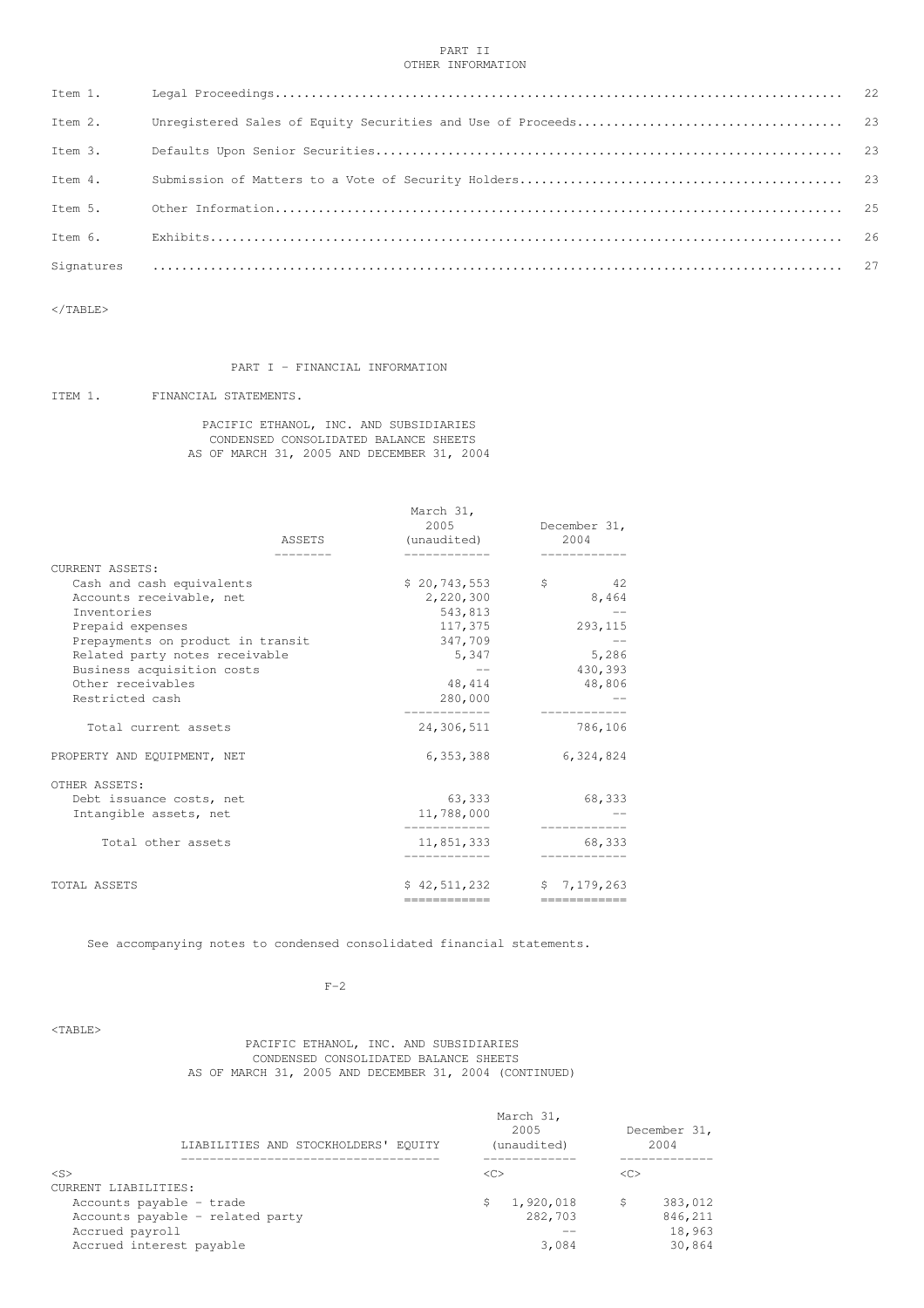PART II
OTHER INFORMATION

| | | |
|---|---|---|
| Item 1. | Legal Proceedings | 22 |
| Item 2. | Unregistered Sales of Equity Securities and Use of Proceeds | 23 |
| Item 3. | Defaults Upon Senior Securities | 23 |
| Item 4. | Submission of Matters to a Vote of Security Holders | 23 |
| Item 5. | Other Information | 25 |
| Item 6. | Exhibits | 26 |
| Signatures | | 27 |

# PART I - FINANCIAL INFORMATION

## ITEM 1. FINANCIAL STATEMENTS.

PACIFIC ETHANOL, INC. AND SUBSIDIARIES
CONDENSED CONSOLIDATED BALANCE SHEETS
AS OF MARCH 31, 2005 AND DECEMBER 31, 2004

| ASSETS | March 31, 2005 (unaudited) | December 31, 2004 |
|---|---|---|
| CURRENT ASSETS: | | |
| Cash and cash equivalents | $ 20,743,553 | $ 42 |
| Accounts receivable, net | 2,220,300 | 8,464 |
| Inventories | 543,813 | -- |
| Prepaid expenses | 117,375 | 293,115 |
| Prepayments on product in transit | 347,709 | -- |
| Related party notes receivable | 5,347 | 5,286 |
| Business acquisition costs | -- | 430,393 |
| Other receivables | 48,414 | 48,806 |
| Restricted cash | 280,000 | -- |
| Total current assets | 24,306,511 | 786,106 |
| PROPERTY AND EQUIPMENT, NET | 6,353,388 | 6,324,824 |
| OTHER ASSETS: | | |
| Debt issuance costs, net | 63,333 | 68,333 |
| Intangible assets, net | 11,788,000 | -- |
| Total other assets | 11,851,333 | 68,333 |
| TOTAL ASSETS | $ 42,511,232 | $ 7,179,263 |

See accompanying notes to condensed consolidated financial statements.

PACIFIC ETHANOL, INC. AND SUBSIDIARIES
CONDENSED CONSOLIDATED BALANCE SHEETS
AS OF MARCH 31, 2005 AND DECEMBER 31, 2004 (CONTINUED)

| LIABILITIES AND STOCKHOLDERS' EQUITY | March 31, 2005 (unaudited) | December 31, 2004 |
|---|---|---|
| CURRENT LIABILITIES: | | |
| Accounts payable - trade | $ 1,920,018 | $ 383,012 |
| Accounts payable - related party | 282,703 | 846,211 |
| Accrued payroll | -- | 18,963 |
| Accrued interest payable | 3,084 | 30,864 |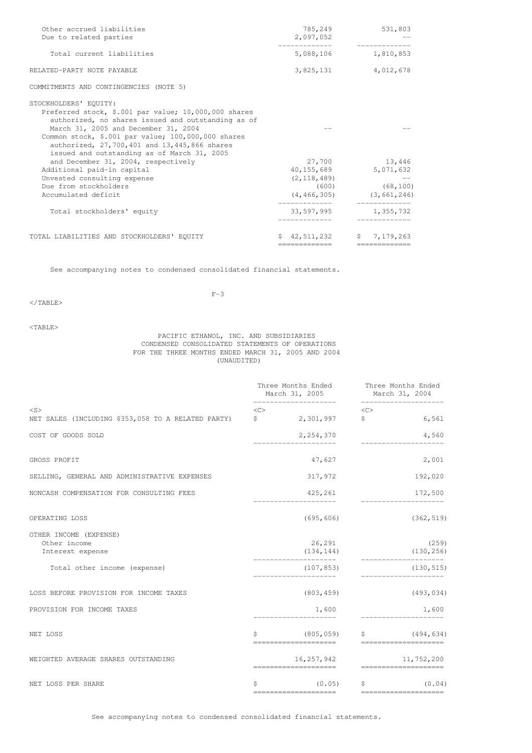| | | |
|---|---|---|
| Other accrued liabilities | 785,249 | 531,803 |
| Due to related parties | 2,097,052 | -- |
| Total current liabilities | 5,088,106 | 1,810,853 |
| RELATED-PARTY NOTE PAYABLE | 3,825,131 | 4,012,678 |
| COMMITMENTS AND CONTINGENCIES (NOTE 5) | | |
| STOCKHOLDERS' EQUITY: | | |
| Preferred stock, $.001 par value; 10,000,000 shares authorized, no shares issued and outstanding as of March 31, 2005 and December 31, 2004 | -- | -- |
| Common stock, $.001 par value; 100,000,000 shares authorized, 27,700,401 and 13,445,866 shares issued and outstanding as of March 31, 2005 and December 31, 2004, respectively | 27,700 | 13,446 |
| Additional paid-in capital | 40,155,689 | 5,071,632 |
| Unvested consulting expense | (2,118,489) | -- |
| Due from stockholders | (600) | (68,100) |
| Accumulated deficit | (4,466,305) | (3,661,246) |
| Total stockholders' equity | 33,597,995 | 1,355,732 |
| TOTAL LIABILITIES AND STOCKHOLDERS' EQUITY | $ 42,511,232 | $ 7,179,263 |

See accompanying notes to condensed consolidated financial statements.

PACIFIC ETHANOL, INC. AND SUBSIDIARIES
CONDENSED CONSOLIDATED STATEMENTS OF OPERATIONS
FOR THE THREE MONTHS ENDED MARCH 31, 2005 AND 2004
(UNAUDITED)

| | Three Months Ended March 31, 2005 | Three Months Ended March 31, 2004 |
|---|---|---|
| NET SALES (INCLUDING $353,058 TO A RELATED PARTY) | $ 2,301,997 | $ 6,561 |
| COST OF GOODS SOLD | 2,254,370 | 4,560 |
| GROSS PROFIT | 47,627 | 2,001 |
| SELLING, GENERAL AND ADMINISTRATIVE EXPENSES | 317,972 | 192,020 |
| NONCASH COMPENSATION FOR CONSULTING FEES | 425,261 | 172,500 |
| OPERATING LOSS | (695,606) | (362,519) |
| OTHER INCOME (EXPENSE) | | |
| Other income | 26,291 | (259) |
| Interest expense | (134,144) | (130,256) |
| Total other income (expense) | (107,853) | (130,515) |
| LOSS BEFORE PROVISION FOR INCOME TAXES | (803,459) | (493,034) |
| PROVISION FOR INCOME TAXES | 1,600 | 1,600 |
| NET LOSS | $ (805,059) | $ (494,634) |
| WEIGHTED AVERAGE SHARES OUTSTANDING | 16,257,942 | 11,752,200 |
| NET LOSS PER SHARE | $ (0.05) | $ (0.04) |

See accompanying notes to condensed consolidated financial statements.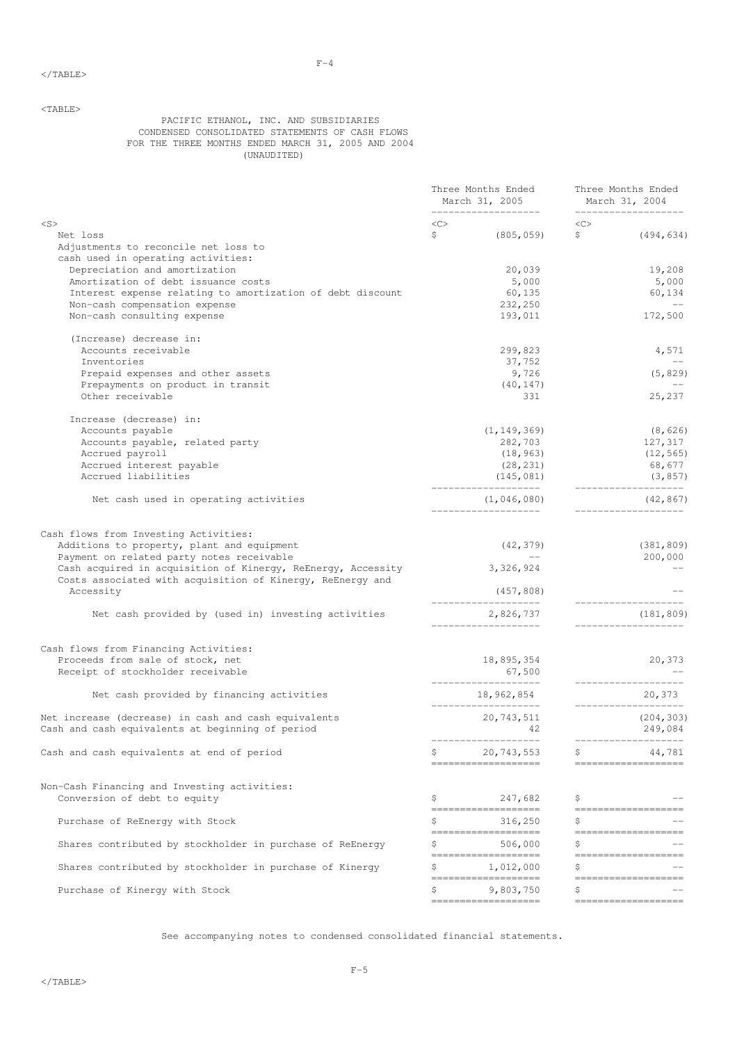PACIFIC ETHANOL, INC. AND SUBSIDIARIES
CONDENSED CONSOLIDATED STATEMENTS OF CASH FLOWS
FOR THE THREE MONTHS ENDED MARCH 31, 2005 AND 2004
(UNAUDITED)

| | Three Months Ended March 31, 2005 | Three Months Ended March 31, 2004 |
|---|---|---|
| Net loss | $ (805,059) | $ (494,634) |
| Adjustments to reconcile net loss to cash used in operating activities: | | |
| Depreciation and amortization | 20,039 | 19,208 |
| Amortization of debt issuance costs | 5,000 | 5,000 |
| Interest expense relating to amortization of debt discount | 60,135 | 60,134 |
| Non-cash compensation expense | 232,250 | -- |
| Non-cash consulting expense | 193,011 | 172,500 |
| (Increase) decrease in: | | |
| Accounts receivable | 299,823 | 4,571 |
| Inventories | 37,752 | -- |
| Prepaid expenses and other assets | 9,726 | (5,829) |
| Prepayments on product in transit | (40,147) | -- |
| Other receivable | 331 | 25,237 |
| Increase (decrease) in: | | |
| Accounts payable | (1,149,369) | (8,626) |
| Accounts payable, related party | 282,703 | 127,317 |
| Accrued payroll | (18,963) | (12,565) |
| Accrued interest payable | (28,231) | 68,677 |
| Accrued liabilities | (145,081) | (3,857) |
| Net cash used in operating activities | (1,046,080) | (42,867) |
| Cash flows from Investing Activities: | | |
| Additions to property, plant and equipment | (42,379) | (381,809) |
| Payment on related party notes receivable | -- | 200,000 |
| Cash acquired in acquisition of Kinergy, ReEnergy, Accessity | 3,326,924 | -- |
| Costs associated with acquisition of Kinergy, ReEnergy and Accessity | (457,808) | -- |
| Net cash provided by (used in) investing activities | 2,826,737 | (181,809) |
| Cash flows from Financing Activities: | | |
| Proceeds from sale of stock, net | 18,895,354 | 20,373 |
| Receipt of stockholder receivable | 67,500 | -- |
| Net cash provided by financing activities | 18,962,854 | 20,373 |
| Net increase (decrease) in cash and cash equivalents | 20,743,511 | (204,303) |
| Cash and cash equivalents at beginning of period | 42 | 249,084 |
| Cash and cash equivalents at end of period | $ 20,743,553 | $ 44,781 |
| Non-Cash Financing and Investing activities: | | |
| Conversion of debt to equity | $ 247,682 | $ -- |
| Purchase of ReEnergy with Stock | $ 316,250 | $ -- |
| Shares contributed by stockholder in purchase of ReEnergy | $ 506,000 | $ -- |
| Shares contributed by stockholder in purchase of Kinergy | $ 1,012,000 | $ -- |
| Purchase of Kinergy with Stock | $ 9,803,750 | $ -- |

See accompanying notes to condensed consolidated financial statements.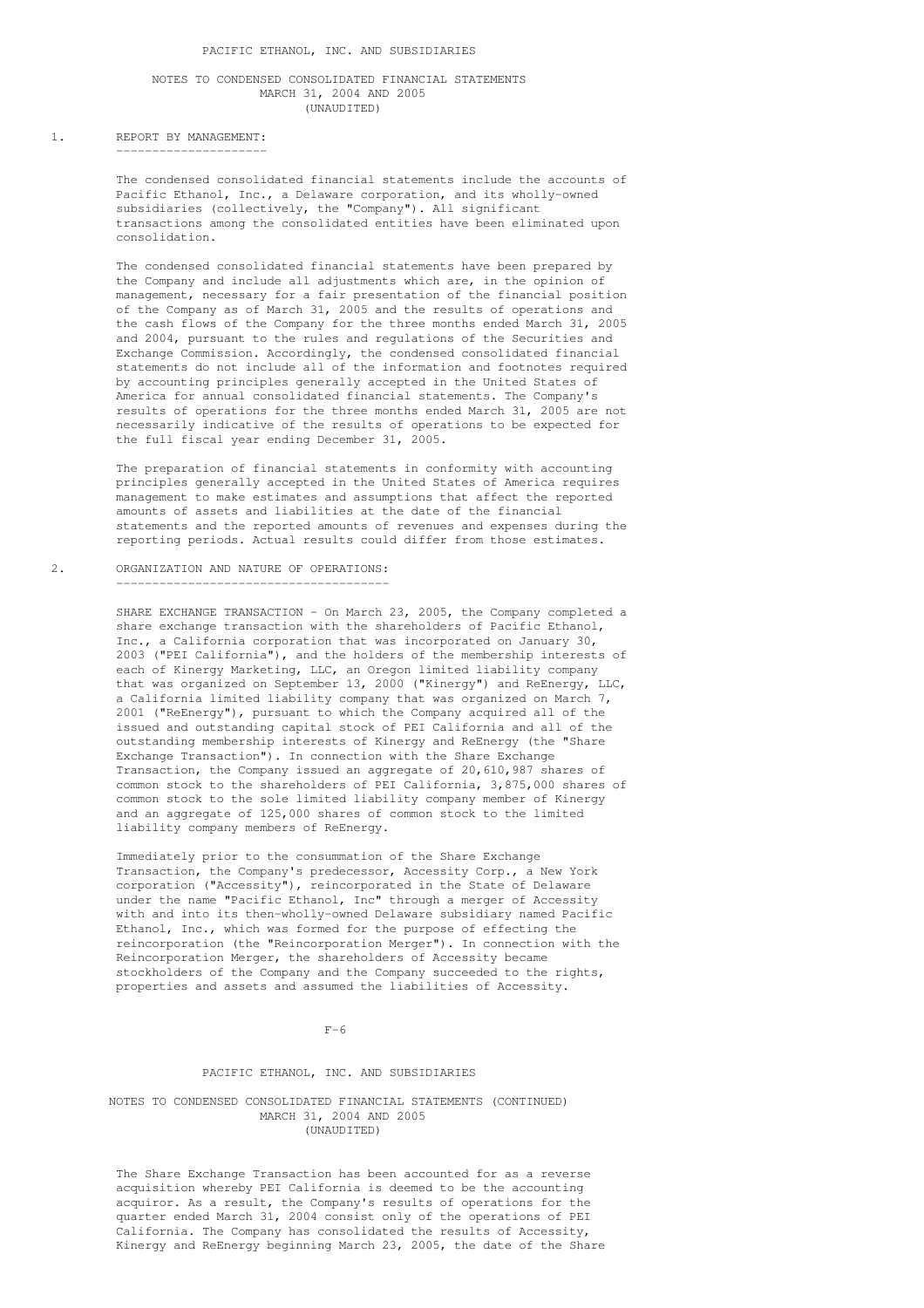PACIFIC ETHANOL, INC. AND SUBSIDIARIES

NOTES TO CONDENSED CONSOLIDATED FINANCIAL STATEMENTS
MARCH 31, 2004 AND 2005
(UNAUDITED)

## 1. REPORT BY MANAGEMENT:

The condensed consolidated financial statements include the accounts of Pacific Ethanol, Inc., a Delaware corporation, and its wholly-owned subsidiaries (collectively, the "Company"). All significant transactions among the consolidated entities have been eliminated upon consolidation.

The condensed consolidated financial statements have been prepared by the Company and include all adjustments which are, in the opinion of management, necessary for a fair presentation of the financial position of the Company as of March 31, 2005 and the results of operations and the cash flows of the Company for the three months ended March 31, 2005 and 2004, pursuant to the rules and regulations of the Securities and Exchange Commission. Accordingly, the condensed consolidated financial statements do not include all of the information and footnotes required by accounting principles generally accepted in the United States of America for annual consolidated financial statements. The Company's results of operations for the three months ended March 31, 2005 are not necessarily indicative of the results of operations to be expected for the full fiscal year ending December 31, 2005.

The preparation of financial statements in conformity with accounting principles generally accepted in the United States of America requires management to make estimates and assumptions that affect the reported amounts of assets and liabilities at the date of the financial statements and the reported amounts of revenues and expenses during the reporting periods. Actual results could differ from those estimates.

## 2. ORGANIZATION AND NATURE OF OPERATIONS:

SHARE EXCHANGE TRANSACTION - On March 23, 2005, the Company completed a share exchange transaction with the shareholders of Pacific Ethanol, Inc., a California corporation that was incorporated on January 30, 2003 ("PEI California"), and the holders of the membership interests of each of Kinergy Marketing, LLC, an Oregon limited liability company that was organized on September 13, 2000 ("Kinergy") and ReEnergy, LLC, a California limited liability company that was organized on March 7, 2001 ("ReEnergy"), pursuant to which the Company acquired all of the issued and outstanding capital stock of PEI California and all of the outstanding membership interests of Kinergy and ReEnergy (the "Share Exchange Transaction"). In connection with the Share Exchange Transaction, the Company issued an aggregate of 20,610,987 shares of common stock to the shareholders of PEI California, 3,875,000 shares of common stock to the sole limited liability company member of Kinergy and an aggregate of 125,000 shares of common stock to the limited liability company members of ReEnergy.

Immediately prior to the consummation of the Share Exchange Transaction, the Company's predecessor, Accessity Corp., a New York corporation ("Accessity"), reincorporated in the State of Delaware under the name "Pacific Ethanol, Inc" through a merger of Accessity with and into its then-wholly-owned Delaware subsidiary named Pacific Ethanol, Inc., which was formed for the purpose of effecting the reincorporation (the "Reincorporation Merger"). In connection with the Reincorporation Merger, the shareholders of Accessity became stockholders of the Company and the Company succeeded to the rights, properties and assets and assumed the liabilities of Accessity.

PACIFIC ETHANOL, INC. AND SUBSIDIARIES

NOTES TO CONDENSED CONSOLIDATED FINANCIAL STATEMENTS (CONTINUED)
MARCH 31, 2004 AND 2005
(UNAUDITED)

The Share Exchange Transaction has been accounted for as a reverse acquisition whereby PEI California is deemed to be the accounting acquiror. As a result, the Company's results of operations for the quarter ended March 31, 2004 consist only of the operations of PEI California. The Company has consolidated the results of Accessity, Kinergy and ReEnergy beginning March 23, 2005, the date of the Share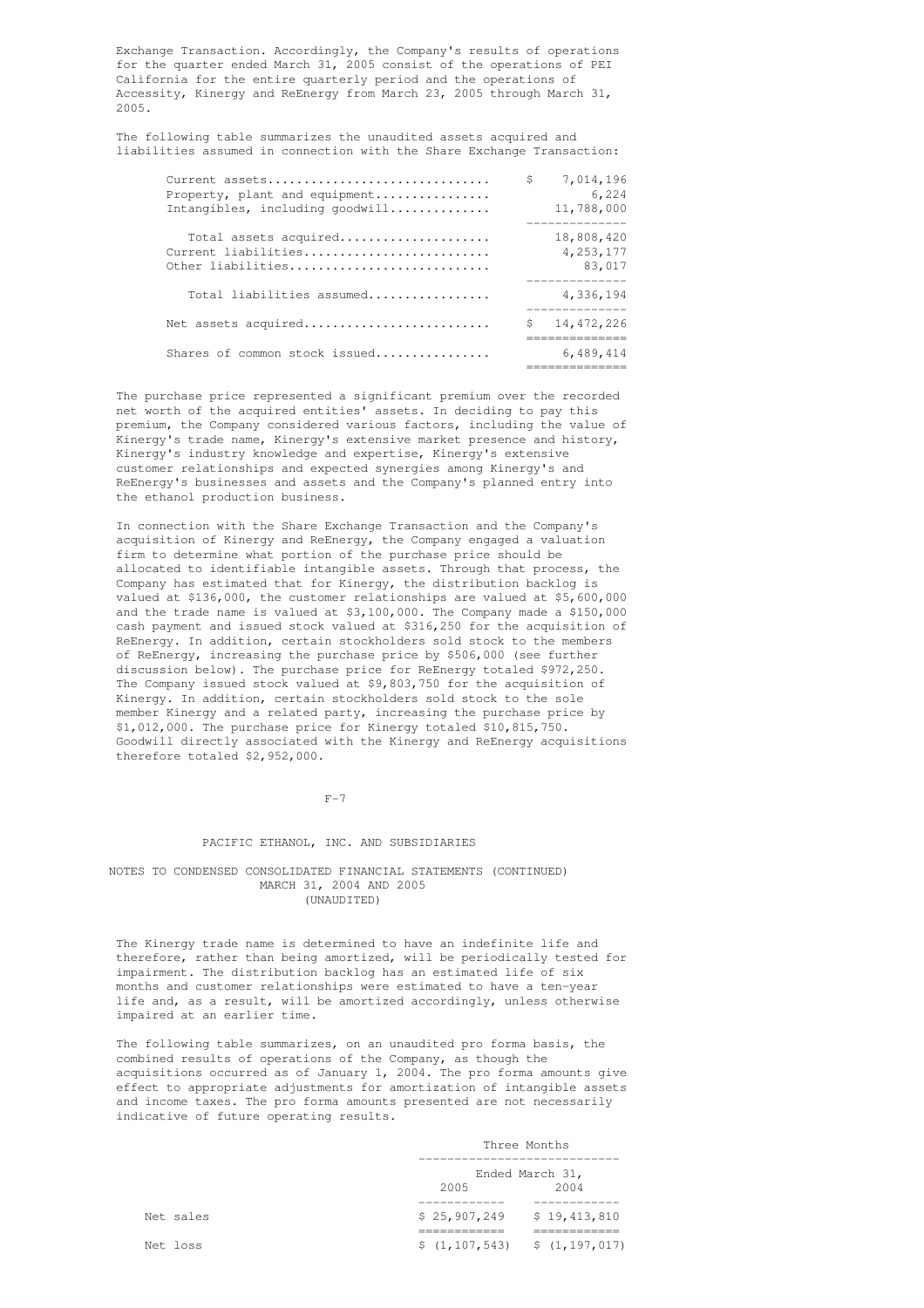Exchange Transaction. Accordingly, the Company's results of operations for the quarter ended March 31, 2005 consist of the operations of PEI California for the entire quarterly period and the operations of Accessity, Kinergy and ReEnergy from March 23, 2005 through March 31, 2005.

The following table summarizes the unaudited assets acquired and liabilities assumed in connection with the Share Exchange Transaction:

| | |
|---|---|
| Current assets | $ 7,014,196 |
| Property, plant and equipment | 6,224 |
| Intangibles, including goodwill | 11,788,000 |
| Total assets acquired | 18,808,420 |
| Current liabilities | 4,253,177 |
| Other liabilities | 83,017 |
| Total liabilities assumed | 4,336,194 |
| Net assets acquired | $ 14,472,226 |
| Shares of common stock issued | 6,489,414 |

The purchase price represented a significant premium over the recorded net worth of the acquired entities' assets. In deciding to pay this premium, the Company considered various factors, including the value of Kinergy's trade name, Kinergy's extensive market presence and history, Kinergy's industry knowledge and expertise, Kinergy's extensive customer relationships and expected synergies among Kinergy's and ReEnergy's businesses and assets and the Company's planned entry into the ethanol production business.

In connection with the Share Exchange Transaction and the Company's acquisition of Kinergy and ReEnergy, the Company engaged a valuation firm to determine what portion of the purchase price should be allocated to identifiable intangible assets. Through that process, the Company has estimated that for Kinergy, the distribution backlog is valued at $136,000, the customer relationships are valued at $5,600,000 and the trade name is valued at $3,100,000. The Company made a $150,000 cash payment and issued stock valued at $316,250 for the acquisition of ReEnergy. In addition, certain stockholders sold stock to the members of ReEnergy, increasing the purchase price by $506,000 (see further discussion below). The purchase price for ReEnergy totaled $972,250. The Company issued stock valued at $9,803,750 for the acquisition of Kinergy. In addition, certain stockholders sold stock to the sole member Kinergy and a related party, increasing the purchase price by $1,012,000. The purchase price for Kinergy totaled $10,815,750. Goodwill directly associated with the Kinergy and ReEnergy acquisitions therefore totaled $2,952,000.

PACIFIC ETHANOL, INC. AND SUBSIDIARIES

NOTES TO CONDENSED CONSOLIDATED FINANCIAL STATEMENTS (CONTINUED)
MARCH 31, 2004 AND 2005
(UNAUDITED)

The Kinergy trade name is determined to have an indefinite life and therefore, rather than being amortized, will be periodically tested for impairment. The distribution backlog has an estimated life of six months and customer relationships were estimated to have a ten-year life and, as a result, will be amortized accordingly, unless otherwise impaired at an earlier time.

The following table summarizes, on an unaudited pro forma basis, the combined results of operations of the Company, as though the acquisitions occurred as of January 1, 2004. The pro forma amounts give effect to appropriate adjustments for amortization of intangible assets and income taxes. The pro forma amounts presented are not necessarily indicative of future operating results.

| | Three Months Ended March 31, | |
|---|---|---|
| | 2005 | 2004 |
| Net sales | $ 25,907,249 | $ 19,413,810 |
| Net loss | $ (1,107,543) | $ (1,197,017) |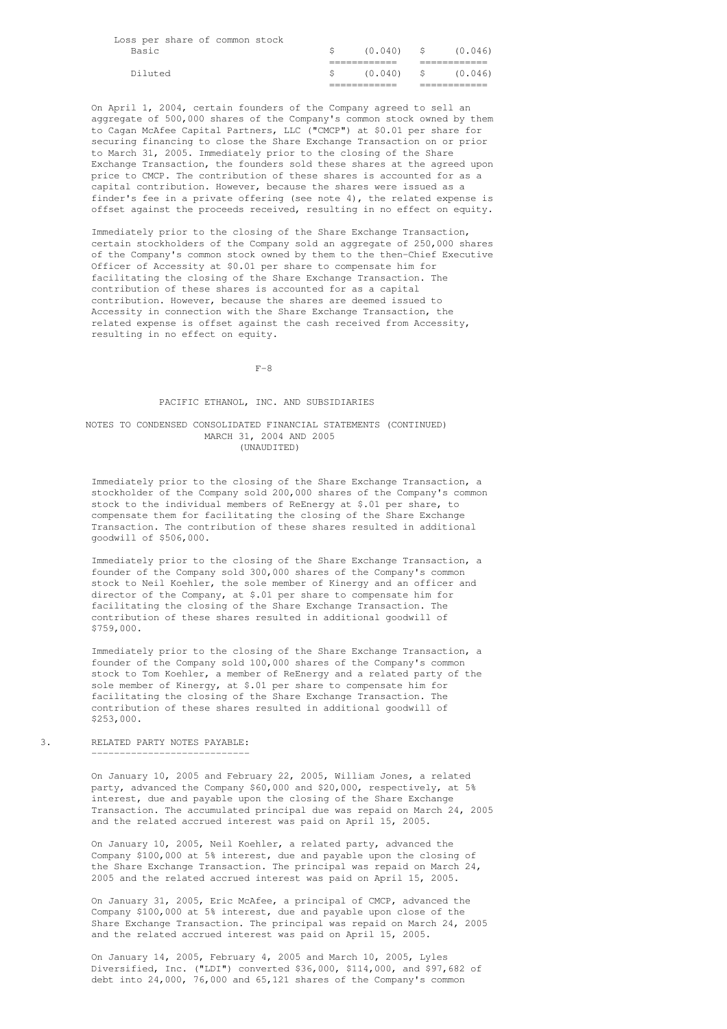| Loss per share of common stock | | |
|---|---|---|
| Basic | $ (0.040) | $ (0.046) |
| Diluted | $ (0.040) | $ (0.046) |

On April 1, 2004, certain founders of the Company agreed to sell an aggregate of 500,000 shares of the Company's common stock owned by them to Cagan McAfee Capital Partners, LLC ("CMCP") at $0.01 per share for securing financing to close the Share Exchange Transaction on or prior to March 31, 2005. Immediately prior to the closing of the Share Exchange Transaction, the founders sold these shares at the agreed upon price to CMCP. The contribution of these shares is accounted for as a capital contribution. However, because the shares were issued as a finder's fee in a private offering (see note 4), the related expense is offset against the proceeds received, resulting in no effect on equity.

Immediately prior to the closing of the Share Exchange Transaction, certain stockholders of the Company sold an aggregate of 250,000 shares of the Company's common stock owned by them to the then-Chief Executive Officer of Accessity at $0.01 per share to compensate him for facilitating the closing of the Share Exchange Transaction. The contribution of these shares is accounted for as a capital contribution. However, because the shares are deemed issued to Accessity in connection with the Share Exchange Transaction, the related expense is offset against the cash received from Accessity, resulting in no effect on equity.

PACIFIC ETHANOL, INC. AND SUBSIDIARIES

NOTES TO CONDENSED CONSOLIDATED FINANCIAL STATEMENTS (CONTINUED)
MARCH 31, 2004 AND 2005
(UNAUDITED)

Immediately prior to the closing of the Share Exchange Transaction, a stockholder of the Company sold 200,000 shares of the Company's common stock to the individual members of ReEnergy at $.01 per share, to compensate them for facilitating the closing of the Share Exchange Transaction. The contribution of these shares resulted in additional goodwill of $506,000.

Immediately prior to the closing of the Share Exchange Transaction, a founder of the Company sold 300,000 shares of the Company's common stock to Neil Koehler, the sole member of Kinergy and an officer and director of the Company, at $.01 per share to compensate him for facilitating the closing of the Share Exchange Transaction. The contribution of these shares resulted in additional goodwill of $759,000.

Immediately prior to the closing of the Share Exchange Transaction, a founder of the Company sold 100,000 shares of the Company's common stock to Tom Koehler, a member of ReEnergy and a related party of the sole member of Kinergy, at $.01 per share to compensate him for facilitating the closing of the Share Exchange Transaction. The contribution of these shares resulted in additional goodwill of $253,000.

## 3. RELATED PARTY NOTES PAYABLE:

On January 10, 2005 and February 22, 2005, William Jones, a related party, advanced the Company $60,000 and $20,000, respectively, at 5% interest, due and payable upon the closing of the Share Exchange Transaction. The accumulated principal due was repaid on March 24, 2005 and the related accrued interest was paid on April 15, 2005.

On January 10, 2005, Neil Koehler, a related party, advanced the Company $100,000 at 5% interest, due and payable upon the closing of the Share Exchange Transaction. The principal was repaid on March 24, 2005 and the related accrued interest was paid on April 15, 2005.

On January 31, 2005, Eric McAfee, a principal of CMCP, advanced the Company $100,000 at 5% interest, due and payable upon close of the Share Exchange Transaction. The principal was repaid on March 24, 2005 and the related accrued interest was paid on April 15, 2005.

On January 14, 2005, February 4, 2005 and March 10, 2005, Lyles Diversified, Inc. ("LDI") converted $36,000, $114,000, and $97,682 of debt into 24,000, 76,000 and 65,121 shares of the Company's common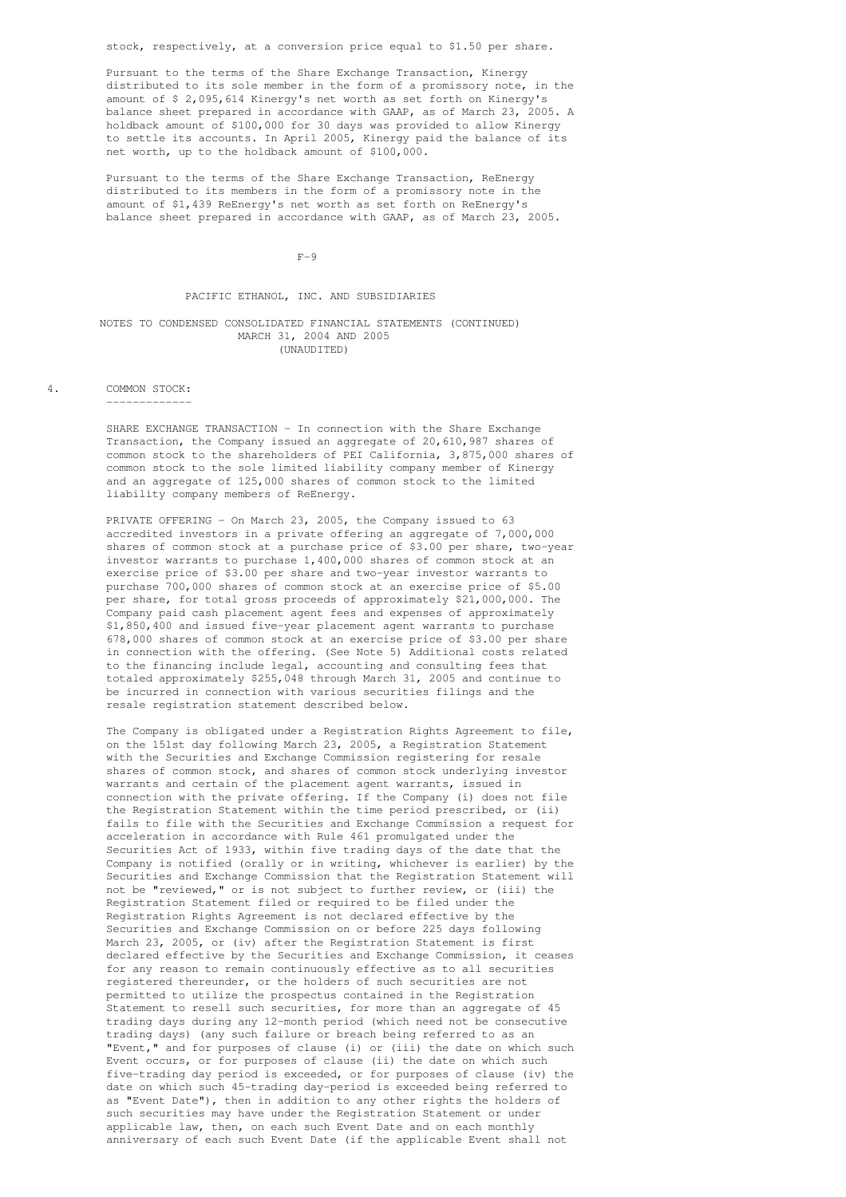stock, respectively, at a conversion price equal to $1.50 per share.

Pursuant to the terms of the Share Exchange Transaction, Kinergy distributed to its sole member in the form of a promissory note, in the amount of $ 2,095,614 Kinergy's net worth as set forth on Kinergy's balance sheet prepared in accordance with GAAP, as of March 23, 2005. A holdback amount of $100,000 for 30 days was provided to allow Kinergy to settle its accounts. In April 2005, Kinergy paid the balance of its net worth, up to the holdback amount of $100,000.

Pursuant to the terms of the Share Exchange Transaction, ReEnergy distributed to its members in the form of a promissory note in the amount of $1,439 ReEnergy's net worth as set forth on ReEnergy's balance sheet prepared in accordance with GAAP, as of March 23, 2005.

PACIFIC ETHANOL, INC. AND SUBSIDIARIES

NOTES TO CONDENSED CONSOLIDATED FINANCIAL STATEMENTS (CONTINUED)
MARCH 31, 2004 AND 2005
(UNAUDITED)

## 4. COMMON STOCK:

SHARE EXCHANGE TRANSACTION - In connection with the Share Exchange Transaction, the Company issued an aggregate of 20,610,987 shares of common stock to the shareholders of PEI California, 3,875,000 shares of common stock to the sole limited liability company member of Kinergy and an aggregate of 125,000 shares of common stock to the limited liability company members of ReEnergy.

PRIVATE OFFERING - On March 23, 2005, the Company issued to 63 accredited investors in a private offering an aggregate of 7,000,000 shares of common stock at a purchase price of $3.00 per share, two-year investor warrants to purchase 1,400,000 shares of common stock at an exercise price of $3.00 per share and two-year investor warrants to purchase 700,000 shares of common stock at an exercise price of $5.00 per share, for total gross proceeds of approximately $21,000,000. The Company paid cash placement agent fees and expenses of approximately $1,850,400 and issued five-year placement agent warrants to purchase 678,000 shares of common stock at an exercise price of $3.00 per share in connection with the offering. (See Note 5) Additional costs related to the financing include legal, accounting and consulting fees that totaled approximately $255,048 through March 31, 2005 and continue to be incurred in connection with various securities filings and the resale registration statement described below.

The Company is obligated under a Registration Rights Agreement to file, on the 151st day following March 23, 2005, a Registration Statement with the Securities and Exchange Commission registering for resale shares of common stock, and shares of common stock underlying investor warrants and certain of the placement agent warrants, issued in connection with the private offering. If the Company (i) does not file the Registration Statement within the time period prescribed, or (ii) fails to file with the Securities and Exchange Commission a request for acceleration in accordance with Rule 461 promulgated under the Securities Act of 1933, within five trading days of the date that the Company is notified (orally or in writing, whichever is earlier) by the Securities and Exchange Commission that the Registration Statement will not be "reviewed," or is not subject to further review, or (iii) the Registration Statement filed or required to be filed under the Registration Rights Agreement is not declared effective by the Securities and Exchange Commission on or before 225 days following March 23, 2005, or (iv) after the Registration Statement is first declared effective by the Securities and Exchange Commission, it ceases for any reason to remain continuously effective as to all securities registered thereunder, or the holders of such securities are not permitted to utilize the prospectus contained in the Registration Statement to resell such securities, for more than an aggregate of 45 trading days during any 12-month period (which need not be consecutive trading days) (any such failure or breach being referred to as an "Event," and for purposes of clause (i) or (iii) the date on which such Event occurs, or for purposes of clause (ii) the date on which such five-trading day period is exceeded, or for purposes of clause (iv) the date on which such 45-trading day-period is exceeded being referred to as "Event Date"), then in addition to any other rights the holders of such securities may have under the Registration Statement or under applicable law, then, on each such Event Date and on each monthly anniversary of each such Event Date (if the applicable Event shall not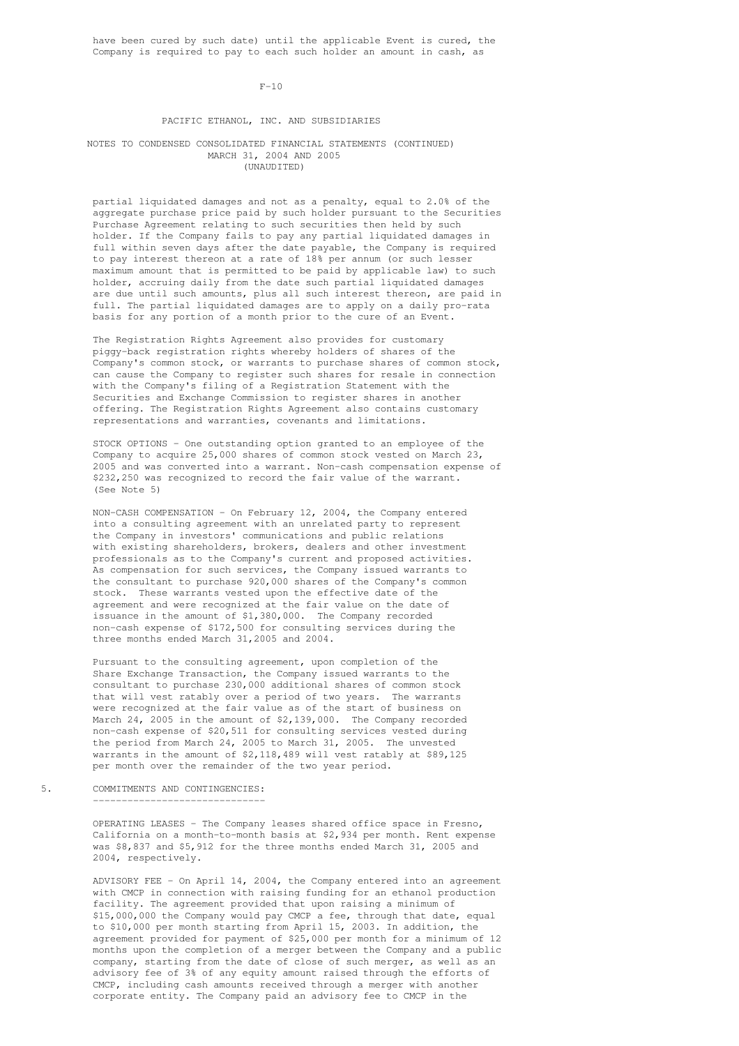have been cured by such date) until the applicable Event is cured, the Company is required to pay to each such holder an amount in cash, as

partial liquidated damages and not as a penalty, equal to 2.0% of the aggregate purchase price paid by such holder pursuant to the Securities Purchase Agreement relating to such securities then held by such holder. If the Company fails to pay any partial liquidated damages in full within seven days after the date payable, the Company is required to pay interest thereon at a rate of 18% per annum (or such lesser maximum amount that is permitted to be paid by applicable law) to such holder, accruing daily from the date such partial liquidated damages are due until such amounts, plus all such interest thereon, are paid in full. The partial liquidated damages are to apply on a daily pro-rata basis for any portion of a month prior to the cure of an Event.

The Registration Rights Agreement also provides for customary piggy-back registration rights whereby holders of shares of the Company's common stock, or warrants to purchase shares of common stock, can cause the Company to register such shares for resale in connection with the Company's filing of a Registration Statement with the Securities and Exchange Commission to register shares in another offering. The Registration Rights Agreement also contains customary representations and warranties, covenants and limitations.

STOCK OPTIONS - One outstanding option granted to an employee of the Company to acquire 25,000 shares of common stock vested on March 23, 2005 and was converted into a warrant. Non-cash compensation expense of $232,250 was recognized to record the fair value of the warrant. (See Note 5)

NON-CASH COMPENSATION - On February 12, 2004, the Company entered into a consulting agreement with an unrelated party to represent the Company in investors' communications and public relations with existing shareholders, brokers, dealers and other investment professionals as to the Company's current and proposed activities. As compensation for such services, the Company issued warrants to the consultant to purchase 920,000 shares of the Company's common stock. These warrants vested upon the effective date of the agreement and were recognized at the fair value on the date of issuance in the amount of $1,380,000. The Company recorded non-cash expense of $172,500 for consulting services during the three months ended March 31,2005 and 2004.

Pursuant to the consulting agreement, upon completion of the Share Exchange Transaction, the Company issued warrants to the consultant to purchase 230,000 additional shares of common stock that will vest ratably over a period of two years. The warrants were recognized at the fair value as of the start of business on March 24, 2005 in the amount of $2,139,000. The Company recorded non-cash expense of $20,511 for consulting services vested during the period from March 24, 2005 to March 31, 2005. The unvested warrants in the amount of $2,118,489 will vest ratably at $89,125 per month over the remainder of the two year period.

## 5. COMMITMENTS AND CONTINGENCIES:

OPERATING LEASES - The Company leases shared office space in Fresno, California on a month-to-month basis at $2,934 per month. Rent expense was $8,837 and $5,912 for the three months ended March 31, 2005 and 2004, respectively.

ADVISORY FEE - On April 14, 2004, the Company entered into an agreement with CMCP in connection with raising funding for an ethanol production facility. The agreement provided that upon raising a minimum of $15,000,000 the Company would pay CMCP a fee, through that date, equal to $10,000 per month starting from April 15, 2003. In addition, the agreement provided for payment of $25,000 per month for a minimum of 12 months upon the completion of a merger between the Company and a public company, starting from the date of close of such merger, as well as an advisory fee of 3% of any equity amount raised through the efforts of CMCP, including cash amounts received through a merger with another corporate entity. The Company paid an advisory fee to CMCP in the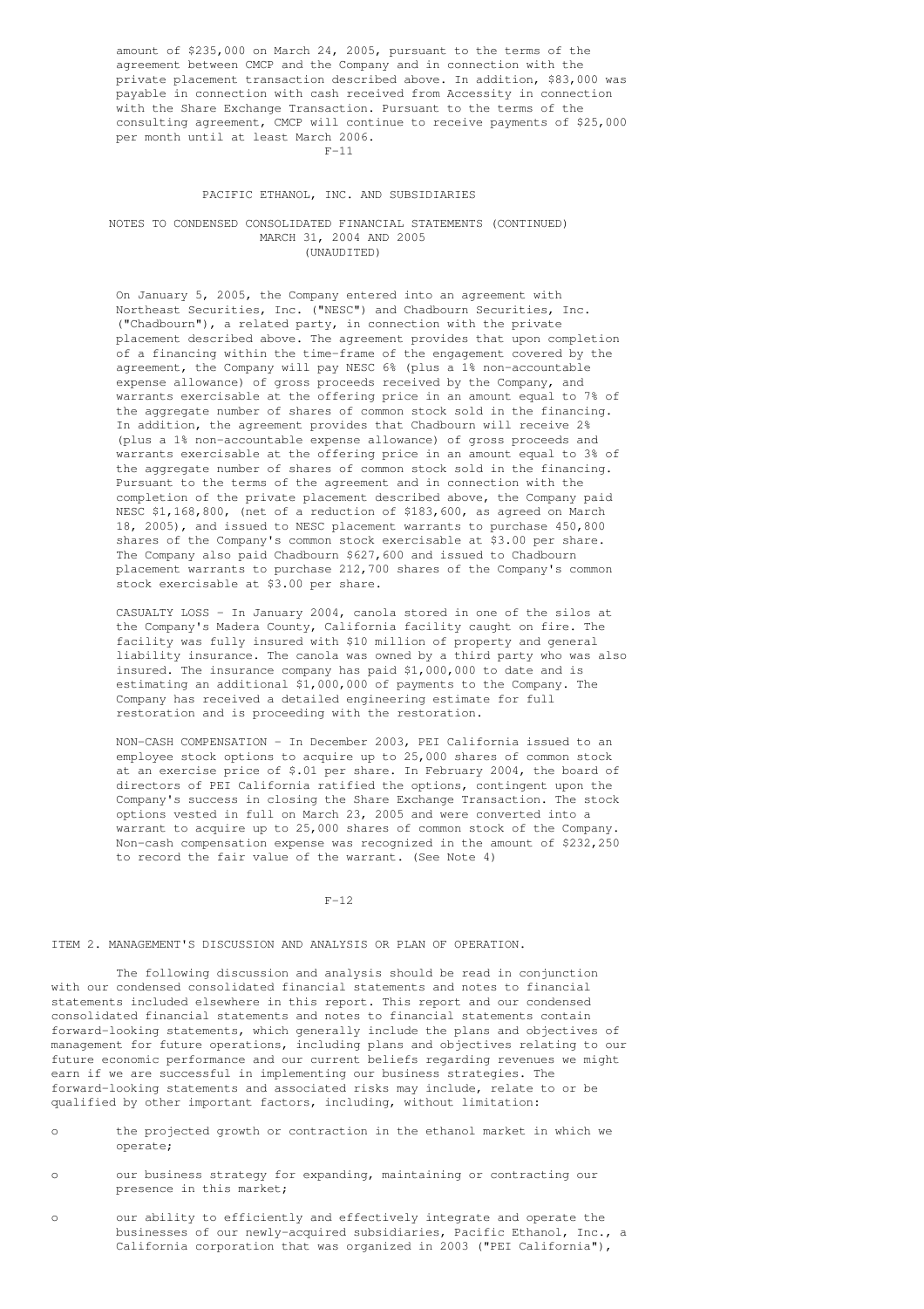amount of $235,000 on March 24, 2005, pursuant to the terms of the agreement between CMCP and the Company and in connection with the private placement transaction described above. In addition, $83,000 was payable in connection with cash received from Accessity in connection with the Share Exchange Transaction. Pursuant to the terms of the consulting agreement, CMCP will continue to receive payments of $25,000 per month until at least March 2006.

PACIFIC ETHANOL, INC. AND SUBSIDIARIES

NOTES TO CONDENSED CONSOLIDATED FINANCIAL STATEMENTS (CONTINUED)
MARCH 31, 2004 AND 2005
(UNAUDITED)

On January 5, 2005, the Company entered into an agreement with Northeast Securities, Inc. ("NESC") and Chadbourn Securities, Inc. ("Chadbourn"), a related party, in connection with the private placement described above. The agreement provides that upon completion of a financing within the time-frame of the engagement covered by the agreement, the Company will pay NESC 6% (plus a 1% non-accountable expense allowance) of gross proceeds received by the Company, and warrants exercisable at the offering price in an amount equal to 7% of the aggregate number of shares of common stock sold in the financing. In addition, the agreement provides that Chadbourn will receive 2% (plus a 1% non-accountable expense allowance) of gross proceeds and warrants exercisable at the offering price in an amount equal to 3% of the aggregate number of shares of common stock sold in the financing. Pursuant to the terms of the agreement and in connection with the completion of the private placement described above, the Company paid NESC $1,168,800, (net of a reduction of $183,600, as agreed on March 18, 2005), and issued to NESC placement warrants to purchase 450,800 shares of the Company's common stock exercisable at $3.00 per share. The Company also paid Chadbourn $627,600 and issued to Chadbourn placement warrants to purchase 212,700 shares of the Company's common stock exercisable at $3.00 per share.

CASUALTY LOSS - In January 2004, canola stored in one of the silos at the Company's Madera County, California facility caught on fire. The facility was fully insured with $10 million of property and general liability insurance. The canola was owned by a third party who was also insured. The insurance company has paid $1,000,000 to date and is estimating an additional $1,000,000 of payments to the Company. The Company has received a detailed engineering estimate for full restoration and is proceeding with the restoration.

NON-CASH COMPENSATION - In December 2003, PEI California issued to an employee stock options to acquire up to 25,000 shares of common stock at an exercise price of $.01 per share. In February 2004, the board of directors of PEI California ratified the options, contingent upon the Company's success in closing the Share Exchange Transaction. The stock options vested in full on March 23, 2005 and were converted into a warrant to acquire up to 25,000 shares of common stock of the Company. Non-cash compensation expense was recognized in the amount of $232,250 to record the fair value of the warrant. (See Note 4)

## ITEM 2. MANAGEMENT'S DISCUSSION AND ANALYSIS OR PLAN OF OPERATION.

The following discussion and analysis should be read in conjunction with our condensed consolidated financial statements and notes to financial statements included elsewhere in this report. This report and our condensed consolidated financial statements and notes to financial statements contain forward-looking statements, which generally include the plans and objectives of management for future operations, including plans and objectives relating to our future economic performance and our current beliefs regarding revenues we might earn if we are successful in implementing our business strategies. The forward-looking statements and associated risks may include, relate to or be qualified by other important factors, including, without limitation:

- the projected growth or contraction in the ethanol market in which we operate;
- our business strategy for expanding, maintaining or contracting our presence in this market;
- our ability to efficiently and effectively integrate and operate the businesses of our newly-acquired subsidiaries, Pacific Ethanol, Inc., a California corporation that was organized in 2003 ("PEI California"),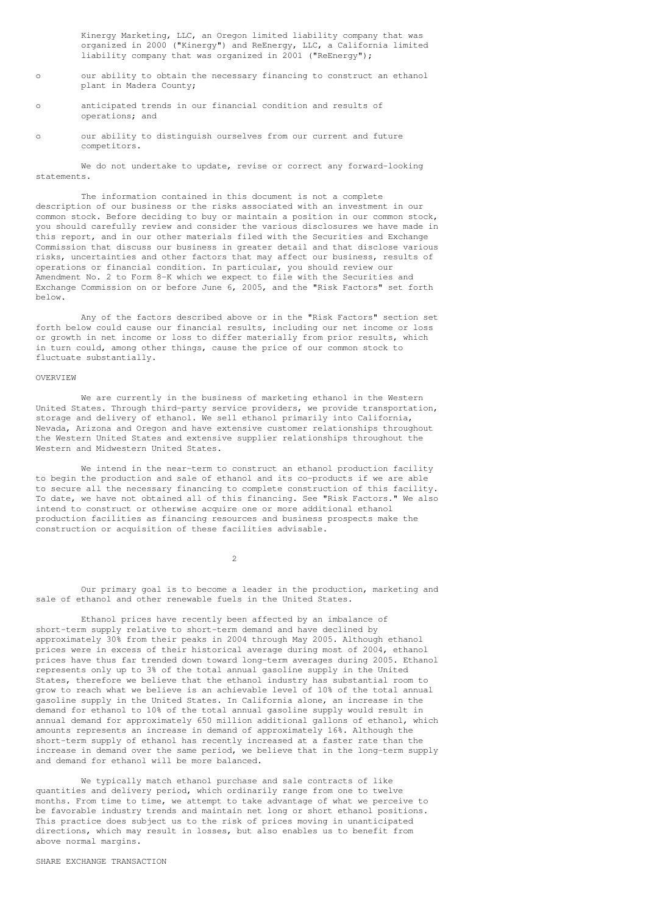Kinergy Marketing, LLC, an Oregon limited liability company that was organized in 2000 ("Kinergy") and ReEnergy, LLC, a California limited liability company that was organized in 2001 ("ReEnergy");

- our ability to obtain the necessary financing to construct an ethanol plant in Madera County;
- anticipated trends in our financial condition and results of operations; and
- our ability to distinguish ourselves from our current and future competitors.

We do not undertake to update, revise or correct any forward-looking statements.

The information contained in this document is not a complete description of our business or the risks associated with an investment in our common stock. Before deciding to buy or maintain a position in our common stock, you should carefully review and consider the various disclosures we have made in this report, and in our other materials filed with the Securities and Exchange Commission that discuss our business in greater detail and that disclose various risks, uncertainties and other factors that may affect our business, results of operations or financial condition. In particular, you should review our Amendment No. 2 to Form 8-K which we expect to file with the Securities and Exchange Commission on or before June 6, 2005, and the "Risk Factors" set forth below.

Any of the factors described above or in the "Risk Factors" section set forth below could cause our financial results, including our net income or loss or growth in net income or loss to differ materially from prior results, which in turn could, among other things, cause the price of our common stock to fluctuate substantially.

## OVERVIEW

We are currently in the business of marketing ethanol in the Western United States. Through third-party service providers, we provide transportation, storage and delivery of ethanol. We sell ethanol primarily into California, Nevada, Arizona and Oregon and have extensive customer relationships throughout the Western United States and extensive supplier relationships throughout the Western and Midwestern United States.

We intend in the near-term to construct an ethanol production facility to begin the production and sale of ethanol and its co-products if we are able to secure all the necessary financing to complete construction of this facility. To date, we have not obtained all of this financing. See "Risk Factors." We also intend to construct or otherwise acquire one or more additional ethanol production facilities as financing resources and business prospects make the construction or acquisition of these facilities advisable.

Our primary goal is to become a leader in the production, marketing and sale of ethanol and other renewable fuels in the United States.

Ethanol prices have recently been affected by an imbalance of short-term supply relative to short-term demand and have declined by approximately 30% from their peaks in 2004 through May 2005. Although ethanol prices were in excess of their historical average during most of 2004, ethanol prices have thus far trended down toward long-term averages during 2005. Ethanol represents only up to 3% of the total annual gasoline supply in the United States, therefore we believe that the ethanol industry has substantial room to grow to reach what we believe is an achievable level of 10% of the total annual gasoline supply in the United States. In California alone, an increase in the demand for ethanol to 10% of the total annual gasoline supply would result in annual demand for approximately 650 million additional gallons of ethanol, which amounts represents an increase in demand of approximately 16%. Although the short-term supply of ethanol has recently increased at a faster rate than the increase in demand over the same period, we believe that in the long-term supply and demand for ethanol will be more balanced.

We typically match ethanol purchase and sale contracts of like quantities and delivery period, which ordinarily range from one to twelve months. From time to time, we attempt to take advantage of what we perceive to be favorable industry trends and maintain net long or short ethanol positions. This practice does subject us to the risk of prices moving in unanticipated directions, which may result in losses, but also enables us to benefit from above normal margins.

## SHARE EXCHANGE TRANSACTION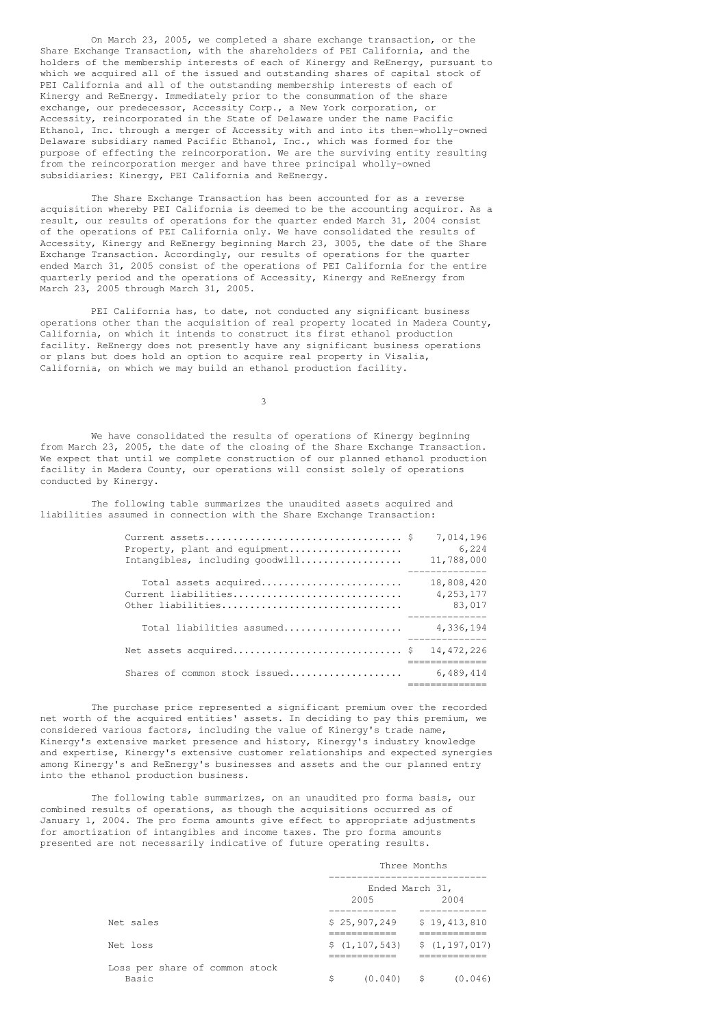On March 23, 2005, we completed a share exchange transaction, or the Share Exchange Transaction, with the shareholders of PEI California, and the holders of the membership interests of each of Kinergy and ReEnergy, pursuant to which we acquired all of the issued and outstanding shares of capital stock of PEI California and all of the outstanding membership interests of each of Kinergy and ReEnergy. Immediately prior to the consummation of the share exchange, our predecessor, Accessity Corp., a New York corporation, or Accessity, reincorporated in the State of Delaware under the name Pacific Ethanol, Inc. through a merger of Accessity with and into its then-wholly-owned Delaware subsidiary named Pacific Ethanol, Inc., which was formed for the purpose of effecting the reincorporation. We are the surviving entity resulting from the reincorporation merger and have three principal wholly-owned subsidiaries: Kinergy, PEI California and ReEnergy.

The Share Exchange Transaction has been accounted for as a reverse acquisition whereby PEI California is deemed to be the accounting acquiror. As a result, our results of operations for the quarter ended March 31, 2004 consist of the operations of PEI California only. We have consolidated the results of Accessity, Kinergy and ReEnergy beginning March 23, 3005, the date of the Share Exchange Transaction. Accordingly, our results of operations for the quarter ended March 31, 2005 consist of the operations of PEI California for the entire quarterly period and the operations of Accessity, Kinergy and ReEnergy from March 23, 2005 through March 31, 2005.

PEI California has, to date, not conducted any significant business operations other than the acquisition of real property located in Madera County, California, on which it intends to construct its first ethanol production facility. ReEnergy does not presently have any significant business operations or plans but does hold an option to acquire real property in Visalia, California, on which we may build an ethanol production facility.

We have consolidated the results of operations of Kinergy beginning from March 23, 2005, the date of the closing of the Share Exchange Transaction. We expect that until we complete construction of our planned ethanol production facility in Madera County, our operations will consist solely of operations conducted by Kinergy.

The following table summarizes the unaudited assets acquired and liabilities assumed in connection with the Share Exchange Transaction:

| | |
|---|---|
| Current assets | $ 7,014,196 |
| Property, plant and equipment | 6,224 |
| Intangibles, including goodwill | 11,788,000 |
| Total assets acquired | 18,808,420 |
| Current liabilities | 4,253,177 |
| Other liabilities | 83,017 |
| Total liabilities assumed | 4,336,194 |
| Net assets acquired | $ 14,472,226 |
| Shares of common stock issued | 6,489,414 |

The purchase price represented a significant premium over the recorded net worth of the acquired entities' assets. In deciding to pay this premium, we considered various factors, including the value of Kinergy's trade name, Kinergy's extensive market presence and history, Kinergy's industry knowledge and expertise, Kinergy's extensive customer relationships and expected synergies among Kinergy's and ReEnergy's businesses and assets and the our planned entry into the ethanol production business.

The following table summarizes, on an unaudited pro forma basis, our combined results of operations, as though the acquisitions occurred as of January 1, 2004. The pro forma amounts give effect to appropriate adjustments for amortization of intangibles and income taxes. The pro forma amounts presented are not necessarily indicative of future operating results.

| | Three Months Ended March 31, | |
|---|---|---|
| | 2005 | 2004 |
| Net sales | $ 25,907,249 | $ 19,413,810 |
| Net loss | $ (1,107,543) | $ (1,197,017) |
| Loss per share of common stock | | |
| Basic | $ (0.040) | $ (0.046) |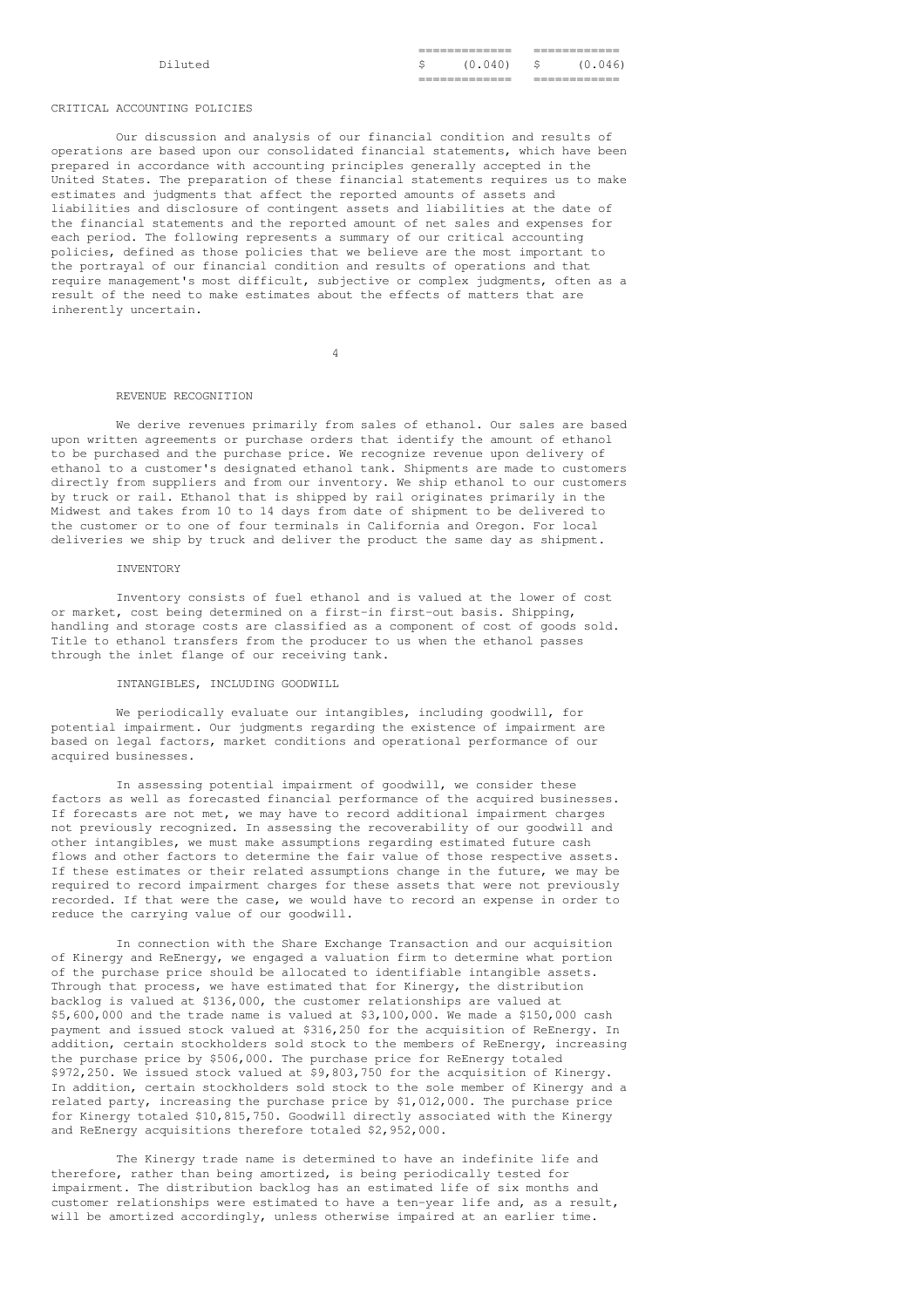| | | |
|---|---|---|
| Diluted | $ (0.040) | $ (0.046) |

CRITICAL ACCOUNTING POLICIES

Our discussion and analysis of our financial condition and results of operations are based upon our consolidated financial statements, which have been prepared in accordance with accounting principles generally accepted in the United States. The preparation of these financial statements requires us to make estimates and judgments that affect the reported amounts of assets and liabilities and disclosure of contingent assets and liabilities at the date of the financial statements and the reported amount of net sales and expenses for each period. The following represents a summary of our critical accounting policies, defined as those policies that we believe are the most important to the portrayal of our financial condition and results of operations and that require management's most difficult, subjective or complex judgments, often as a result of the need to make estimates about the effects of matters that are inherently uncertain.

REVENUE RECOGNITION

We derive revenues primarily from sales of ethanol. Our sales are based upon written agreements or purchase orders that identify the amount of ethanol to be purchased and the purchase price. We recognize revenue upon delivery of ethanol to a customer's designated ethanol tank. Shipments are made to customers directly from suppliers and from our inventory. We ship ethanol to our customers by truck or rail. Ethanol that is shipped by rail originates primarily in the Midwest and takes from 10 to 14 days from date of shipment to be delivered to the customer or to one of four terminals in California and Oregon. For local deliveries we ship by truck and deliver the product the same day as shipment.

INVENTORY

Inventory consists of fuel ethanol and is valued at the lower of cost or market, cost being determined on a first-in first-out basis. Shipping, handling and storage costs are classified as a component of cost of goods sold. Title to ethanol transfers from the producer to us when the ethanol passes through the inlet flange of our receiving tank.

INTANGIBLES, INCLUDING GOODWILL

We periodically evaluate our intangibles, including goodwill, for potential impairment. Our judgments regarding the existence of impairment are based on legal factors, market conditions and operational performance of our acquired businesses.

In assessing potential impairment of goodwill, we consider these factors as well as forecasted financial performance of the acquired businesses. If forecasts are not met, we may have to record additional impairment charges not previously recognized. In assessing the recoverability of our goodwill and other intangibles, we must make assumptions regarding estimated future cash flows and other factors to determine the fair value of those respective assets. If these estimates or their related assumptions change in the future, we may be required to record impairment charges for these assets that were not previously recorded. If that were the case, we would have to record an expense in order to reduce the carrying value of our goodwill.

In connection with the Share Exchange Transaction and our acquisition of Kinergy and ReEnergy, we engaged a valuation firm to determine what portion of the purchase price should be allocated to identifiable intangible assets. Through that process, we have estimated that for Kinergy, the distribution backlog is valued at $136,000, the customer relationships are valued at $5,600,000 and the trade name is valued at $3,100,000. We made a $150,000 cash payment and issued stock valued at $316,250 for the acquisition of ReEnergy. In addition, certain stockholders sold stock to the members of ReEnergy, increasing the purchase price by $506,000. The purchase price for ReEnergy totaled $972,250. We issued stock valued at $9,803,750 for the acquisition of Kinergy. In addition, certain stockholders sold stock to the sole member of Kinergy and a related party, increasing the purchase price by $1,012,000. The purchase price for Kinergy totaled $10,815,750. Goodwill directly associated with the Kinergy and ReEnergy acquisitions therefore totaled $2,952,000.

The Kinergy trade name is determined to have an indefinite life and therefore, rather than being amortized, is being periodically tested for impairment. The distribution backlog has an estimated life of six months and customer relationships were estimated to have a ten-year life and, as a result, will be amortized accordingly, unless otherwise impaired at an earlier time.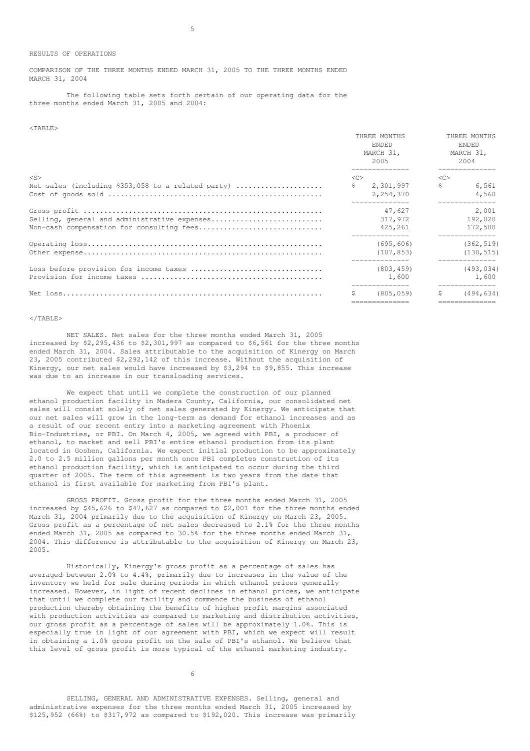RESULTS OF OPERATIONS

COMPARISON OF THE THREE MONTHS ENDED MARCH 31, 2005 TO THE THREE MONTHS ENDED MARCH 31, 2004

The following table sets forth certain of our operating data for the three months ended March 31, 2005 and 2004:

| | THREE MONTHS ENDED MARCH 31, 2005 | THREE MONTHS ENDED MARCH 31, 2004 |
|---|---|---|
| Net sales (including $353,058 to a related party) | $ 2,301,997 | $ 6,561 |
| Cost of goods sold | 2,254,370 | 4,560 |
| Gross profit | 47,627 | 2,001 |
| Selling, general and administrative expenses | 317,972 | 192,020 |
| Non-cash compensation for consulting fees | 425,261 | 172,500 |
| Operating loss | (695,606) | (362,519) |
| Other expense | (107,853) | (130,515) |
| Loss before provision for income taxes | (803,459) | (493,034) |
| Provision for income taxes | 1,600 | 1,600 |
| Net loss | $ (805,059) | $ (494,634) |

NET SALES. Net sales for the three months ended March 31, 2005 increased by $2,295,436 to $2,301,997 as compared to $6,561 for the three months ended March 31, 2004. Sales attributable to the acquisition of Kinergy on March 23, 2005 contributed $2,292,142 of this increase. Without the acquisition of Kinergy, our net sales would have increased by $3,294 to $9,855. This increase was due to an increase in our transloading services.

We expect that until we complete the construction of our planned ethanol production facility in Madera County, California, our consolidated net sales will consist solely of net sales generated by Kinergy. We anticipate that our net sales will grow in the long-term as demand for ethanol increases and as a result of our recent entry into a marketing agreement with Phoenix Bio-Industries, or PBI. On March 4, 2005, we agreed with PBI, a producer of ethanol, to market and sell PBI's entire ethanol production from its plant located in Goshen, California. We expect initial production to be approximately 2.0 to 2.5 million gallons per month once PBI completes construction of its ethanol production facility, which is anticipated to occur during the third quarter of 2005. The term of this agreement is two years from the date that ethanol is first available for marketing from PBI's plant.

GROSS PROFIT. Gross profit for the three months ended March 31, 2005 increased by $45,626 to $47,627 as compared to $2,001 for the three months ended March 31, 2004 primarily due to the acquisition of Kinergy on March 23, 2005. Gross profit as a percentage of net sales decreased to 2.1% for the three months ended March 31, 2005 as compared to 30.5% for the three months ended March 31, 2004. This difference is attributable to the acquisition of Kinergy on March 23, 2005.

Historically, Kinergy's gross profit as a percentage of sales has averaged between 2.0% to 4.4%, primarily due to increases in the value of the inventory we held for sale during periods in which ethanol prices generally increased. However, in light of recent declines in ethanol prices, we anticipate that until we complete our facility and commence the business of ethanol production thereby obtaining the benefits of higher profit margins associated with production activities as compared to marketing and distribution activities, our gross profit as a percentage of sales will be approximately 1.0%. This is especially true in light of our agreement with PBI, which we expect will result in obtaining a 1.0% gross profit on the sale of PBI's ethanol. We believe that this level of gross profit is more typical of the ethanol marketing industry.

SELLING, GENERAL AND ADMINISTRATIVE EXPENSES. Selling, general and administrative expenses for the three months ended March 31, 2005 increased by $125,952 (66%) to $317,972 as compared to $192,020. This increase was primarily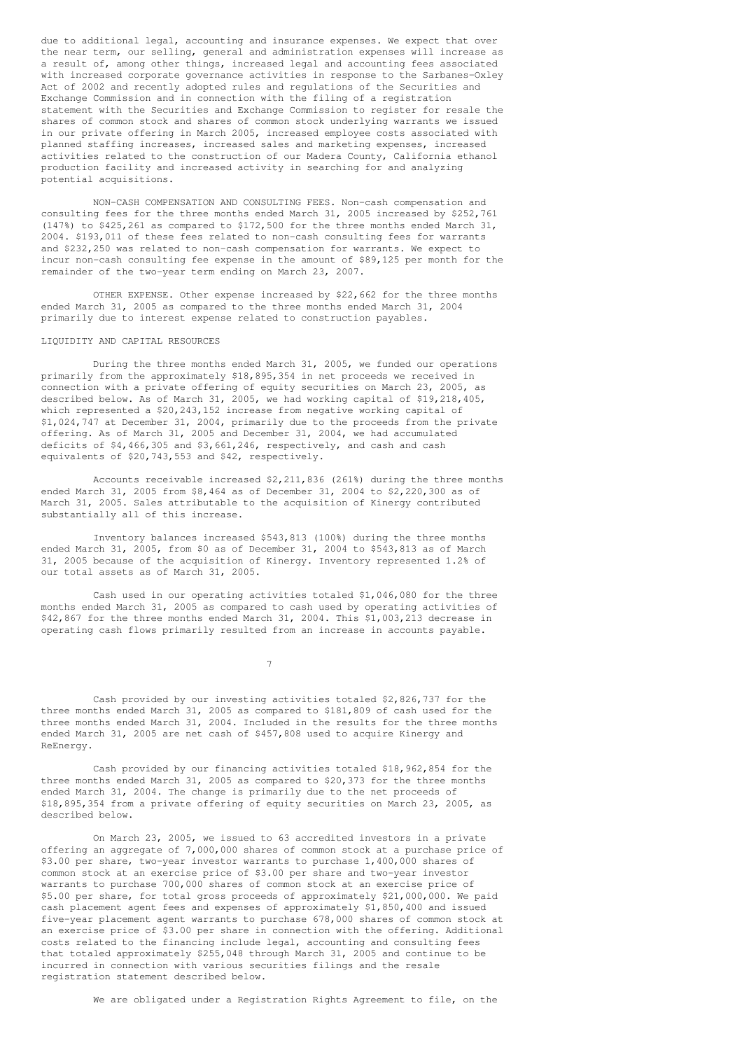due to additional legal, accounting and insurance expenses. We expect that over the near term, our selling, general and administration expenses will increase as a result of, among other things, increased legal and accounting fees associated with increased corporate governance activities in response to the Sarbanes-Oxley Act of 2002 and recently adopted rules and regulations of the Securities and Exchange Commission and in connection with the filing of a registration statement with the Securities and Exchange Commission to register for resale the shares of common stock and shares of common stock underlying warrants we issued in our private offering in March 2005, increased employee costs associated with planned staffing increases, increased sales and marketing expenses, increased activities related to the construction of our Madera County, California ethanol production facility and increased activity in searching for and analyzing potential acquisitions.

NON-CASH COMPENSATION AND CONSULTING FEES. Non-cash compensation and consulting fees for the three months ended March 31, 2005 increased by $252,761 (147%) to $425,261 as compared to $172,500 for the three months ended March 31, 2004. $193,011 of these fees related to non-cash consulting fees for warrants and $232,250 was related to non-cash compensation for warrants. We expect to incur non-cash consulting fee expense in the amount of $89,125 per month for the remainder of the two-year term ending on March 23, 2007.

OTHER EXPENSE. Other expense increased by $22,662 for the three months ended March 31, 2005 as compared to the three months ended March 31, 2004 primarily due to interest expense related to construction payables.

LIQUIDITY AND CAPITAL RESOURCES

During the three months ended March 31, 2005, we funded our operations primarily from the approximately $18,895,354 in net proceeds we received in connection with a private offering of equity securities on March 23, 2005, as described below. As of March 31, 2005, we had working capital of $19,218,405, which represented a $20,243,152 increase from negative working capital of $1,024,747 at December 31, 2004, primarily due to the proceeds from the private offering. As of March 31, 2005 and December 31, 2004, we had accumulated deficits of $4,466,305 and $3,661,246, respectively, and cash and cash equivalents of $20,743,553 and $42, respectively.

Accounts receivable increased $2,211,836 (261%) during the three months ended March 31, 2005 from $8,464 as of December 31, 2004 to $2,220,300 as of March 31, 2005. Sales attributable to the acquisition of Kinergy contributed substantially all of this increase.

Inventory balances increased $543,813 (100%) during the three months ended March 31, 2005, from $0 as of December 31, 2004 to $543,813 as of March 31, 2005 because of the acquisition of Kinergy. Inventory represented 1.2% of our total assets as of March 31, 2005.

Cash used in our operating activities totaled $1,046,080 for the three months ended March 31, 2005 as compared to cash used by operating activities of $42,867 for the three months ended March 31, 2004. This $1,003,213 decrease in operating cash flows primarily resulted from an increase in accounts payable.

Cash provided by our investing activities totaled $2,826,737 for the three months ended March 31, 2005 as compared to $181,809 of cash used for the three months ended March 31, 2004. Included in the results for the three months ended March 31, 2005 are net cash of $457,808 used to acquire Kinergy and ReEnergy.

Cash provided by our financing activities totaled $18,962,854 for the three months ended March 31, 2005 as compared to $20,373 for the three months ended March 31, 2004. The change is primarily due to the net proceeds of $18,895,354 from a private offering of equity securities on March 23, 2005, as described below.

On March 23, 2005, we issued to 63 accredited investors in a private offering an aggregate of 7,000,000 shares of common stock at a purchase price of $3.00 per share, two-year investor warrants to purchase 1,400,000 shares of common stock at an exercise price of $3.00 per share and two-year investor warrants to purchase 700,000 shares of common stock at an exercise price of $5.00 per share, for total gross proceeds of approximately $21,000,000. We paid cash placement agent fees and expenses of approximately $1,850,400 and issued five-year placement agent warrants to purchase 678,000 shares of common stock at an exercise price of $3.00 per share in connection with the offering. Additional costs related to the financing include legal, accounting and consulting fees that totaled approximately $255,048 through March 31, 2005 and continue to be incurred in connection with various securities filings and the resale registration statement described below.

We are obligated under a Registration Rights Agreement to file, on the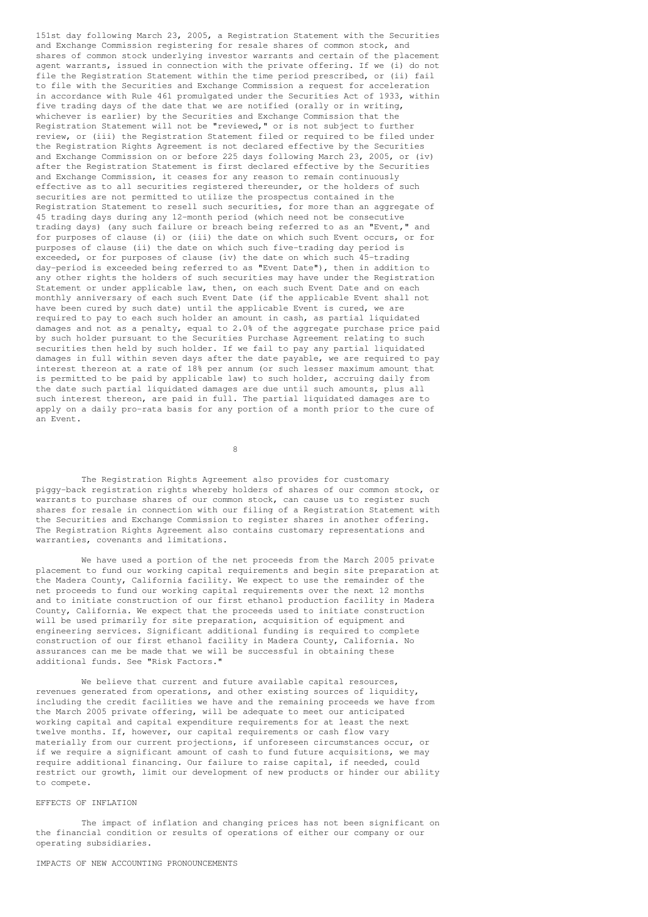151st day following March 23, 2005, a Registration Statement with the Securities and Exchange Commission registering for resale shares of common stock, and shares of common stock underlying investor warrants and certain of the placement agent warrants, issued in connection with the private offering. If we (i) do not file the Registration Statement within the time period prescribed, or (ii) fail to file with the Securities and Exchange Commission a request for acceleration in accordance with Rule 461 promulgated under the Securities Act of 1933, within five trading days of the date that we are notified (orally or in writing, whichever is earlier) by the Securities and Exchange Commission that the Registration Statement will not be "reviewed," or is not subject to further review, or (iii) the Registration Statement filed or required to be filed under the Registration Rights Agreement is not declared effective by the Securities and Exchange Commission on or before 225 days following March 23, 2005, or (iv) after the Registration Statement is first declared effective by the Securities and Exchange Commission, it ceases for any reason to remain continuously effective as to all securities registered thereunder, or the holders of such securities are not permitted to utilize the prospectus contained in the Registration Statement to resell such securities, for more than an aggregate of 45 trading days during any 12-month period (which need not be consecutive trading days) (any such failure or breach being referred to as an "Event," and for purposes of clause (i) or (iii) the date on which such Event occurs, or for purposes of clause (ii) the date on which such five-trading day period is exceeded, or for purposes of clause (iv) the date on which such 45-trading day-period is exceeded being referred to as "Event Date"), then in addition to any other rights the holders of such securities may have under the Registration Statement or under applicable law, then, on each such Event Date and on each monthly anniversary of each such Event Date (if the applicable Event shall not have been cured by such date) until the applicable Event is cured, we are required to pay to each such holder an amount in cash, as partial liquidated damages and not as a penalty, equal to 2.0% of the aggregate purchase price paid by such holder pursuant to the Securities Purchase Agreement relating to such securities then held by such holder. If we fail to pay any partial liquidated damages in full within seven days after the date payable, we are required to pay interest thereon at a rate of 18% per annum (or such lesser maximum amount that is permitted to be paid by applicable law) to such holder, accruing daily from the date such partial liquidated damages are due until such amounts, plus all such interest thereon, are paid in full. The partial liquidated damages are to apply on a daily pro-rata basis for any portion of a month prior to the cure of an Event.

The Registration Rights Agreement also provides for customary piggy-back registration rights whereby holders of shares of our common stock, or warrants to purchase shares of our common stock, can cause us to register such shares for resale in connection with our filing of a Registration Statement with the Securities and Exchange Commission to register shares in another offering. The Registration Rights Agreement also contains customary representations and warranties, covenants and limitations.

We have used a portion of the net proceeds from the March 2005 private placement to fund our working capital requirements and begin site preparation at the Madera County, California facility. We expect to use the remainder of the net proceeds to fund our working capital requirements over the next 12 months and to initiate construction of our first ethanol production facility in Madera County, California. We expect that the proceeds used to initiate construction will be used primarily for site preparation, acquisition of equipment and engineering services. Significant additional funding is required to complete construction of our first ethanol facility in Madera County, California. No assurances can me be made that we will be successful in obtaining these additional funds. See "Risk Factors."

We believe that current and future available capital resources, revenues generated from operations, and other existing sources of liquidity, including the credit facilities we have and the remaining proceeds we have from the March 2005 private offering, will be adequate to meet our anticipated working capital and capital expenditure requirements for at least the next twelve months. If, however, our capital requirements or cash flow vary materially from our current projections, if unforeseen circumstances occur, or if we require a significant amount of cash to fund future acquisitions, we may require additional financing. Our failure to raise capital, if needed, could restrict our growth, limit our development of new products or hinder our ability to compete.

## EFFECTS OF INFLATION

The impact of inflation and changing prices has not been significant on the financial condition or results of operations of either our company or our operating subsidiaries.

## IMPACTS OF NEW ACCOUNTING PRONOUNCEMENTS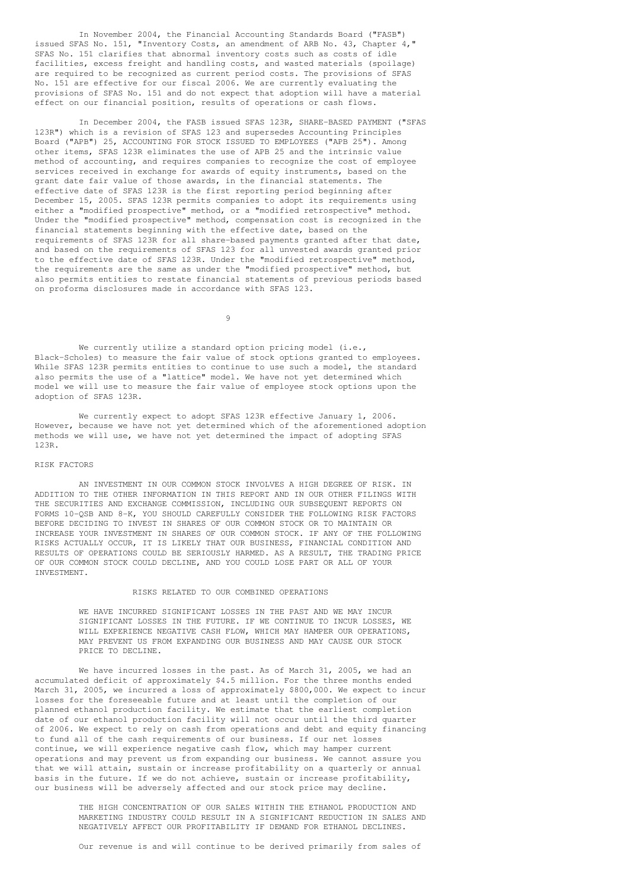In November 2004, the Financial Accounting Standards Board ("FASB") issued SFAS No. 151, "Inventory Costs, an amendment of ARB No. 43, Chapter 4," SFAS No. 151 clarifies that abnormal inventory costs such as costs of idle facilities, excess freight and handling costs, and wasted materials (spoilage) are required to be recognized as current period costs. The provisions of SFAS No. 151 are effective for our fiscal 2006. We are currently evaluating the provisions of SFAS No. 151 and do not expect that adoption will have a material effect on our financial position, results of operations or cash flows.

In December 2004, the FASB issued SFAS 123R, SHARE-BASED PAYMENT ("SFAS 123R") which is a revision of SFAS 123 and supersedes Accounting Principles Board ("APB") 25, ACCOUNTING FOR STOCK ISSUED TO EMPLOYEES ("APB 25"). Among other items, SFAS 123R eliminates the use of APB 25 and the intrinsic value method of accounting, and requires companies to recognize the cost of employee services received in exchange for awards of equity instruments, based on the grant date fair value of those awards, in the financial statements. The effective date of SFAS 123R is the first reporting period beginning after December 15, 2005. SFAS 123R permits companies to adopt its requirements using either a "modified prospective" method, or a "modified retrospective" method. Under the "modified prospective" method, compensation cost is recognized in the financial statements beginning with the effective date, based on the requirements of SFAS 123R for all share-based payments granted after that date, and based on the requirements of SFAS 123 for all unvested awards granted prior to the effective date of SFAS 123R. Under the "modified retrospective" method, the requirements are the same as under the "modified prospective" method, but also permits entities to restate financial statements of previous periods based on proforma disclosures made in accordance with SFAS 123.

We currently utilize a standard option pricing model (i.e., Black-Scholes) to measure the fair value of stock options granted to employees. While SFAS 123R permits entities to continue to use such a model, the standard also permits the use of a "lattice" model. We have not yet determined which model we will use to measure the fair value of employee stock options upon the adoption of SFAS 123R.

We currently expect to adopt SFAS 123R effective January 1, 2006. However, because we have not yet determined which of the aforementioned adoption methods we will use, we have not yet determined the impact of adopting SFAS 123R.

## RISK FACTORS

AN INVESTMENT IN OUR COMMON STOCK INVOLVES A HIGH DEGREE OF RISK. IN ADDITION TO THE OTHER INFORMATION IN THIS REPORT AND IN OUR OTHER FILINGS WITH THE SECURITIES AND EXCHANGE COMMISSION, INCLUDING OUR SUBSEQUENT REPORTS ON FORMS 10-QSB AND 8-K, YOU SHOULD CAREFULLY CONSIDER THE FOLLOWING RISK FACTORS BEFORE DECIDING TO INVEST IN SHARES OF OUR COMMON STOCK OR TO MAINTAIN OR INCREASE YOUR INVESTMENT IN SHARES OF OUR COMMON STOCK. IF ANY OF THE FOLLOWING RISKS ACTUALLY OCCUR, IT IS LIKELY THAT OUR BUSINESS, FINANCIAL CONDITION AND RESULTS OF OPERATIONS COULD BE SERIOUSLY HARMED. AS A RESULT, THE TRADING PRICE OF OUR COMMON STOCK COULD DECLINE, AND YOU COULD LOSE PART OR ALL OF YOUR INVESTMENT.

### RISKS RELATED TO OUR COMBINED OPERATIONS

**WE HAVE INCURRED SIGNIFICANT LOSSES IN THE PAST AND WE MAY INCUR SIGNIFICANT LOSSES IN THE FUTURE. IF WE CONTINUE TO INCUR LOSSES, WE WILL EXPERIENCE NEGATIVE CASH FLOW, WHICH MAY HAMPER OUR OPERATIONS, MAY PREVENT US FROM EXPANDING OUR BUSINESS AND MAY CAUSE OUR STOCK PRICE TO DECLINE.**

We have incurred losses in the past. As of March 31, 2005, we had an accumulated deficit of approximately $4.5 million. For the three months ended March 31, 2005, we incurred a loss of approximately $800,000. We expect to incur losses for the foreseeable future and at least until the completion of our planned ethanol production facility. We estimate that the earliest completion date of our ethanol production facility will not occur until the third quarter of 2006. We expect to rely on cash from operations and debt and equity financing to fund all of the cash requirements of our business. If our net losses continue, we will experience negative cash flow, which may hamper current operations and may prevent us from expanding our business. We cannot assure you that we will attain, sustain or increase profitability on a quarterly or annual basis in the future. If we do not achieve, sustain or increase profitability, our business will be adversely affected and our stock price may decline.

**THE HIGH CONCENTRATION OF OUR SALES WITHIN THE ETHANOL PRODUCTION AND MARKETING INDUSTRY COULD RESULT IN A SIGNIFICANT REDUCTION IN SALES AND NEGATIVELY AFFECT OUR PROFITABILITY IF DEMAND FOR ETHANOL DECLINES.**

Our revenue is and will continue to be derived primarily from sales of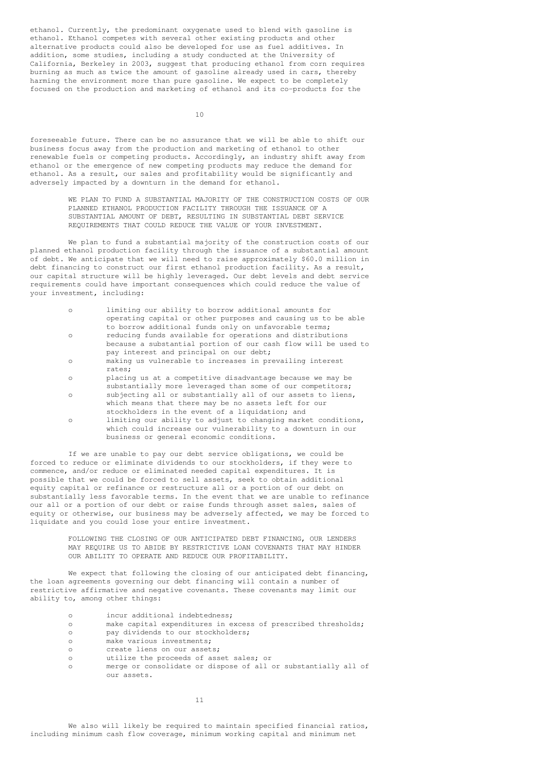ethanol. Currently, the predominant oxygenate used to blend with gasoline is ethanol. Ethanol competes with several other existing products and other alternative products could also be developed for use as fuel additives. In addition, some studies, including a study conducted at the University of California, Berkeley in 2003, suggest that producing ethanol from corn requires burning as much as twice the amount of gasoline already used in cars, thereby harming the environment more than pure gasoline. We expect to be completely focused on the production and marketing of ethanol and its co-products for the foreseeable future. There can be no assurance that we will be able to shift our business focus away from the production and marketing of ethanol to other renewable fuels or competing products. Accordingly, an industry shift away from ethanol or the emergence of new competing products may reduce the demand for ethanol. As a result, our sales and profitability would be significantly and adversely impacted by a downturn in the demand for ethanol.

**WE PLAN TO FUND A SUBSTANTIAL MAJORITY OF THE CONSTRUCTION COSTS OF OUR PLANNED ETHANOL PRODUCTION FACILITY THROUGH THE ISSUANCE OF A SUBSTANTIAL AMOUNT OF DEBT, RESULTING IN SUBSTANTIAL DEBT SERVICE REQUIREMENTS THAT COULD REDUCE THE VALUE OF YOUR INVESTMENT.**

We plan to fund a substantial majority of the construction costs of our planned ethanol production facility through the issuance of a substantial amount of debt. We anticipate that we will need to raise approximately $60.0 million in debt financing to construct our first ethanol production facility. As a result, our capital structure will be highly leveraged. Our debt levels and debt service requirements could have important consequences which could reduce the value of your investment, including:

- limiting our ability to borrow additional amounts for operating capital or other purposes and causing us to be able to borrow additional funds only on unfavorable terms;
- reducing funds available for operations and distributions because a substantial portion of our cash flow will be used to pay interest and principal on our debt;
- making us vulnerable to increases in prevailing interest rates;
- placing us at a competitive disadvantage because we may be substantially more leveraged than some of our competitors;
- subjecting all or substantially all of our assets to liens, which means that there may be no assets left for our stockholders in the event of a liquidation; and
- limiting our ability to adjust to changing market conditions, which could increase our vulnerability to a downturn in our business or general economic conditions.

If we are unable to pay our debt service obligations, we could be forced to reduce or eliminate dividends to our stockholders, if they were to commence, and/or reduce or eliminated needed capital expenditures. It is possible that we could be forced to sell assets, seek to obtain additional equity capital or refinance or restructure all or a portion of our debt on substantially less favorable terms. In the event that we are unable to refinance our all or a portion of our debt or raise funds through asset sales, sales of equity or otherwise, our business may be adversely affected, we may be forced to liquidate and you could lose your entire investment.

**FOLLOWING THE CLOSING OF OUR ANTICIPATED DEBT FINANCING, OUR LENDERS MAY REQUIRE US TO ABIDE BY RESTRICTIVE LOAN COVENANTS THAT MAY HINDER OUR ABILITY TO OPERATE AND REDUCE OUR PROFITABILITY.**

We expect that following the closing of our anticipated debt financing, the loan agreements governing our debt financing will contain a number of restrictive affirmative and negative covenants. These covenants may limit our ability to, among other things:

- incur additional indebtedness;
- make capital expenditures in excess of prescribed thresholds;
- pay dividends to our stockholders;
- make various investments;
- create liens on our assets;
- utilize the proceeds of asset sales; or
- merge or consolidate or dispose of all or substantially all of our assets.

We also will likely be required to maintain specified financial ratios, including minimum cash flow coverage, minimum working capital and minimum net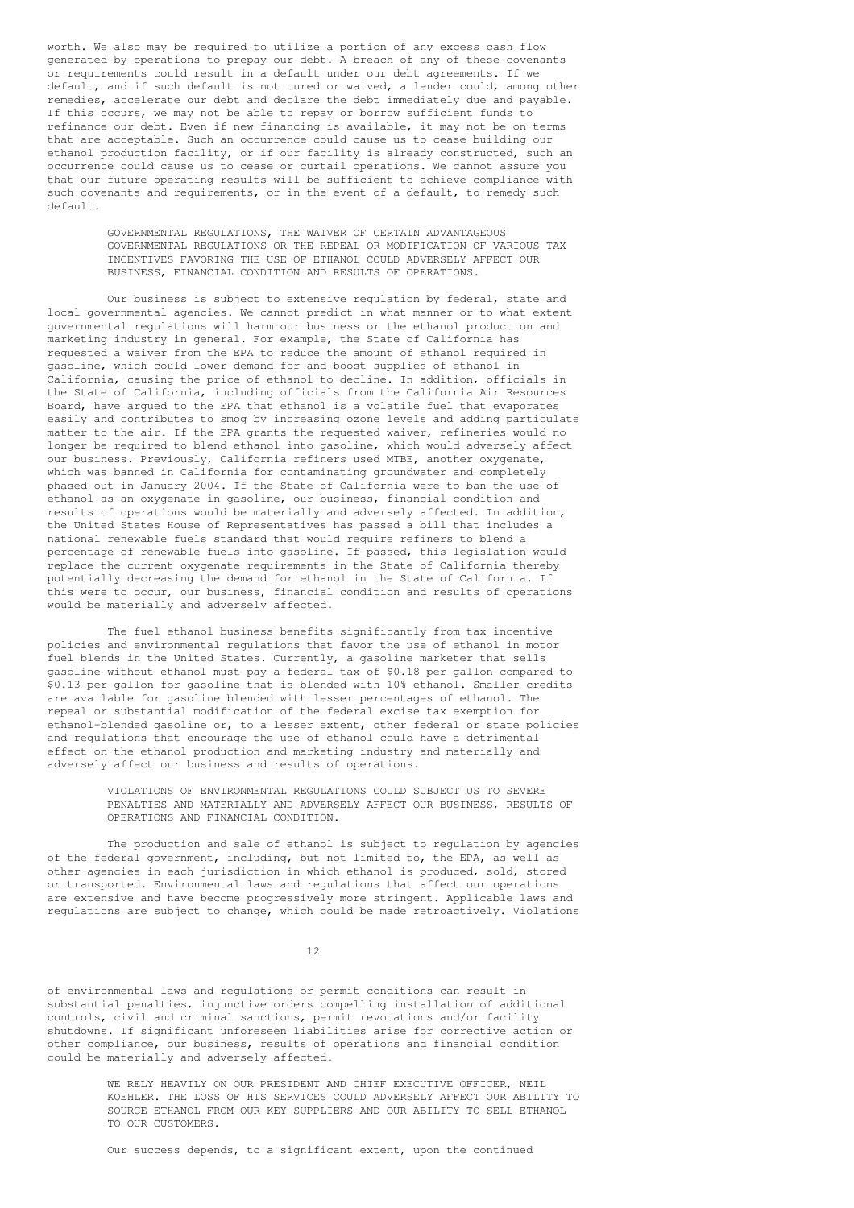worth. We also may be required to utilize a portion of any excess cash flow generated by operations to prepay our debt. A breach of any of these covenants or requirements could result in a default under our debt agreements. If we default, and if such default is not cured or waived, a lender could, among other remedies, accelerate our debt and declare the debt immediately due and payable. If this occurs, we may not be able to repay or borrow sufficient funds to refinance our debt. Even if new financing is available, it may not be on terms that are acceptable. Such an occurrence could cause us to cease building our ethanol production facility, or if our facility is already constructed, such an occurrence could cause us to cease or curtail operations. We cannot assure you that our future operating results will be sufficient to achieve compliance with such covenants and requirements, or in the event of a default, to remedy such default.

GOVERNMENTAL REGULATIONS, THE WAIVER OF CERTAIN ADVANTAGEOUS GOVERNMENTAL REGULATIONS OR THE REPEAL OR MODIFICATION OF VARIOUS TAX INCENTIVES FAVORING THE USE OF ETHANOL COULD ADVERSELY AFFECT OUR BUSINESS, FINANCIAL CONDITION AND RESULTS OF OPERATIONS.

Our business is subject to extensive regulation by federal, state and local governmental agencies. We cannot predict in what manner or to what extent governmental regulations will harm our business or the ethanol production and marketing industry in general. For example, the State of California has requested a waiver from the EPA to reduce the amount of ethanol required in gasoline, which could lower demand for and boost supplies of ethanol in California, causing the price of ethanol to decline. In addition, officials in the State of California, including officials from the California Air Resources Board, have argued to the EPA that ethanol is a volatile fuel that evaporates easily and contributes to smog by increasing ozone levels and adding particulate matter to the air. If the EPA grants the requested waiver, refineries would no longer be required to blend ethanol into gasoline, which would adversely affect our business. Previously, California refiners used MTBE, another oxygenate, which was banned in California for contaminating groundwater and completely phased out in January 2004. If the State of California were to ban the use of ethanol as an oxygenate in gasoline, our business, financial condition and results of operations would be materially and adversely affected. In addition, the United States House of Representatives has passed a bill that includes a national renewable fuels standard that would require refiners to blend a percentage of renewable fuels into gasoline. If passed, this legislation would replace the current oxygenate requirements in the State of California thereby potentially decreasing the demand for ethanol in the State of California. If this were to occur, our business, financial condition and results of operations would be materially and adversely affected.

The fuel ethanol business benefits significantly from tax incentive policies and environmental regulations that favor the use of ethanol in motor fuel blends in the United States. Currently, a gasoline marketer that sells gasoline without ethanol must pay a federal tax of $0.18 per gallon compared to $0.13 per gallon for gasoline that is blended with 10% ethanol. Smaller credits are available for gasoline blended with lesser percentages of ethanol. The repeal or substantial modification of the federal excise tax exemption for ethanol-blended gasoline or, to a lesser extent, other federal or state policies and regulations that encourage the use of ethanol could have a detrimental effect on the ethanol production and marketing industry and materially and adversely affect our business and results of operations.

VIOLATIONS OF ENVIRONMENTAL REGULATIONS COULD SUBJECT US TO SEVERE PENALTIES AND MATERIALLY AND ADVERSELY AFFECT OUR BUSINESS, RESULTS OF OPERATIONS AND FINANCIAL CONDITION.

The production and sale of ethanol is subject to regulation by agencies of the federal government, including, but not limited to, the EPA, as well as other agencies in each jurisdiction in which ethanol is produced, sold, stored or transported. Environmental laws and regulations that affect our operations are extensive and have become progressively more stringent. Applicable laws and regulations are subject to change, which could be made retroactively. Violations of environmental laws and regulations or permit conditions can result in substantial penalties, injunctive orders compelling installation of additional controls, civil and criminal sanctions, permit revocations and/or facility shutdowns. If significant unforeseen liabilities arise for corrective action or other compliance, our business, results of operations and financial condition could be materially and adversely affected.

WE RELY HEAVILY ON OUR PRESIDENT AND CHIEF EXECUTIVE OFFICER, NEIL KOEHLER. THE LOSS OF HIS SERVICES COULD ADVERSELY AFFECT OUR ABILITY TO SOURCE ETHANOL FROM OUR KEY SUPPLIERS AND OUR ABILITY TO SELL ETHANOL TO OUR CUSTOMERS.

Our success depends, to a significant extent, upon the continued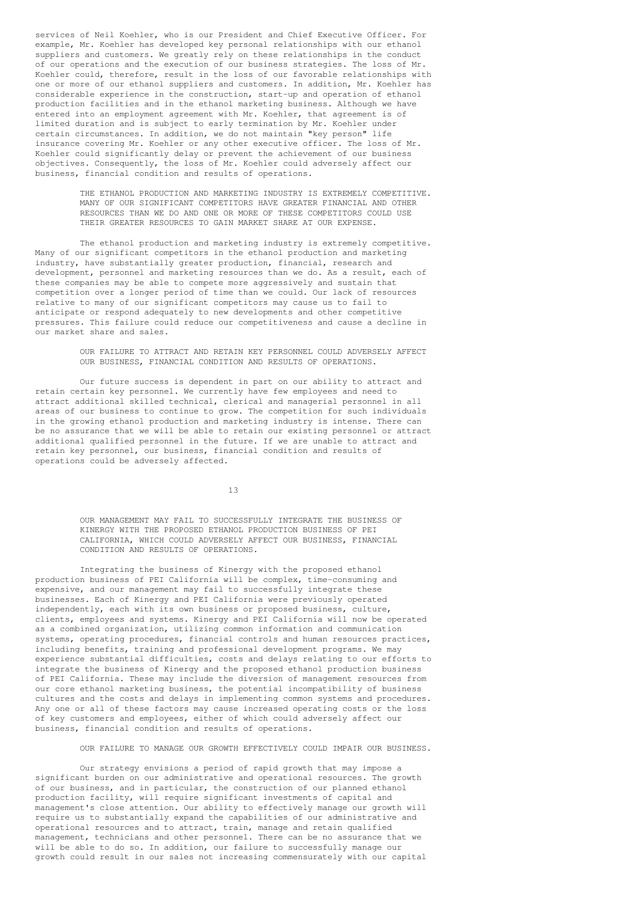services of Neil Koehler, who is our President and Chief Executive Officer. For example, Mr. Koehler has developed key personal relationships with our ethanol suppliers and customers. We greatly rely on these relationships in the conduct of our operations and the execution of our business strategies. The loss of Mr. Koehler could, therefore, result in the loss of our favorable relationships with one or more of our ethanol suppliers and customers. In addition, Mr. Koehler has considerable experience in the construction, start-up and operation of ethanol production facilities and in the ethanol marketing business. Although we have entered into an employment agreement with Mr. Koehler, that agreement is of limited duration and is subject to early termination by Mr. Koehler under certain circumstances. In addition, we do not maintain "key person" life insurance covering Mr. Koehler or any other executive officer. The loss of Mr. Koehler could significantly delay or prevent the achievement of our business objectives. Consequently, the loss of Mr. Koehler could adversely affect our business, financial condition and results of operations.

THE ETHANOL PRODUCTION AND MARKETING INDUSTRY IS EXTREMELY COMPETITIVE. MANY OF OUR SIGNIFICANT COMPETITORS HAVE GREATER FINANCIAL AND OTHER RESOURCES THAN WE DO AND ONE OR MORE OF THESE COMPETITORS COULD USE THEIR GREATER RESOURCES TO GAIN MARKET SHARE AT OUR EXPENSE.

The ethanol production and marketing industry is extremely competitive. Many of our significant competitors in the ethanol production and marketing industry, have substantially greater production, financial, research and development, personnel and marketing resources than we do. As a result, each of these companies may be able to compete more aggressively and sustain that competition over a longer period of time than we could. Our lack of resources relative to many of our significant competitors may cause us to fail to anticipate or respond adequately to new developments and other competitive pressures. This failure could reduce our competitiveness and cause a decline in our market share and sales.

OUR FAILURE TO ATTRACT AND RETAIN KEY PERSONNEL COULD ADVERSELY AFFECT OUR BUSINESS, FINANCIAL CONDITION AND RESULTS OF OPERATIONS.

Our future success is dependent in part on our ability to attract and retain certain key personnel. We currently have few employees and need to attract additional skilled technical, clerical and managerial personnel in all areas of our business to continue to grow. The competition for such individuals in the growing ethanol production and marketing industry is intense. There can be no assurance that we will be able to retain our existing personnel or attract additional qualified personnel in the future. If we are unable to attract and retain key personnel, our business, financial condition and results of operations could be adversely affected.

OUR MANAGEMENT MAY FAIL TO SUCCESSFULLY INTEGRATE THE BUSINESS OF KINERGY WITH THE PROPOSED ETHANOL PRODUCTION BUSINESS OF PEI CALIFORNIA, WHICH COULD ADVERSELY AFFECT OUR BUSINESS, FINANCIAL CONDITION AND RESULTS OF OPERATIONS.

Integrating the business of Kinergy with the proposed ethanol production business of PEI California will be complex, time-consuming and expensive, and our management may fail to successfully integrate these businesses. Each of Kinergy and PEI California were previously operated independently, each with its own business or proposed business, culture, clients, employees and systems. Kinergy and PEI California will now be operated as a combined organization, utilizing common information and communication systems, operating procedures, financial controls and human resources practices, including benefits, training and professional development programs. We may experience substantial difficulties, costs and delays relating to our efforts to integrate the business of Kinergy and the proposed ethanol production business of PEI California. These may include the diversion of management resources from our core ethanol marketing business, the potential incompatibility of business cultures and the costs and delays in implementing common systems and procedures. Any one or all of these factors may cause increased operating costs or the loss of key customers and employees, either of which could adversely affect our business, financial condition and results of operations.

OUR FAILURE TO MANAGE OUR GROWTH EFFECTIVELY COULD IMPAIR OUR BUSINESS.

Our strategy envisions a period of rapid growth that may impose a significant burden on our administrative and operational resources. The growth of our business, and in particular, the construction of our planned ethanol production facility, will require significant investments of capital and management's close attention. Our ability to effectively manage our growth will require us to substantially expand the capabilities of our administrative and operational resources and to attract, train, manage and retain qualified management, technicians and other personnel. There can be no assurance that we will be able to do so. In addition, our failure to successfully manage our growth could result in our sales not increasing commensurately with our capital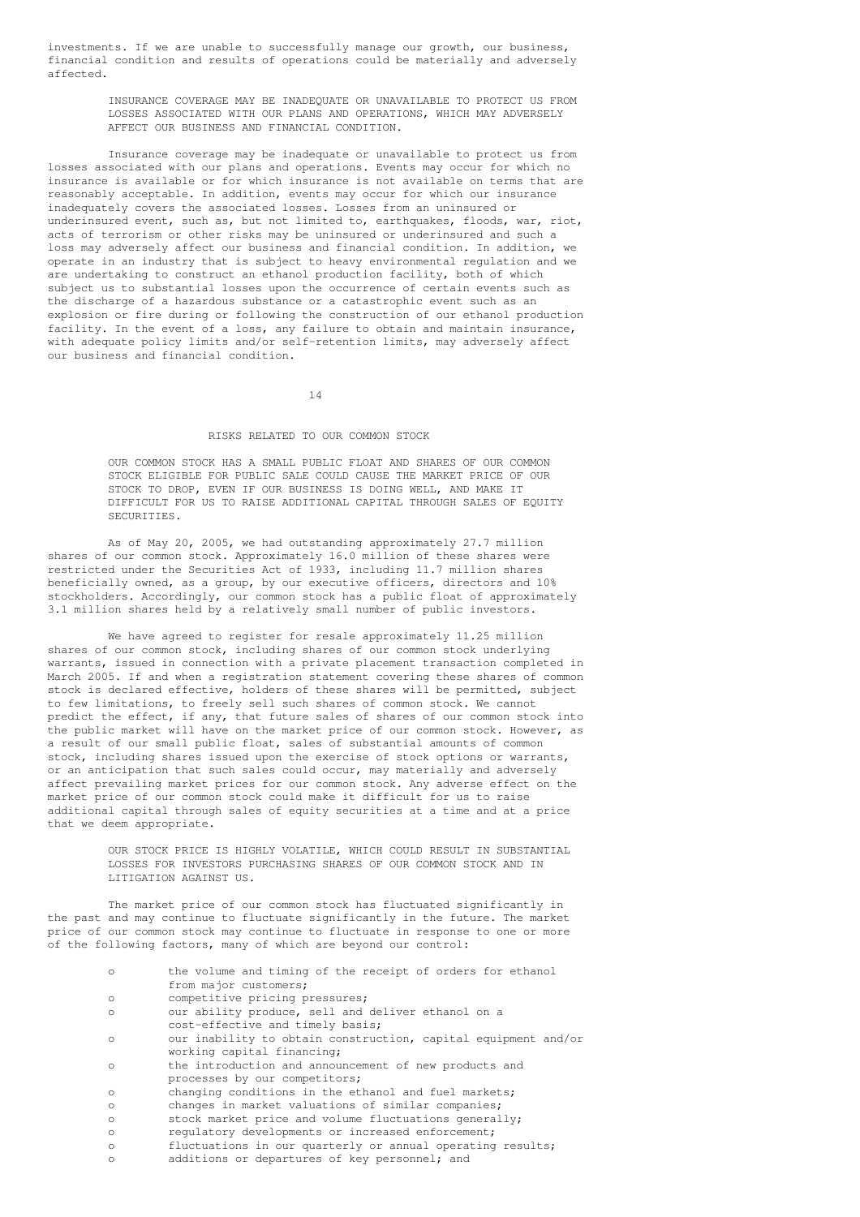investments. If we are unable to successfully manage our growth, our business, financial condition and results of operations could be materially and adversely affected.

**INSURANCE COVERAGE MAY BE INADEQUATE OR UNAVAILABLE TO PROTECT US FROM LOSSES ASSOCIATED WITH OUR PLANS AND OPERATIONS, WHICH MAY ADVERSELY AFFECT OUR BUSINESS AND FINANCIAL CONDITION.**

Insurance coverage may be inadequate or unavailable to protect us from losses associated with our plans and operations. Events may occur for which no insurance is available or for which insurance is not available on terms that are reasonably acceptable. In addition, events may occur for which our insurance inadequately covers the associated losses. Losses from an uninsured or underinsured event, such as, but not limited to, earthquakes, floods, war, riot, acts of terrorism or other risks may be uninsured or underinsured and such a loss may adversely affect our business and financial condition. In addition, we operate in an industry that is subject to heavy environmental regulation and we are undertaking to construct an ethanol production facility, both of which subject us to substantial losses upon the occurrence of certain events such as the discharge of a hazardous substance or a catastrophic event such as an explosion or fire during or following the construction of our ethanol production facility. In the event of a loss, any failure to obtain and maintain insurance, with adequate policy limits and/or self-retention limits, may adversely affect our business and financial condition.

## RISKS RELATED TO OUR COMMON STOCK

**OUR COMMON STOCK HAS A SMALL PUBLIC FLOAT AND SHARES OF OUR COMMON STOCK ELIGIBLE FOR PUBLIC SALE COULD CAUSE THE MARKET PRICE OF OUR STOCK TO DROP, EVEN IF OUR BUSINESS IS DOING WELL, AND MAKE IT DIFFICULT FOR US TO RAISE ADDITIONAL CAPITAL THROUGH SALES OF EQUITY SECURITIES.**

As of May 20, 2005, we had outstanding approximately 27.7 million shares of our common stock. Approximately 16.0 million of these shares were restricted under the Securities Act of 1933, including 11.7 million shares beneficially owned, as a group, by our executive officers, directors and 10% stockholders. Accordingly, our common stock has a public float of approximately 3.1 million shares held by a relatively small number of public investors.

We have agreed to register for resale approximately 11.25 million shares of our common stock, including shares of our common stock underlying warrants, issued in connection with a private placement transaction completed in March 2005. If and when a registration statement covering these shares of common stock is declared effective, holders of these shares will be permitted, subject to few limitations, to freely sell such shares of common stock. We cannot predict the effect, if any, that future sales of shares of our common stock into the public market will have on the market price of our common stock. However, as a result of our small public float, sales of substantial amounts of common stock, including shares issued upon the exercise of stock options or warrants, or an anticipation that such sales could occur, may materially and adversely affect prevailing market prices for our common stock. Any adverse effect on the market price of our common stock could make it difficult for us to raise additional capital through sales of equity securities at a time and at a price that we deem appropriate.

**OUR STOCK PRICE IS HIGHLY VOLATILE, WHICH COULD RESULT IN SUBSTANTIAL LOSSES FOR INVESTORS PURCHASING SHARES OF OUR COMMON STOCK AND IN LITIGATION AGAINST US.**

The market price of our common stock has fluctuated significantly in the past and may continue to fluctuate significantly in the future. The market price of our common stock may continue to fluctuate in response to one or more of the following factors, many of which are beyond our control:

- the volume and timing of the receipt of orders for ethanol from major customers;
- competitive pricing pressures;
- our ability produce, sell and deliver ethanol on a cost-effective and timely basis;
- our inability to obtain construction, capital equipment and/or working capital financing;
- the introduction and announcement of new products and processes by our competitors;
- changing conditions in the ethanol and fuel markets;
- changes in market valuations of similar companies;
- stock market price and volume fluctuations generally;
- regulatory developments or increased enforcement;
- fluctuations in our quarterly or annual operating results;
- additions or departures of key personnel; and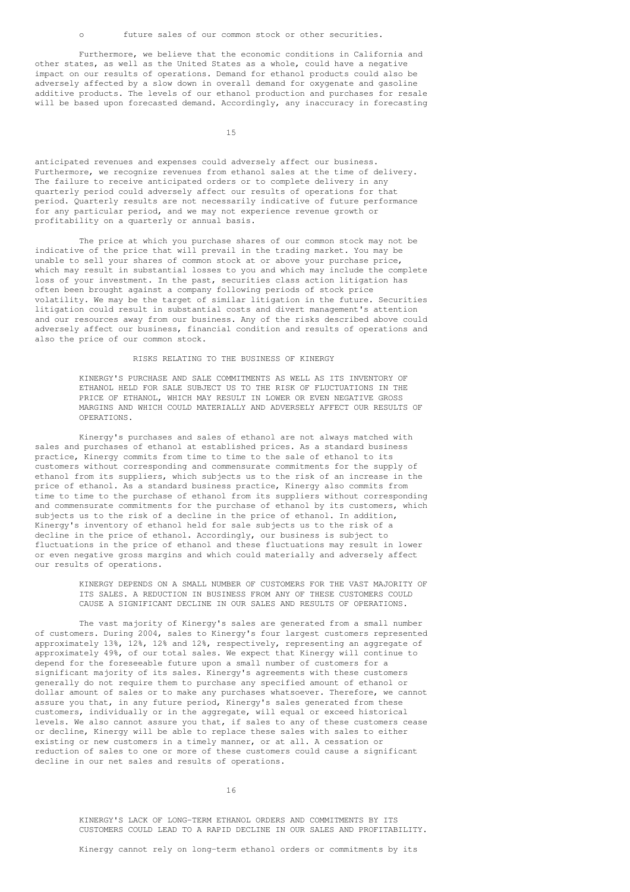- future sales of our common stock or other securities.

Furthermore, we believe that the economic conditions in California and other states, as well as the United States as a whole, could have a negative impact on our results of operations. Demand for ethanol products could also be adversely affected by a slow down in overall demand for oxygenate and gasoline additive products. The levels of our ethanol production and purchases for resale will be based upon forecasted demand. Accordingly, any inaccuracy in forecasting anticipated revenues and expenses could adversely affect our business. Furthermore, we recognize revenues from ethanol sales at the time of delivery. The failure to receive anticipated orders or to complete delivery in any quarterly period could adversely affect our results of operations for that period. Quarterly results are not necessarily indicative of future performance for any particular period, and we may not experience revenue growth or profitability on a quarterly or annual basis.

The price at which you purchase shares of our common stock may not be indicative of the price that will prevail in the trading market. You may be unable to sell your shares of common stock at or above your purchase price, which may result in substantial losses to you and which may include the complete loss of your investment. In the past, securities class action litigation has often been brought against a company following periods of stock price volatility. We may be the target of similar litigation in the future. Securities litigation could result in substantial costs and divert management's attention and our resources away from our business. Any of the risks described above could adversely affect our business, financial condition and results of operations and also the price of our common stock.

## RISKS RELATING TO THE BUSINESS OF KINERGY

### KINERGY'S PURCHASE AND SALE COMMITMENTS AS WELL AS ITS INVENTORY OF ETHANOL HELD FOR SALE SUBJECT US TO THE RISK OF FLUCTUATIONS IN THE PRICE OF ETHANOL, WHICH MAY RESULT IN LOWER OR EVEN NEGATIVE GROSS MARGINS AND WHICH COULD MATERIALLY AND ADVERSELY AFFECT OUR RESULTS OF OPERATIONS.

Kinergy's purchases and sales of ethanol are not always matched with sales and purchases of ethanol at established prices. As a standard business practice, Kinergy commits from time to time to the sale of ethanol to its customers without corresponding and commensurate commitments for the supply of ethanol from its suppliers, which subjects us to the risk of an increase in the price of ethanol. As a standard business practice, Kinergy also commits from time to time to the purchase of ethanol from its suppliers without corresponding and commensurate commitments for the purchase of ethanol by its customers, which subjects us to the risk of a decline in the price of ethanol. In addition, Kinergy's inventory of ethanol held for sale subjects us to the risk of a decline in the price of ethanol. Accordingly, our business is subject to fluctuations in the price of ethanol and these fluctuations may result in lower or even negative gross margins and which could materially and adversely affect our results of operations.

### KINERGY DEPENDS ON A SMALL NUMBER OF CUSTOMERS FOR THE VAST MAJORITY OF ITS SALES. A REDUCTION IN BUSINESS FROM ANY OF THESE CUSTOMERS COULD CAUSE A SIGNIFICANT DECLINE IN OUR SALES AND RESULTS OF OPERATIONS.

The vast majority of Kinergy's sales are generated from a small number of customers. During 2004, sales to Kinergy's four largest customers represented approximately 13%, 12%, 12% and 12%, respectively, representing an aggregate of approximately 49%, of our total sales. We expect that Kinergy will continue to depend for the foreseeable future upon a small number of customers for a significant majority of its sales. Kinergy's agreements with these customers generally do not require them to purchase any specified amount of ethanol or dollar amount of sales or to make any purchases whatsoever. Therefore, we cannot assure you that, in any future period, Kinergy's sales generated from these customers, individually or in the aggregate, will equal or exceed historical levels. We also cannot assure you that, if sales to any of these customers cease or decline, Kinergy will be able to replace these sales with sales to either existing or new customers in a timely manner, or at all. A cessation or reduction of sales to one or more of these customers could cause a significant decline in our net sales and results of operations.

### KINERGY'S LACK OF LONG-TERM ETHANOL ORDERS AND COMMITMENTS BY ITS CUSTOMERS COULD LEAD TO A RAPID DECLINE IN OUR SALES AND PROFITABILITY.

Kinergy cannot rely on long-term ethanol orders or commitments by its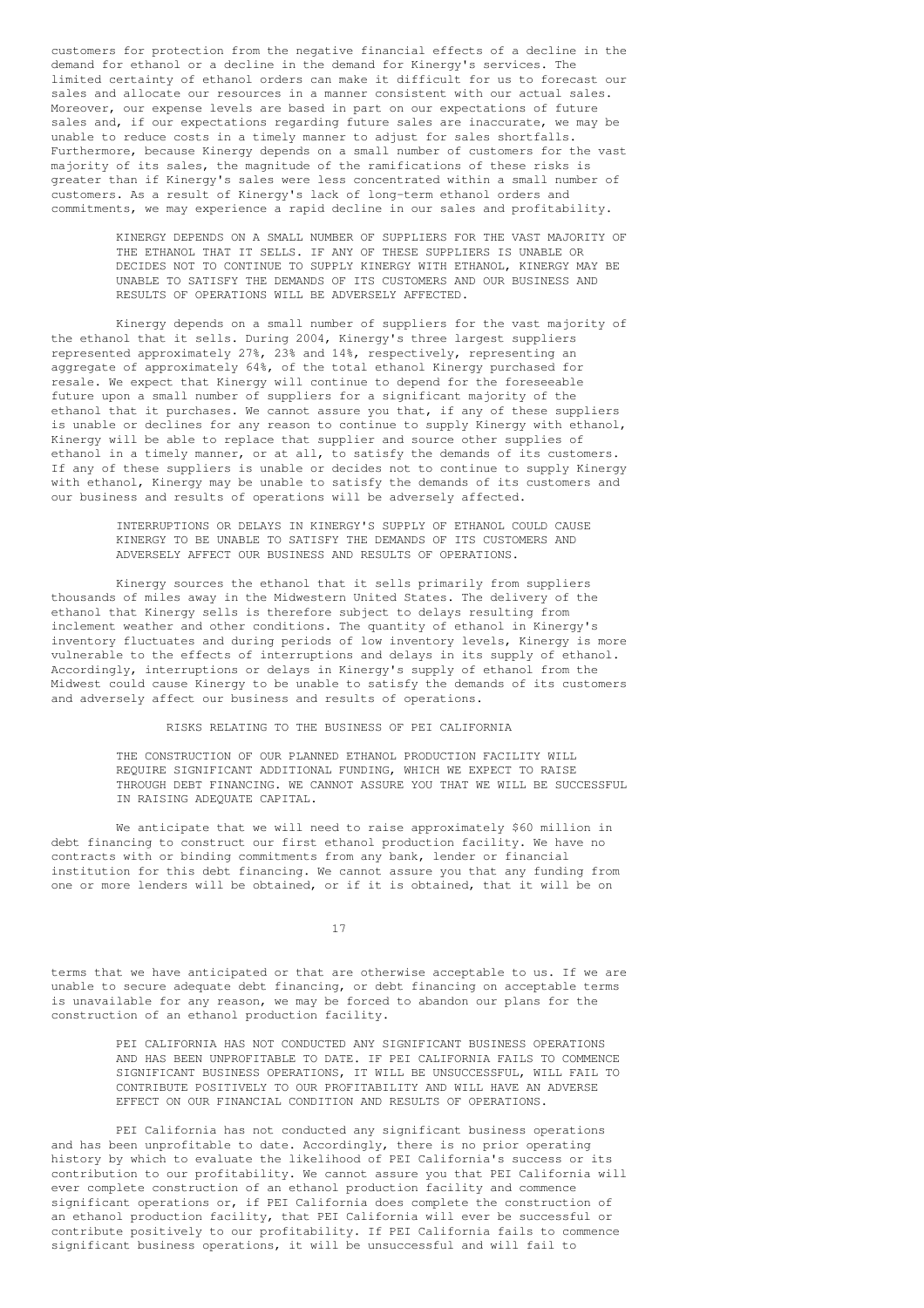customers for protection from the negative financial effects of a decline in the demand for ethanol or a decline in the demand for Kinergy's services. The limited certainty of ethanol orders can make it difficult for us to forecast our sales and allocate our resources in a manner consistent with our actual sales. Moreover, our expense levels are based in part on our expectations of future sales and, if our expectations regarding future sales are inaccurate, we may be unable to reduce costs in a timely manner to adjust for sales shortfalls. Furthermore, because Kinergy depends on a small number of customers for the vast majority of its sales, the magnitude of the ramifications of these risks is greater than if Kinergy's sales were less concentrated within a small number of customers. As a result of Kinergy's lack of long-term ethanol orders and commitments, we may experience a rapid decline in our sales and profitability.

**KINERGY DEPENDS ON A SMALL NUMBER OF SUPPLIERS FOR THE VAST MAJORITY OF THE ETHANOL THAT IT SELLS. IF ANY OF THESE SUPPLIERS IS UNABLE OR DECIDES NOT TO CONTINUE TO SUPPLY KINERGY WITH ETHANOL, KINERGY MAY BE UNABLE TO SATISFY THE DEMANDS OF ITS CUSTOMERS AND OUR BUSINESS AND RESULTS OF OPERATIONS WILL BE ADVERSELY AFFECTED.**

Kinergy depends on a small number of suppliers for the vast majority of the ethanol that it sells. During 2004, Kinergy's three largest suppliers represented approximately 27%, 23% and 14%, respectively, representing an aggregate of approximately 64%, of the total ethanol Kinergy purchased for resale. We expect that Kinergy will continue to depend for the foreseeable future upon a small number of suppliers for a significant majority of the ethanol that it purchases. We cannot assure you that, if any of these suppliers is unable or declines for any reason to continue to supply Kinergy with ethanol, Kinergy will be able to replace that supplier and source other supplies of ethanol in a timely manner, or at all, to satisfy the demands of its customers. If any of these suppliers is unable or decides not to continue to supply Kinergy with ethanol, Kinergy may be unable to satisfy the demands of its customers and our business and results of operations will be adversely affected.

**INTERRUPTIONS OR DELAYS IN KINERGY'S SUPPLY OF ETHANOL COULD CAUSE KINERGY TO BE UNABLE TO SATISFY THE DEMANDS OF ITS CUSTOMERS AND ADVERSELY AFFECT OUR BUSINESS AND RESULTS OF OPERATIONS.**

Kinergy sources the ethanol that it sells primarily from suppliers thousands of miles away in the Midwestern United States. The delivery of the ethanol that Kinergy sells is therefore subject to delays resulting from inclement weather and other conditions. The quantity of ethanol in Kinergy's inventory fluctuates and during periods of low inventory levels, Kinergy is more vulnerable to the effects of interruptions and delays in its supply of ethanol. Accordingly, interruptions or delays in Kinergy's supply of ethanol from the Midwest could cause Kinergy to be unable to satisfy the demands of its customers and adversely affect our business and results of operations.

## RISKS RELATING TO THE BUSINESS OF PEI CALIFORNIA

**THE CONSTRUCTION OF OUR PLANNED ETHANOL PRODUCTION FACILITY WILL REQUIRE SIGNIFICANT ADDITIONAL FUNDING, WHICH WE EXPECT TO RAISE THROUGH DEBT FINANCING. WE CANNOT ASSURE YOU THAT WE WILL BE SUCCESSFUL IN RAISING ADEQUATE CAPITAL.**

We anticipate that we will need to raise approximately $60 million in debt financing to construct our first ethanol production facility. We have no contracts with or binding commitments from any bank, lender or financial institution for this debt financing. We cannot assure you that any funding from one or more lenders will be obtained, or if it is obtained, that it will be on terms that we have anticipated or that are otherwise acceptable to us. If we are unable to secure adequate debt financing, or debt financing on acceptable terms is unavailable for any reason, we may be forced to abandon our plans for the construction of an ethanol production facility.

**PEI CALIFORNIA HAS NOT CONDUCTED ANY SIGNIFICANT BUSINESS OPERATIONS AND HAS BEEN UNPROFITABLE TO DATE. IF PEI CALIFORNIA FAILS TO COMMENCE SIGNIFICANT BUSINESS OPERATIONS, IT WILL BE UNSUCCESSFUL, WILL FAIL TO CONTRIBUTE POSITIVELY TO OUR PROFITABILITY AND WILL HAVE AN ADVERSE EFFECT ON OUR FINANCIAL CONDITION AND RESULTS OF OPERATIONS.**

PEI California has not conducted any significant business operations and has been unprofitable to date. Accordingly, there is no prior operating history by which to evaluate the likelihood of PEI California's success or its contribution to our profitability. We cannot assure you that PEI California will ever complete construction of an ethanol production facility and commence significant operations or, if PEI California does complete the construction of an ethanol production facility, that PEI California will ever be successful or contribute positively to our profitability. If PEI California fails to commence significant business operations, it will be unsuccessful and will fail to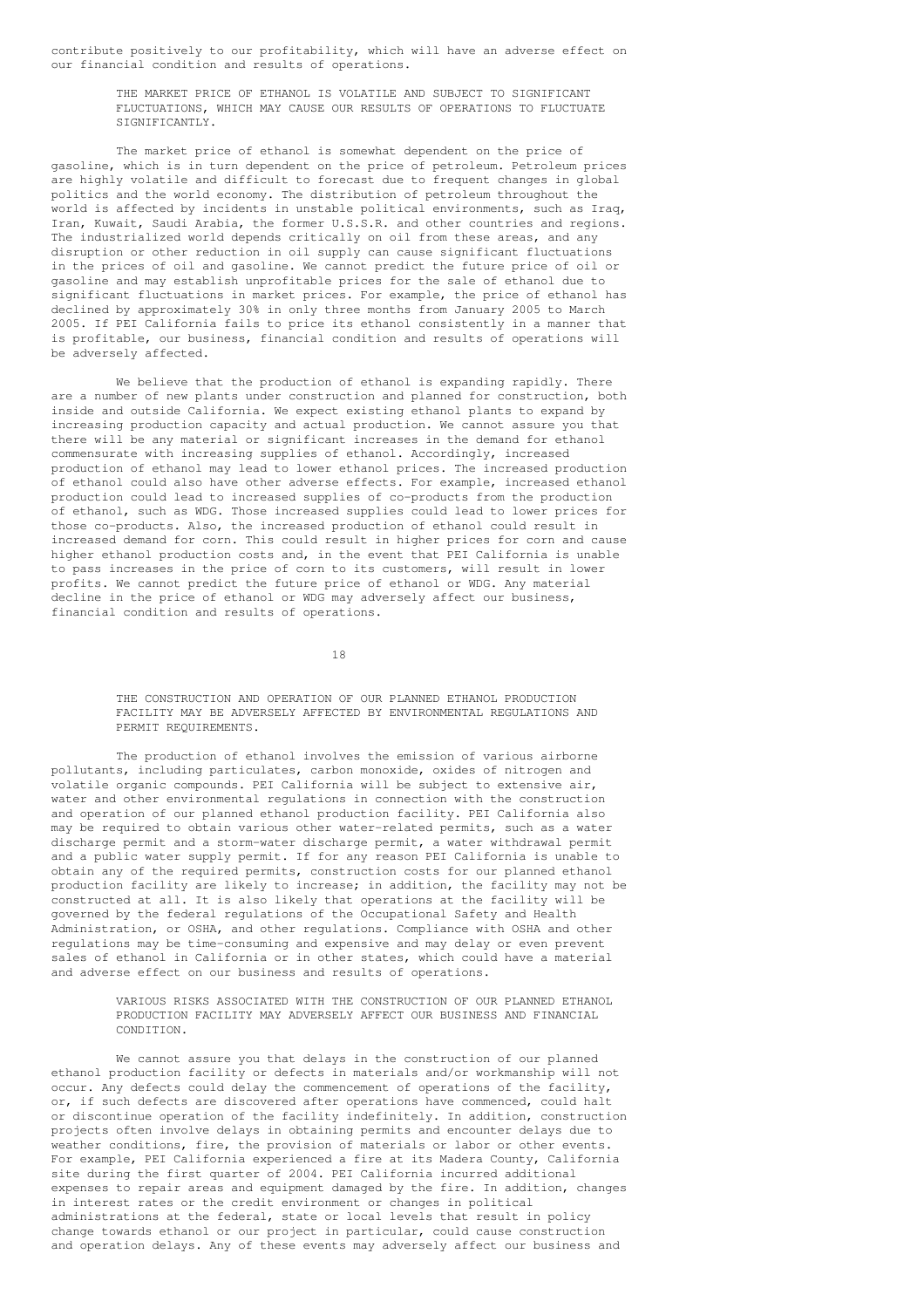contribute positively to our profitability, which will have an adverse effect on our financial condition and results of operations.

### THE MARKET PRICE OF ETHANOL IS VOLATILE AND SUBJECT TO SIGNIFICANT FLUCTUATIONS, WHICH MAY CAUSE OUR RESULTS OF OPERATIONS TO FLUCTUATE SIGNIFICANTLY.

The market price of ethanol is somewhat dependent on the price of gasoline, which is in turn dependent on the price of petroleum. Petroleum prices are highly volatile and difficult to forecast due to frequent changes in global politics and the world economy. The distribution of petroleum throughout the world is affected by incidents in unstable political environments, such as Iraq, Iran, Kuwait, Saudi Arabia, the former U.S.S.R. and other countries and regions. The industrialized world depends critically on oil from these areas, and any disruption or other reduction in oil supply can cause significant fluctuations in the prices of oil and gasoline. We cannot predict the future price of oil or gasoline and may establish unprofitable prices for the sale of ethanol due to significant fluctuations in market prices. For example, the price of ethanol has declined by approximately 30% in only three months from January 2005 to March 2005. If PEI California fails to price its ethanol consistently in a manner that is profitable, our business, financial condition and results of operations will be adversely affected.

We believe that the production of ethanol is expanding rapidly. There are a number of new plants under construction and planned for construction, both inside and outside California. We expect existing ethanol plants to expand by increasing production capacity and actual production. We cannot assure you that there will be any material or significant increases in the demand for ethanol commensurate with increasing supplies of ethanol. Accordingly, increased production of ethanol may lead to lower ethanol prices. The increased production of ethanol could also have other adverse effects. For example, increased ethanol production could lead to increased supplies of co-products from the production of ethanol, such as WDG. Those increased supplies could lead to lower prices for those co-products. Also, the increased production of ethanol could result in increased demand for corn. This could result in higher prices for corn and cause higher ethanol production costs and, in the event that PEI California is unable to pass increases in the price of corn to its customers, will result in lower profits. We cannot predict the future price of ethanol or WDG. Any material decline in the price of ethanol or WDG may adversely affect our business, financial condition and results of operations.

### THE CONSTRUCTION AND OPERATION OF OUR PLANNED ETHANOL PRODUCTION FACILITY MAY BE ADVERSELY AFFECTED BY ENVIRONMENTAL REGULATIONS AND PERMIT REQUIREMENTS.

The production of ethanol involves the emission of various airborne pollutants, including particulates, carbon monoxide, oxides of nitrogen and volatile organic compounds. PEI California will be subject to extensive air, water and other environmental regulations in connection with the construction and operation of our planned ethanol production facility. PEI California also may be required to obtain various other water-related permits, such as a water discharge permit and a storm-water discharge permit, a water withdrawal permit and a public water supply permit. If for any reason PEI California is unable to obtain any of the required permits, construction costs for our planned ethanol production facility are likely to increase; in addition, the facility may not be constructed at all. It is also likely that operations at the facility will be governed by the federal regulations of the Occupational Safety and Health Administration, or OSHA, and other regulations. Compliance with OSHA and other regulations may be time-consuming and expensive and may delay or even prevent sales of ethanol in California or in other states, which could have a material and adverse effect on our business and results of operations.

### VARIOUS RISKS ASSOCIATED WITH THE CONSTRUCTION OF OUR PLANNED ETHANOL PRODUCTION FACILITY MAY ADVERSELY AFFECT OUR BUSINESS AND FINANCIAL CONDITION.

We cannot assure you that delays in the construction of our planned ethanol production facility or defects in materials and/or workmanship will not occur. Any defects could delay the commencement of operations of the facility, or, if such defects are discovered after operations have commenced, could halt or discontinue operation of the facility indefinitely. In addition, construction projects often involve delays in obtaining permits and encounter delays due to weather conditions, fire, the provision of materials or labor or other events. For example, PEI California experienced a fire at its Madera County, California site during the first quarter of 2004. PEI California incurred additional expenses to repair areas and equipment damaged by the fire. In addition, changes in interest rates or the credit environment or changes in political administrations at the federal, state or local levels that result in policy change towards ethanol or our project in particular, could cause construction and operation delays. Any of these events may adversely affect our business and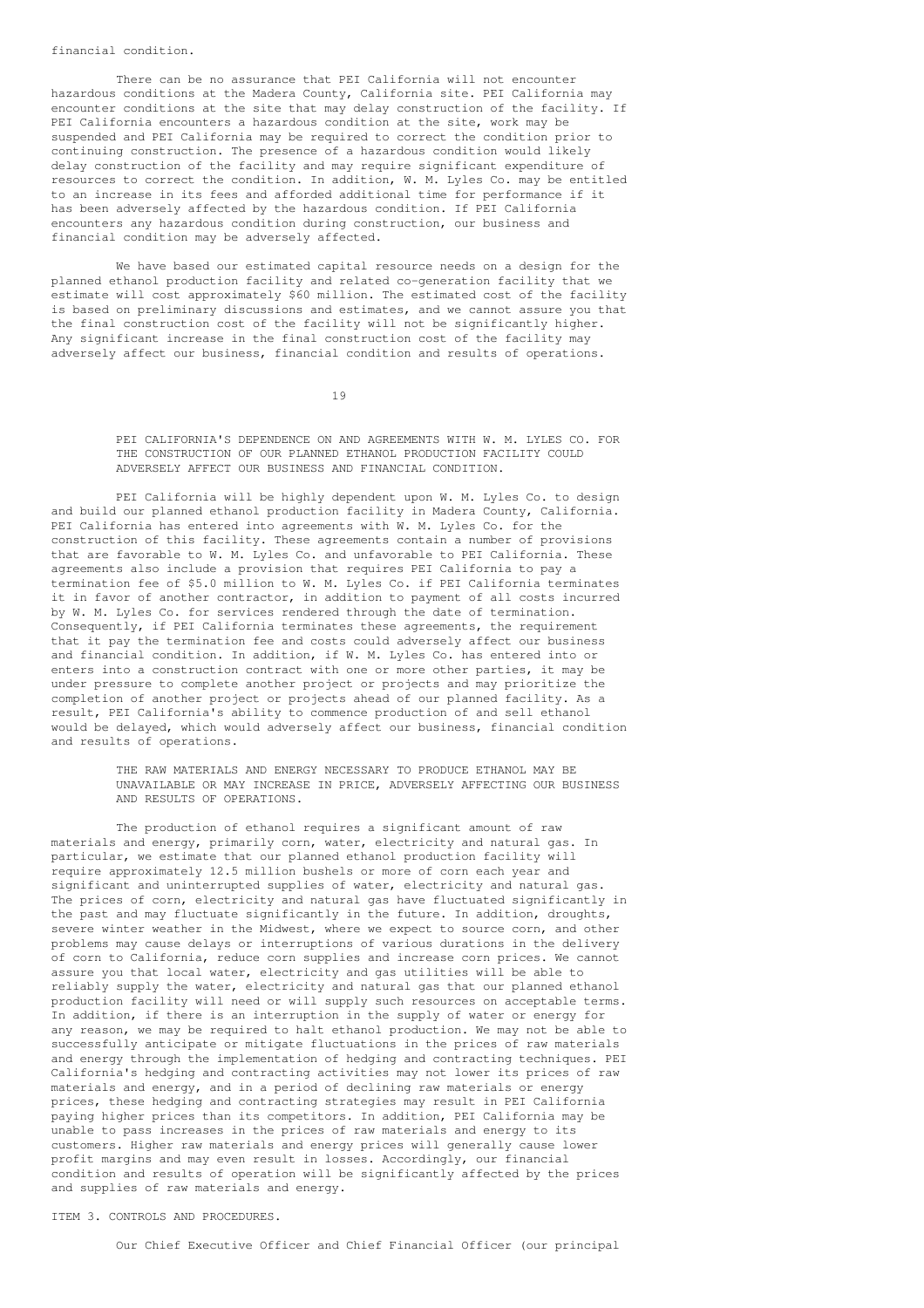financial condition.

There can be no assurance that PEI California will not encounter hazardous conditions at the Madera County, California site. PEI California may encounter conditions at the site that may delay construction of the facility. If PEI California encounters a hazardous condition at the site, work may be suspended and PEI California may be required to correct the condition prior to continuing construction. The presence of a hazardous condition would likely delay construction of the facility and may require significant expenditure of resources to correct the condition. In addition, W. M. Lyles Co. may be entitled to an increase in its fees and afforded additional time for performance if it has been adversely affected by the hazardous condition. If PEI California encounters any hazardous condition during construction, our business and financial condition may be adversely affected.

We have based our estimated capital resource needs on a design for the planned ethanol production facility and related co-generation facility that we estimate will cost approximately $60 million. The estimated cost of the facility is based on preliminary discussions and estimates, and we cannot assure you that the final construction cost of the facility will not be significantly higher. Any significant increase in the final construction cost of the facility may adversely affect our business, financial condition and results of operations.

PEI CALIFORNIA'S DEPENDENCE ON AND AGREEMENTS WITH W. M. LYLES CO. FOR THE CONSTRUCTION OF OUR PLANNED ETHANOL PRODUCTION FACILITY COULD ADVERSELY AFFECT OUR BUSINESS AND FINANCIAL CONDITION.

PEI California will be highly dependent upon W. M. Lyles Co. to design and build our planned ethanol production facility in Madera County, California. PEI California has entered into agreements with W. M. Lyles Co. for the construction of this facility. These agreements contain a number of provisions that are favorable to W. M. Lyles Co. and unfavorable to PEI California. These agreements also include a provision that requires PEI California to pay a termination fee of $5.0 million to W. M. Lyles Co. if PEI California terminates it in favor of another contractor, in addition to payment of all costs incurred by W. M. Lyles Co. for services rendered through the date of termination. Consequently, if PEI California terminates these agreements, the requirement that it pay the termination fee and costs could adversely affect our business and financial condition. In addition, if W. M. Lyles Co. has entered into or enters into a construction contract with one or more other parties, it may be under pressure to complete another project or projects and may prioritize the completion of another project or projects ahead of our planned facility. As a result, PEI California's ability to commence production of and sell ethanol would be delayed, which would adversely affect our business, financial condition and results of operations.

THE RAW MATERIALS AND ENERGY NECESSARY TO PRODUCE ETHANOL MAY BE UNAVAILABLE OR MAY INCREASE IN PRICE, ADVERSELY AFFECTING OUR BUSINESS AND RESULTS OF OPERATIONS.

The production of ethanol requires a significant amount of raw materials and energy, primarily corn, water, electricity and natural gas. In particular, we estimate that our planned ethanol production facility will require approximately 12.5 million bushels or more of corn each year and significant and uninterrupted supplies of water, electricity and natural gas. The prices of corn, electricity and natural gas have fluctuated significantly in the past and may fluctuate significantly in the future. In addition, droughts, severe winter weather in the Midwest, where we expect to source corn, and other problems may cause delays or interruptions of various durations in the delivery of corn to California, reduce corn supplies and increase corn prices. We cannot assure you that local water, electricity and gas utilities will be able to reliably supply the water, electricity and natural gas that our planned ethanol production facility will need or will supply such resources on acceptable terms. In addition, if there is an interruption in the supply of water or energy for any reason, we may be required to halt ethanol production. We may not be able to successfully anticipate or mitigate fluctuations in the prices of raw materials and energy through the implementation of hedging and contracting techniques. PEI California's hedging and contracting activities may not lower its prices of raw materials and energy, and in a period of declining raw materials or energy prices, these hedging and contracting strategies may result in PEI California paying higher prices than its competitors. In addition, PEI California may be unable to pass increases in the prices of raw materials and energy to its customers. Higher raw materials and energy prices will generally cause lower profit margins and may even result in losses. Accordingly, our financial condition and results of operation will be significantly affected by the prices and supplies of raw materials and energy.

## ITEM 3. CONTROLS AND PROCEDURES.

Our Chief Executive Officer and Chief Financial Officer (our principal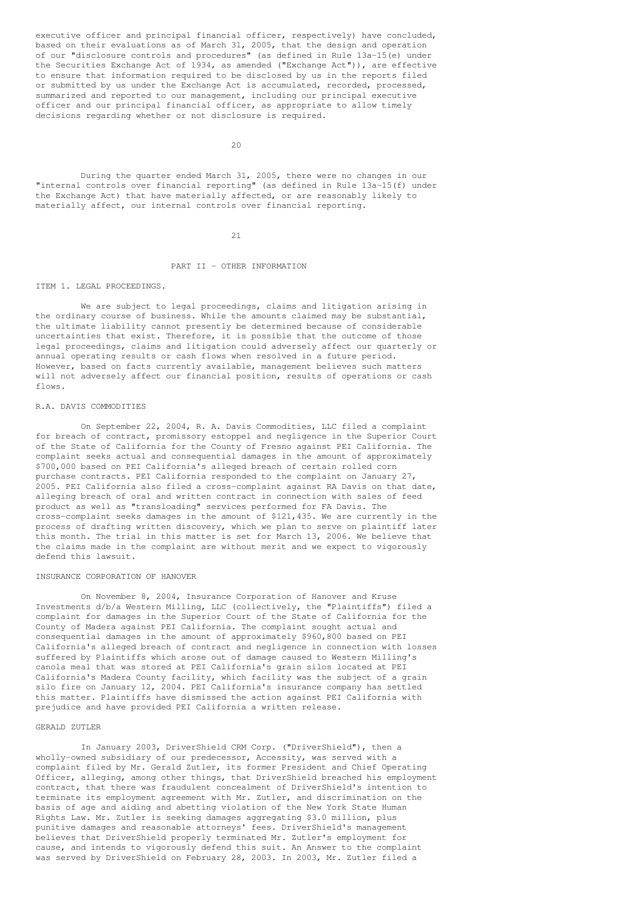executive officer and principal financial officer, respectively) have concluded, based on their evaluations as of March 31, 2005, that the design and operation of our "disclosure controls and procedures" (as defined in Rule 13a-15(e) under the Securities Exchange Act of 1934, as amended ("Exchange Act")), are effective to ensure that information required to be disclosed by us in the reports filed or submitted by us under the Exchange Act is accumulated, recorded, processed, summarized and reported to our management, including our principal executive officer and our principal financial officer, as appropriate to allow timely decisions regarding whether or not disclosure is required.

During the quarter ended March 31, 2005, there were no changes in our "internal controls over financial reporting" (as defined in Rule 13a-15(f) under the Exchange Act) that have materially affected, or are reasonably likely to materially affect, our internal controls over financial reporting.

## PART II - OTHER INFORMATION

### ITEM 1. LEGAL PROCEEDINGS.

We are subject to legal proceedings, claims and litigation arising in the ordinary course of business. While the amounts claimed may be substantial, the ultimate liability cannot presently be determined because of considerable uncertainties that exist. Therefore, it is possible that the outcome of those legal proceedings, claims and litigation could adversely affect our quarterly or annual operating results or cash flows when resolved in a future period. However, based on facts currently available, management believes such matters will not adversely affect our financial position, results of operations or cash flows.

#### R.A. DAVIS COMMODITIES

On September 22, 2004, R. A. Davis Commodities, LLC filed a complaint for breach of contract, promissory estoppel and negligence in the Superior Court of the State of California for the County of Fresno against PEI California. The complaint seeks actual and consequential damages in the amount of approximately $700,000 based on PEI California's alleged breach of certain rolled corn purchase contracts. PEI California responded to the complaint on January 27, 2005. PEI California also filed a cross-complaint against RA Davis on that date, alleging breach of oral and written contract in connection with sales of feed product as well as "transloading" services performed for FA Davis. The cross-complaint seeks damages in the amount of $121,435. We are currently in the process of drafting written discovery, which we plan to serve on plaintiff later this month. The trial in this matter is set for March 13, 2006. We believe that the claims made in the complaint are without merit and we expect to vigorously defend this lawsuit.

#### INSURANCE CORPORATION OF HANOVER

On November 8, 2004, Insurance Corporation of Hanover and Kruse Investments d/b/a Western Milling, LLC (collectively, the "Plaintiffs") filed a complaint for damages in the Superior Court of the State of California for the County of Madera against PEI California. The complaint sought actual and consequential damages in the amount of approximately $960,800 based on PEI California's alleged breach of contract and negligence in connection with losses suffered by Plaintiffs which arose out of damage caused to Western Milling's canola meal that was stored at PEI California's grain silos located at PEI California's Madera County facility, which facility was the subject of a grain silo fire on January 12, 2004. PEI California's insurance company has settled this matter. Plaintiffs have dismissed the action against PEI California with prejudice and have provided PEI California a written release.

#### GERALD ZUTLER

In January 2003, DriverShield CRM Corp. ("DriverShield"), then a wholly-owned subsidiary of our predecessor, Accessity, was served with a complaint filed by Mr. Gerald Zutler, its former President and Chief Operating Officer, alleging, among other things, that DriverShield breached his employment contract, that there was fraudulent concealment of DriverShield's intention to terminate its employment agreement with Mr. Zutler, and discrimination on the basis of age and aiding and abetting violation of the New York State Human Rights Law. Mr. Zutler is seeking damages aggregating $3.0 million, plus punitive damages and reasonable attorneys' fees. DriverShield's management believes that DriverShield properly terminated Mr. Zutler's employment for cause, and intends to vigorously defend this suit. An Answer to the complaint was served by DriverShield on February 28, 2003. In 2003, Mr. Zutler filed a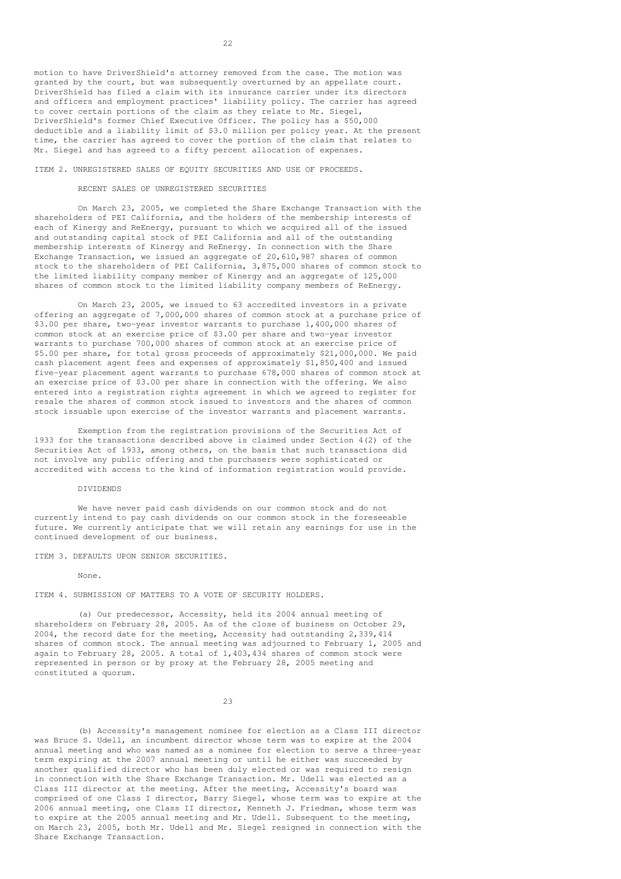motion to have DriverShield's attorney removed from the case. The motion was granted by the court, but was subsequently overturned by an appellate court. DriverShield has filed a claim with its insurance carrier under its directors and officers and employment practices' liability policy. The carrier has agreed to cover certain portions of the claim as they relate to Mr. Siegel, DriverShield's former Chief Executive Officer. The policy has a $50,000 deductible and a liability limit of $3.0 million per policy year. At the present time, the carrier has agreed to cover the portion of the claim that relates to Mr. Siegel and has agreed to a fifty percent allocation of expenses.

## ITEM 2. UNREGISTERED SALES OF EQUITY SECURITIES AND USE OF PROCEEDS.

### RECENT SALES OF UNREGISTERED SECURITIES

On March 23, 2005, we completed the Share Exchange Transaction with the shareholders of PEI California, and the holders of the membership interests of each of Kinergy and ReEnergy, pursuant to which we acquired all of the issued and outstanding capital stock of PEI California and all of the outstanding membership interests of Kinergy and ReEnergy. In connection with the Share Exchange Transaction, we issued an aggregate of 20,610,987 shares of common stock to the shareholders of PEI California, 3,875,000 shares of common stock to the limited liability company member of Kinergy and an aggregate of 125,000 shares of common stock to the limited liability company members of ReEnergy.

On March 23, 2005, we issued to 63 accredited investors in a private offering an aggregate of 7,000,000 shares of common stock at a purchase price of $3.00 per share, two-year investor warrants to purchase 1,400,000 shares of common stock at an exercise price of $3.00 per share and two-year investor warrants to purchase 700,000 shares of common stock at an exercise price of $5.00 per share, for total gross proceeds of approximately $21,000,000. We paid cash placement agent fees and expenses of approximately $1,850,400 and issued five-year placement agent warrants to purchase 678,000 shares of common stock at an exercise price of $3.00 per share in connection with the offering. We also entered into a registration rights agreement in which we agreed to register for resale the shares of common stock issued to investors and the shares of common stock issuable upon exercise of the investor warrants and placement warrants.

Exemption from the registration provisions of the Securities Act of 1933 for the transactions described above is claimed under Section 4(2) of the Securities Act of 1933, among others, on the basis that such transactions did not involve any public offering and the purchasers were sophisticated or accredited with access to the kind of information registration would provide.

### DIVIDENDS

We have never paid cash dividends on our common stock and do not currently intend to pay cash dividends on our common stock in the foreseeable future. We currently anticipate that we will retain any earnings for use in the continued development of our business.

## ITEM 3. DEFAULTS UPON SENIOR SECURITIES.

None.

## ITEM 4. SUBMISSION OF MATTERS TO A VOTE OF SECURITY HOLDERS.

(a) Our predecessor, Accessity, held its 2004 annual meeting of shareholders on February 28, 2005. As of the close of business on October 29, 2004, the record date for the meeting, Accessity had outstanding 2,339,414 shares of common stock. The annual meeting was adjourned to February 1, 2005 and again to February 28, 2005. A total of 1,403,434 shares of common stock were represented in person or by proxy at the February 28, 2005 meeting and constituted a quorum.

(b) Accessity's management nominee for election as a Class III director was Bruce S. Udell, an incumbent director whose term was to expire at the 2004 annual meeting and who was named as a nominee for election to serve a three-year term expiring at the 2007 annual meeting or until he either was succeeded by another qualified director who has been duly elected or was required to resign in connection with the Share Exchange Transaction. Mr. Udell was elected as a Class III director at the meeting. After the meeting, Accessity's board was comprised of one Class I director, Barry Siegel, whose term was to expire at the 2006 annual meeting, one Class II director, Kenneth J. Friedman, whose term was to expire at the 2005 annual meeting and Mr. Udell. Subsequent to the meeting, on March 23, 2005, both Mr. Udell and Mr. Siegel resigned in connection with the Share Exchange Transaction.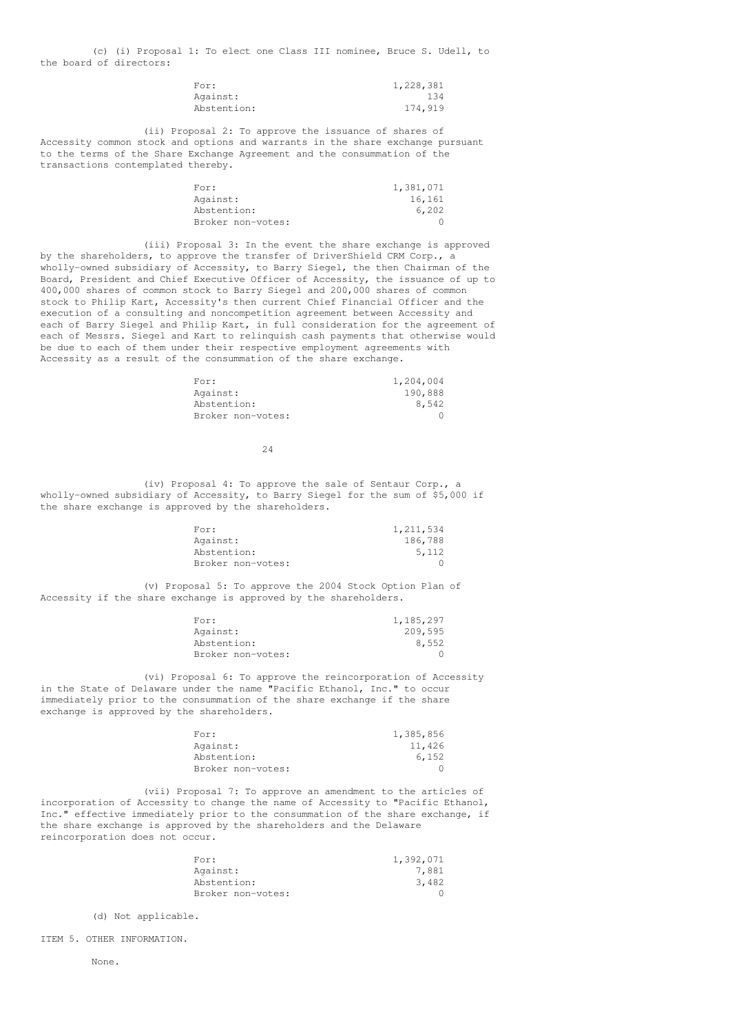(c) (i) Proposal 1: To elect one Class III nominee, Bruce S. Udell, to the board of directors:

| | |
|---|---|
| For: | 1,228,381 |
| Against: | 134 |
| Abstention: | 174,919 |

(ii) Proposal 2: To approve the issuance of shares of Accessity common stock and options and warrants in the share exchange pursuant to the terms of the Share Exchange Agreement and the consummation of the transactions contemplated thereby.

| | |
|---|---|
| For: | 1,381,071 |
| Against: | 16,161 |
| Abstention: | 6,202 |
| Broker non-votes: | 0 |

(iii) Proposal 3: In the event the share exchange is approved by the shareholders, to approve the transfer of DriverShield CRM Corp., a wholly-owned subsidiary of Accessity, to Barry Siegel, the then Chairman of the Board, President and Chief Executive Officer of Accessity, the issuance of up to 400,000 shares of common stock to Barry Siegel and 200,000 shares of common stock to Philip Kart, Accessity's then current Chief Financial Officer and the execution of a consulting and noncompetition agreement between Accessity and each of Barry Siegel and Philip Kart, in full consideration for the agreement of each of Messrs. Siegel and Kart to relinquish cash payments that otherwise would be due to each of them under their respective employment agreements with Accessity as a result of the consummation of the share exchange.

| | |
|---|---|
| For: | 1,204,004 |
| Against: | 190,888 |
| Abstention: | 8,542 |
| Broker non-votes: | 0 |

(iv) Proposal 4: To approve the sale of Sentaur Corp., a wholly-owned subsidiary of Accessity, to Barry Siegel for the sum of $5,000 if the share exchange is approved by the shareholders.

| | |
|---|---|
| For: | 1,211,534 |
| Against: | 186,788 |
| Abstention: | 5,112 |
| Broker non-votes: | 0 |

(v) Proposal 5: To approve the 2004 Stock Option Plan of Accessity if the share exchange is approved by the shareholders.

| | |
|---|---|
| For: | 1,185,297 |
| Against: | 209,595 |
| Abstention: | 8,552 |
| Broker non-votes: | 0 |

(vi) Proposal 6: To approve the reincorporation of Accessity in the State of Delaware under the name "Pacific Ethanol, Inc." to occur immediately prior to the consummation of the share exchange if the share exchange is approved by the shareholders.

| | |
|---|---|
| For: | 1,385,856 |
| Against: | 11,426 |
| Abstention: | 6,152 |
| Broker non-votes: | 0 |

(vii) Proposal 7: To approve an amendment to the articles of incorporation of Accessity to change the name of Accessity to "Pacific Ethanol, Inc." effective immediately prior to the consummation of the share exchange, if the share exchange is approved by the shareholders and the Delaware reincorporation does not occur.

| | |
|---|---|
| For: | 1,392,071 |
| Against: | 7,881 |
| Abstention: | 3,482 |
| Broker non-votes: | 0 |

(d) Not applicable.

ITEM 5. OTHER INFORMATION.

None.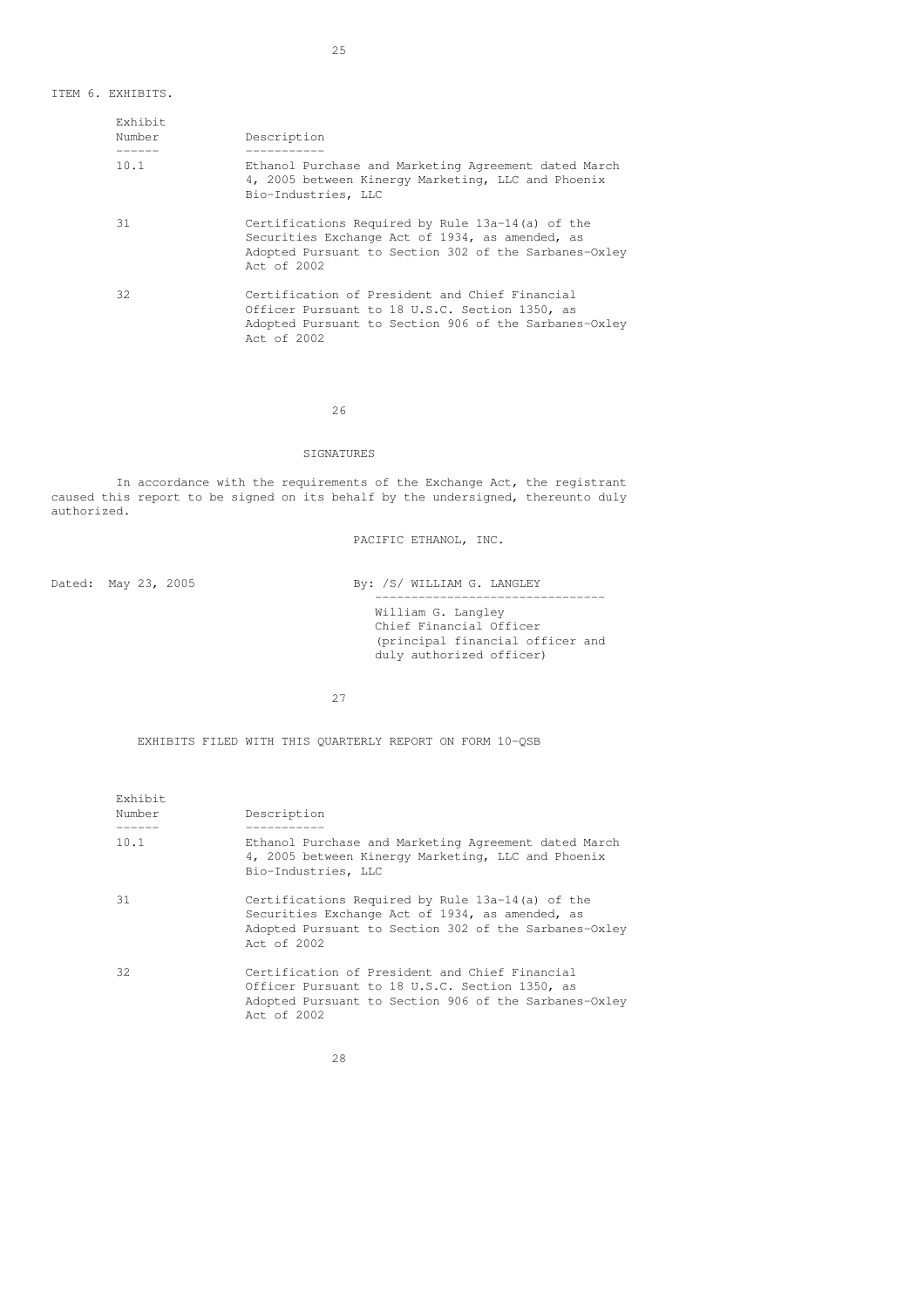ITEM 6. EXHIBITS.

| Exhibit Number | Description |
|---|---|
| 10.1 | Ethanol Purchase and Marketing Agreement dated March 4, 2005 between Kinergy Marketing, LLC and Phoenix Bio-Industries, LLC |
| 31 | Certifications Required by Rule 13a-14(a) of the Securities Exchange Act of 1934, as amended, as Adopted Pursuant to Section 302 of the Sarbanes-Oxley Act of 2002 |
| 32 | Certification of President and Chief Financial Officer Pursuant to 18 U.S.C. Section 1350, as Adopted Pursuant to Section 906 of the Sarbanes-Oxley Act of 2002 |

## SIGNATURES

In accordance with the requirements of the Exchange Act, the registrant caused this report to be signed on its behalf by the undersigned, thereunto duly authorized.

PACIFIC ETHANOL, INC.

Dated: May 23, 2005

By: /S/ WILLIAM G. LANGLEY

William G. Langley
Chief Financial Officer
(principal financial officer and duly authorized officer)

EXHIBITS FILED WITH THIS QUARTERLY REPORT ON FORM 10-QSB

| Exhibit Number | Description |
|---|---|
| 10.1 | Ethanol Purchase and Marketing Agreement dated March 4, 2005 between Kinergy Marketing, LLC and Phoenix Bio-Industries, LLC |
| 31 | Certifications Required by Rule 13a-14(a) of the Securities Exchange Act of 1934, as amended, as Adopted Pursuant to Section 302 of the Sarbanes-Oxley Act of 2002 |
| 32 | Certification of President and Chief Financial Officer Pursuant to 18 U.S.C. Section 1350, as Adopted Pursuant to Section 906 of the Sarbanes-Oxley Act of 2002 |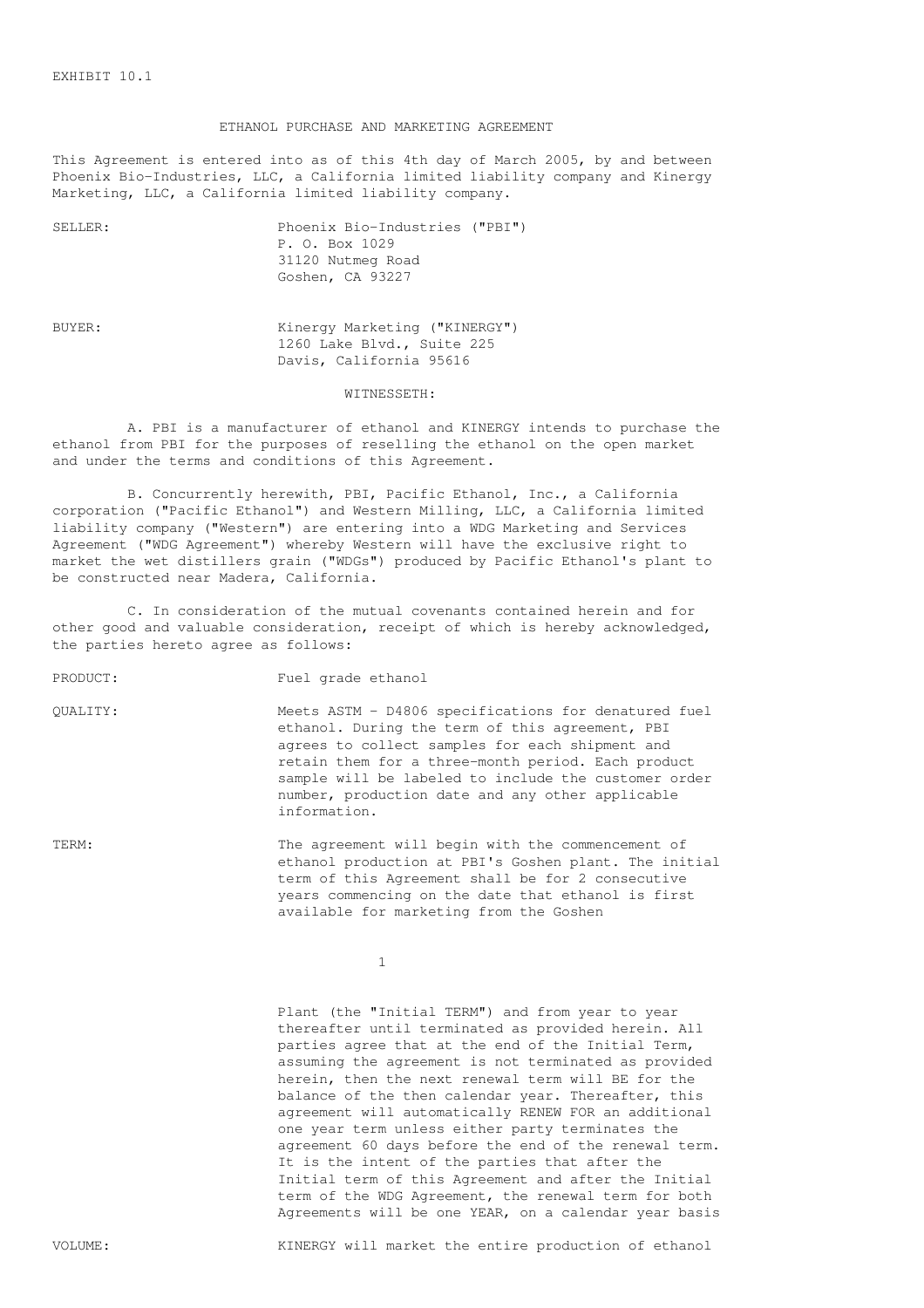EXHIBIT 10.1

# ETHANOL PURCHASE AND MARKETING AGREEMENT

This Agreement is entered into as of this 4th day of March 2005, by and between Phoenix Bio-Industries, LLC, a California limited liability company and Kinergy Marketing, LLC, a California limited liability company.

| | |
|---|---|
| SELLER: | Phoenix Bio-Industries ("PBI")<br>P. O. Box 1029<br>31120 Nutmeg Road<br>Goshen, CA 93227 |
| BUYER: | Kinergy Marketing ("KINERGY")<br>1260 Lake Blvd., Suite 225<br>Davis, California 95616 |

WITNESSETH:

A. PBI is a manufacturer of ethanol and KINERGY intends to purchase the ethanol from PBI for the purposes of reselling the ethanol on the open market and under the terms and conditions of this Agreement.

B. Concurrently herewith, PBI, Pacific Ethanol, Inc., a California corporation ("Pacific Ethanol") and Western Milling, LLC, a California limited liability company ("Western") are entering into a WDG Marketing and Services Agreement ("WDG Agreement") whereby Western will have the exclusive right to market the wet distillers grain ("WDGs") produced by Pacific Ethanol's plant to be constructed near Madera, California.

C. In consideration of the mutual covenants contained herein and for other good and valuable consideration, receipt of which is hereby acknowledged, the parties hereto agree as follows:

PRODUCT: Fuel grade ethanol

QUALITY: Meets ASTM - D4806 specifications for denatured fuel ethanol. During the term of this agreement, PBI agrees to collect samples for each shipment and retain them for a three-month period. Each product sample will be labeled to include the customer order number, production date and any other applicable information.

TERM: The agreement will begin with the commencement of ethanol production at PBI's Goshen plant. The initial term of this Agreement shall be for 2 consecutive years commencing on the date that ethanol is first available for marketing from the Goshen Plant (the "Initial TERM") and from year to year thereafter until terminated as provided herein. All parties agree that at the end of the Initial Term, assuming the agreement is not terminated as provided herein, then the next renewal term will BE for the balance of the then calendar year. Thereafter, this agreement will automatically RENEW FOR an additional one year term unless either party terminates the agreement 60 days before the end of the renewal term. It is the intent of the parties that after the Initial term of this Agreement and after the Initial term of the WDG Agreement, the renewal term for both Agreements will be one YEAR, on a calendar year basis

VOLUME: KINERGY will market the entire production of ethanol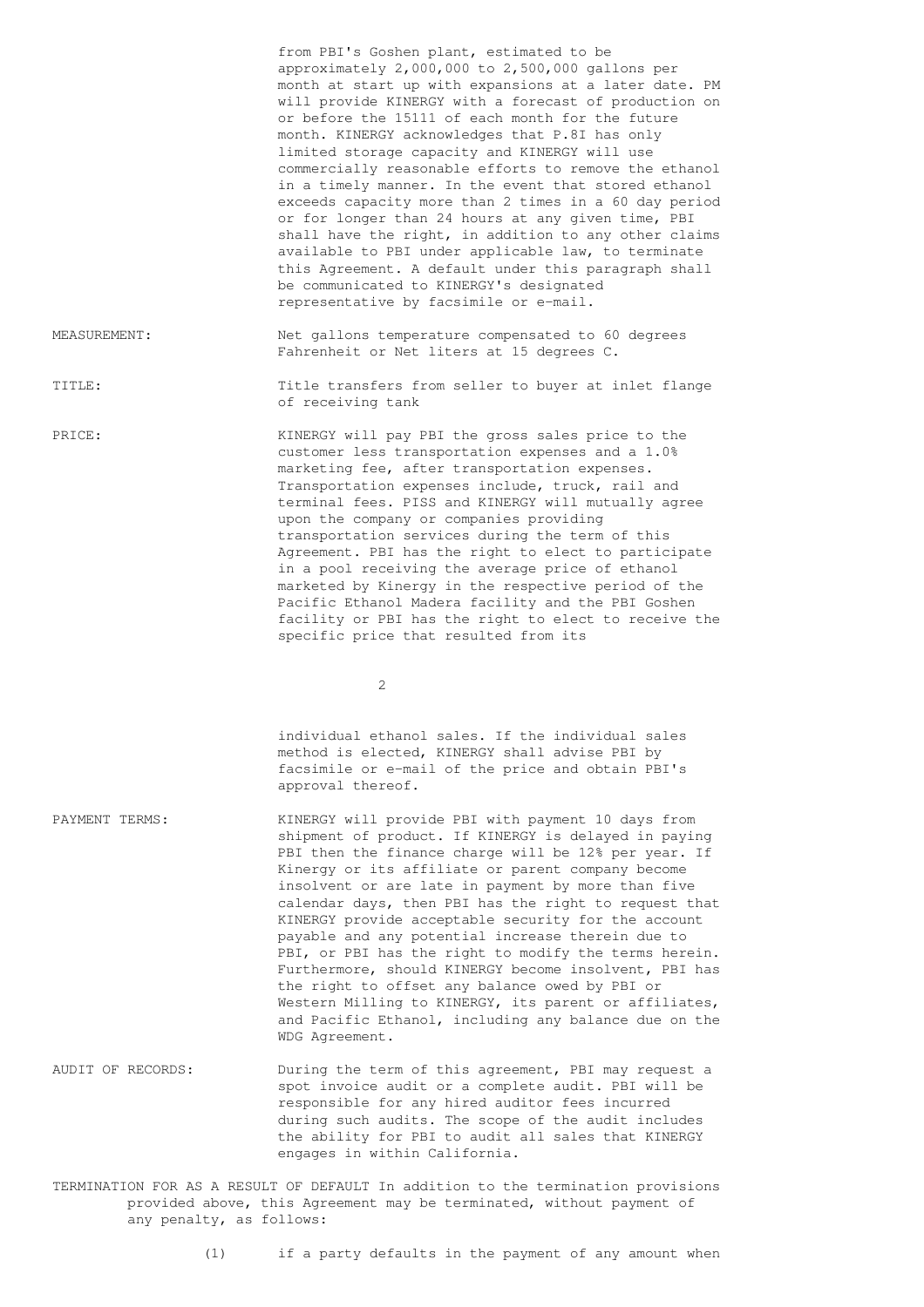from PBI's Goshen plant, estimated to be approximately 2,000,000 to 2,500,000 gallons per month at start up with expansions at a later date. PM will provide KINERGY with a forecast of production on or before the 15111 of each month for the future month. KINERGY acknowledges that P.8I has only limited storage capacity and KINERGY will use commercially reasonable efforts to remove the ethanol in a timely manner. In the event that stored ethanol exceeds capacity more than 2 times in a 60 day period or for longer than 24 hours at any given time, PBI shall have the right, in addition to any other claims available to PBI under applicable law, to terminate this Agreement. A default under this paragraph shall be communicated to KINERGY's designated representative by facsimile or e-mail.

MEASUREMENT: Net gallons temperature compensated to 60 degrees Fahrenheit or Net liters at 15 degrees C.

TITLE: Title transfers from seller to buyer at inlet flange of receiving tank

PRICE: KINERGY will pay PBI the gross sales price to the customer less transportation expenses and a 1.0% marketing fee, after transportation expenses. Transportation expenses include, truck, rail and terminal fees. PISS and KINERGY will mutually agree upon the company or companies providing transportation services during the term of this Agreement. PBI has the right to elect to participate in a pool receiving the average price of ethanol marketed by Kinergy in the respective period of the Pacific Ethanol Madera facility and the PBI Goshen facility or PBI has the right to elect to receive the specific price that resulted from its individual ethanol sales. If the individual sales method is elected, KINERGY shall advise PBI by facsimile or e-mail of the price and obtain PBI's approval thereof.

PAYMENT TERMS: KINERGY will provide PBI with payment 10 days from shipment of product. If KINERGY is delayed in paying PBI then the finance charge will be 12% per year. If Kinergy or its affiliate or parent company become insolvent or are late in payment by more than five calendar days, then PBI has the right to request that KINERGY provide acceptable security for the account payable and any potential increase therein due to PBI, or PBI has the right to modify the terms herein. Furthermore, should KINERGY become insolvent, PBI has the right to offset any balance owed by PBI or Western Milling to KINERGY, its parent or affiliates, and Pacific Ethanol, including any balance due on the WDG Agreement.

AUDIT OF RECORDS: During the term of this agreement, PBI may request a spot invoice audit or a complete audit. PBI will be responsible for any hired auditor fees incurred during such audits. The scope of the audit includes the ability for PBI to audit all sales that KINERGY engages in within California.

TERMINATION FOR AS A RESULT OF DEFAULT In addition to the termination provisions provided above, this Agreement may be terminated, without payment of any penalty, as follows:

(1) if a party defaults in the payment of any amount when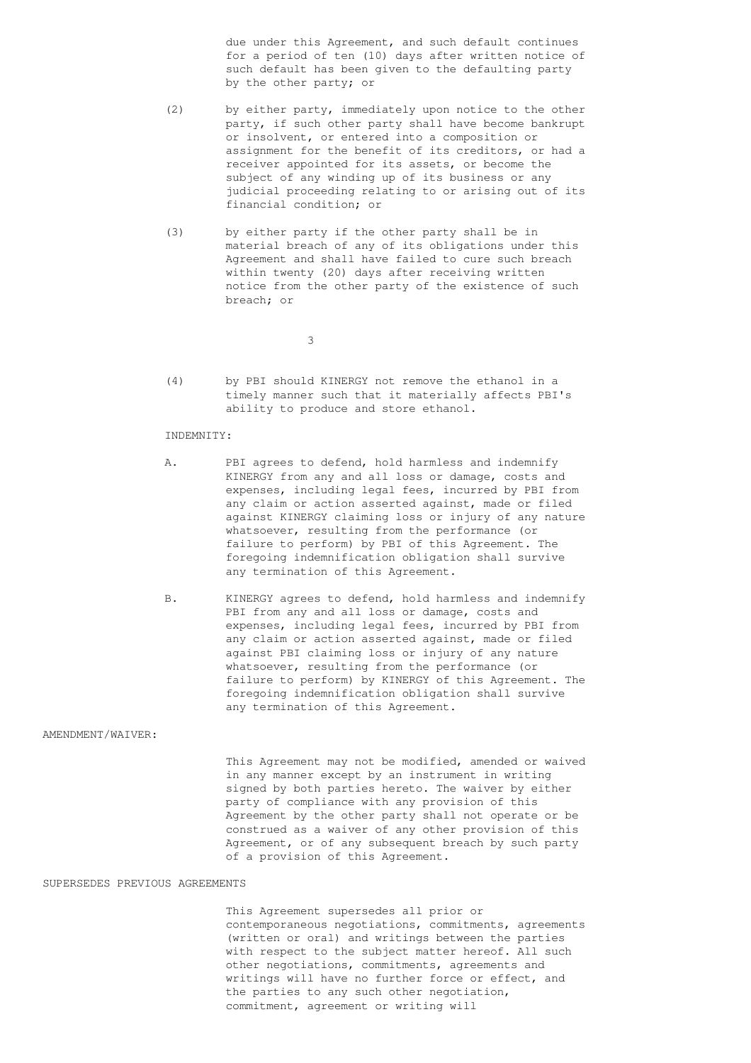due under this Agreement, and such default continues for a period of ten (10) days after written notice of such default has been given to the defaulting party by the other party; or

(2) by either party, immediately upon notice to the other party, if such other party shall have become bankrupt or insolvent, or entered into a composition or assignment for the benefit of its creditors, or had a receiver appointed for its assets, or become the subject of any winding up of its business or any judicial proceeding relating to or arising out of its financial condition; or

(3) by either party if the other party shall be in material breach of any of its obligations under this Agreement and shall have failed to cure such breach within twenty (20) days after receiving written notice from the other party of the existence of such breach; or

(4) by PBI should KINERGY not remove the ethanol in a timely manner such that it materially affects PBI's ability to produce and store ethanol.

INDEMNITY:

A. PBI agrees to defend, hold harmless and indemnify KINERGY from any and all loss or damage, costs and expenses, including legal fees, incurred by PBI from any claim or action asserted against, made or filed against KINERGY claiming loss or injury of any nature whatsoever, resulting from the performance (or failure to perform) by PBI of this Agreement. The foregoing indemnification obligation shall survive any termination of this Agreement.

B. KINERGY agrees to defend, hold harmless and indemnify PBI from any and all loss or damage, costs and expenses, including legal fees, incurred by PBI from any claim or action asserted against, made or filed against PBI claiming loss or injury of any nature whatsoever, resulting from the performance (or failure to perform) by KINERGY of this Agreement. The foregoing indemnification obligation shall survive any termination of this Agreement.

AMENDMENT/WAIVER:

This Agreement may not be modified, amended or waived in any manner except by an instrument in writing signed by both parties hereto. The waiver by either party of compliance with any provision of this Agreement by the other party shall not operate or be construed as a waiver of any other provision of this Agreement, or of any subsequent breach by such party of a provision of this Agreement.

SUPERSEDES PREVIOUS AGREEMENTS

This Agreement supersedes all prior or contemporaneous negotiations, commitments, agreements (written or oral) and writings between the parties with respect to the subject matter hereof. All such other negotiations, commitments, agreements and writings will have no further force or effect, and the parties to any such other negotiation, commitment, agreement or writing will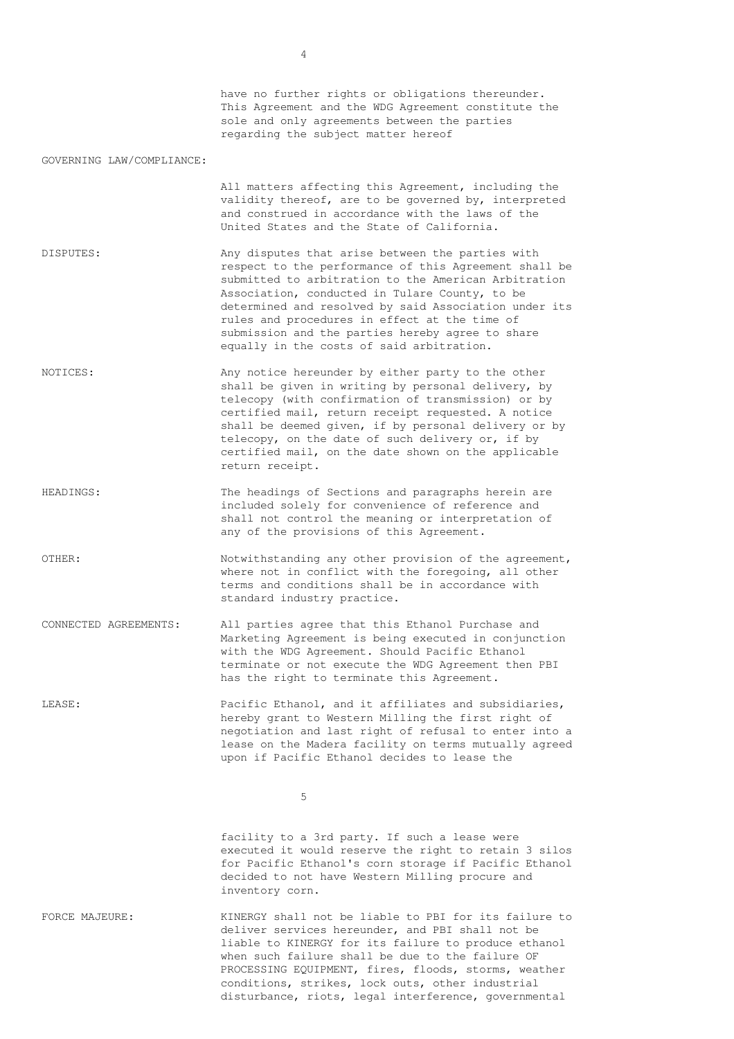have no further rights or obligations thereunder. This Agreement and the WDG Agreement constitute the sole and only agreements between the parties regarding the subject matter hereof

GOVERNING LAW/COMPLIANCE:

All matters affecting this Agreement, including the validity thereof, are to be governed by, interpreted and construed in accordance with the laws of the United States and the State of California.

DISPUTES: Any disputes that arise between the parties with respect to the performance of this Agreement shall be submitted to arbitration to the American Arbitration Association, conducted in Tulare County, to be determined and resolved by said Association under its rules and procedures in effect at the time of submission and the parties hereby agree to share equally in the costs of said arbitration.

NOTICES: Any notice hereunder by either party to the other shall be given in writing by personal delivery, by telecopy (with confirmation of transmission) or by certified mail, return receipt requested. A notice shall be deemed given, if by personal delivery or by telecopy, on the date of such delivery or, if by certified mail, on the date shown on the applicable return receipt.

HEADINGS: The headings of Sections and paragraphs herein are included solely for convenience of reference and shall not control the meaning or interpretation of any of the provisions of this Agreement.

OTHER: Notwithstanding any other provision of the agreement, where not in conflict with the foregoing, all other terms and conditions shall be in accordance with standard industry practice.

CONNECTED AGREEMENTS: All parties agree that this Ethanol Purchase and Marketing Agreement is being executed in conjunction with the WDG Agreement. Should Pacific Ethanol terminate or not execute the WDG Agreement then PBI has the right to terminate this Agreement.

LEASE: Pacific Ethanol, and it affiliates and subsidiaries, hereby grant to Western Milling the first right of negotiation and last right of refusal to enter into a lease on the Madera facility on terms mutually agreed upon if Pacific Ethanol decides to lease the facility to a 3rd party. If such a lease were executed it would reserve the right to retain 3 silos for Pacific Ethanol's corn storage if Pacific Ethanol decided to not have Western Milling procure and inventory corn.

FORCE MAJEURE: KINERGY shall not be liable to PBI for its failure to deliver services hereunder, and PBI shall not be liable to KINERGY for its failure to produce ethanol when such failure shall be due to the failure OF PROCESSING EQUIPMENT, fires, floods, storms, weather conditions, strikes, lock outs, other industrial disturbance, riots, legal interference, governmental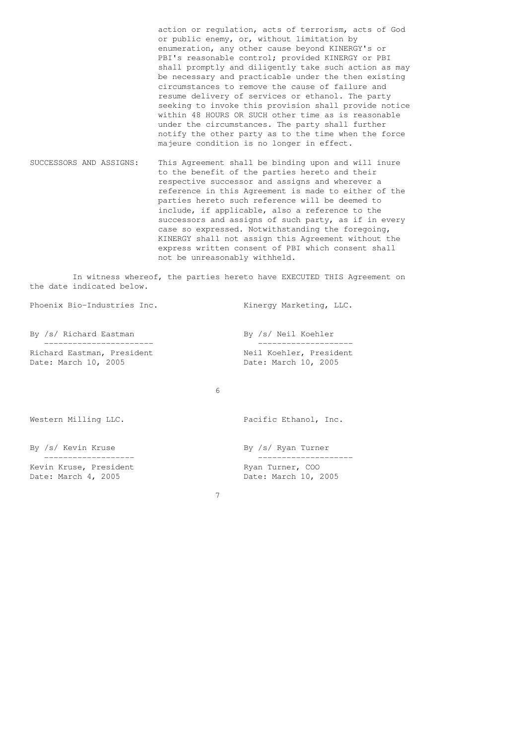action or regulation, acts of terrorism, acts of God or public enemy, or, without limitation by enumeration, any other cause beyond KINERGY's or PBI's reasonable control; provided KINERGY or PBI shall promptly and diligently take such action as may be necessary and practicable under the then existing circumstances to remove the cause of failure and resume delivery of services or ethanol. The party seeking to invoke this provision shall provide notice within 48 HOURS OR SUCH other time as is reasonable under the circumstances. The party shall further notify the other party as to the time when the force majeure condition is no longer in effect.

SUCCESSORS AND ASSIGNS: This Agreement shall be binding upon and will inure to the benefit of the parties hereto and their respective successor and assigns and wherever a reference in this Agreement is made to either of the parties hereto such reference will be deemed to include, if applicable, also a reference to the successors and assigns of such party, as if in every case so expressed. Notwithstanding the foregoing, KINERGY shall not assign this Agreement without the express written consent of PBI which consent shall not be unreasonably withheld.

In witness whereof, the parties hereto have EXECUTED THIS Agreement on the date indicated below.

| Phoenix Bio-Industries Inc. | Kinergy Marketing, LLC. |
|---|---|
| By /s/ Richard Eastman | By /s/ Neil Koehler |
| Richard Eastman, President | Neil Koehler, President |
| Date: March 10, 2005 | Date: March 10, 2005 |

| Western Milling LLC. | Pacific Ethanol, Inc. |
|---|---|
| By /s/ Kevin Kruse | By /s/ Ryan Turner |
| Kevin Kruse, President | Ryan Turner, COO |
| Date: March 4, 2005 | Date: March 10, 2005 |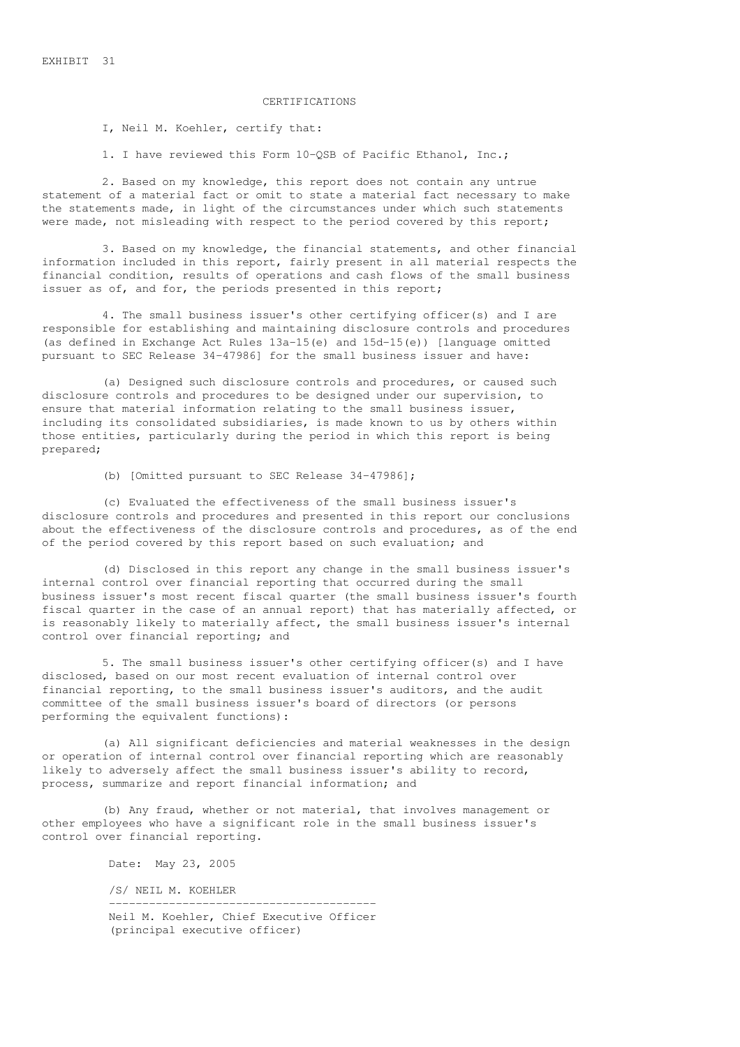EXHIBIT 31

# CERTIFICATIONS

I, Neil M. Koehler, certify that:

1. I have reviewed this Form 10-QSB of Pacific Ethanol, Inc.;

2. Based on my knowledge, this report does not contain any untrue statement of a material fact or omit to state a material fact necessary to make the statements made, in light of the circumstances under which such statements were made, not misleading with respect to the period covered by this report;

3. Based on my knowledge, the financial statements, and other financial information included in this report, fairly present in all material respects the financial condition, results of operations and cash flows of the small business issuer as of, and for, the periods presented in this report;

4. The small business issuer's other certifying officer(s) and I are responsible for establishing and maintaining disclosure controls and procedures (as defined in Exchange Act Rules 13a-15(e) and 15d-15(e)) [language omitted pursuant to SEC Release 34-47986] for the small business issuer and have:

(a) Designed such disclosure controls and procedures, or caused such disclosure controls and procedures to be designed under our supervision, to ensure that material information relating to the small business issuer, including its consolidated subsidiaries, is made known to us by others within those entities, particularly during the period in which this report is being prepared;

(b) [Omitted pursuant to SEC Release 34-47986];

(c) Evaluated the effectiveness of the small business issuer's disclosure controls and procedures and presented in this report our conclusions about the effectiveness of the disclosure controls and procedures, as of the end of the period covered by this report based on such evaluation; and

(d) Disclosed in this report any change in the small business issuer's internal control over financial reporting that occurred during the small business issuer's most recent fiscal quarter (the small business issuer's fourth fiscal quarter in the case of an annual report) that has materially affected, or is reasonably likely to materially affect, the small business issuer's internal control over financial reporting; and

5. The small business issuer's other certifying officer(s) and I have disclosed, based on our most recent evaluation of internal control over financial reporting, to the small business issuer's auditors, and the audit committee of the small business issuer's board of directors (or persons performing the equivalent functions):

(a) All significant deficiencies and material weaknesses in the design or operation of internal control over financial reporting which are reasonably likely to adversely affect the small business issuer's ability to record, process, summarize and report financial information; and

(b) Any fraud, whether or not material, that involves management or other employees who have a significant role in the small business issuer's control over financial reporting.

Date: May 23, 2005

/S/ NEIL M. KOEHLER

---

Neil M. Koehler, Chief Executive Officer
(principal executive officer)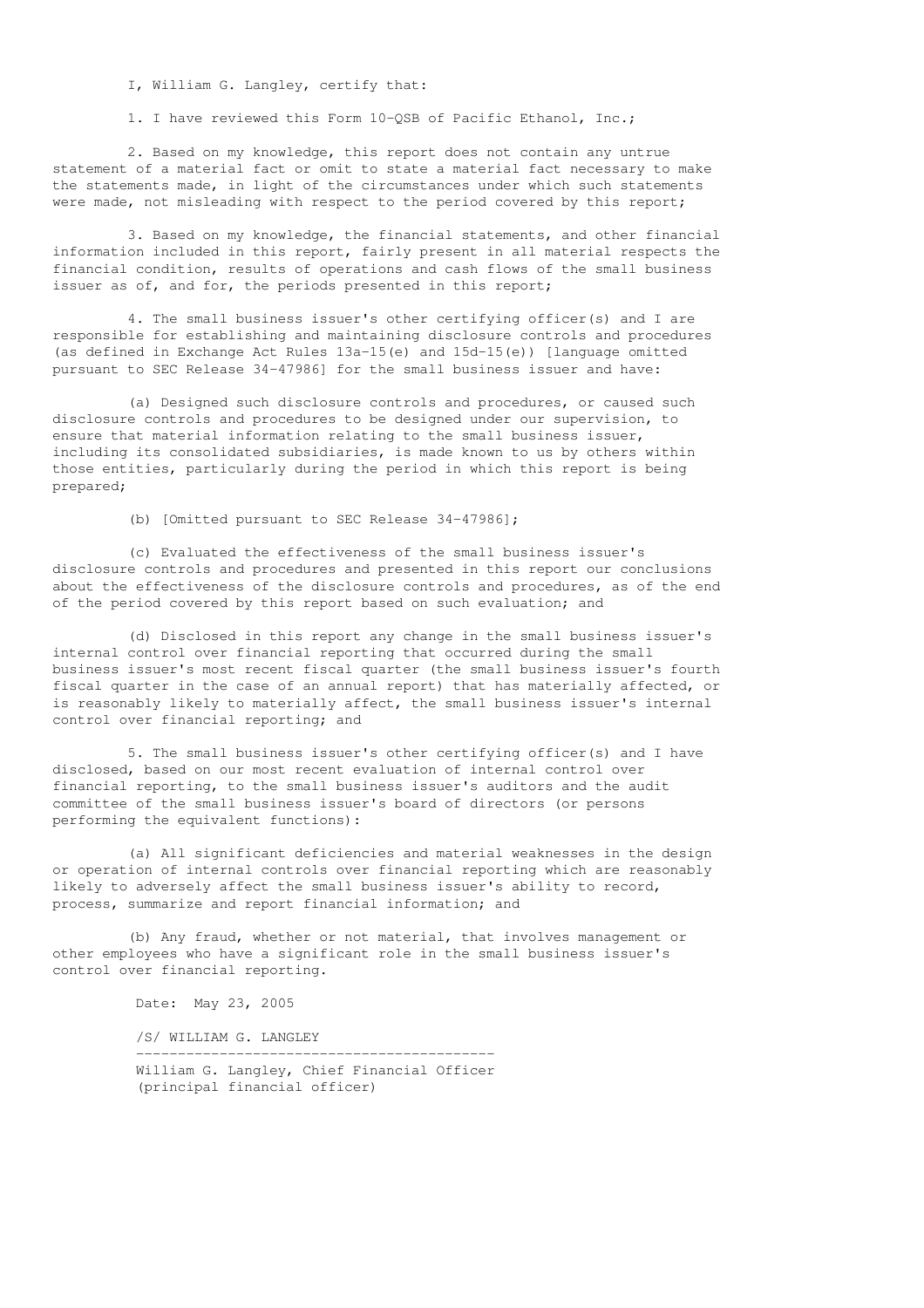I, William G. Langley, certify that:

1. I have reviewed this Form 10-QSB of Pacific Ethanol, Inc.;

2. Based on my knowledge, this report does not contain any untrue statement of a material fact or omit to state a material fact necessary to make the statements made, in light of the circumstances under which such statements were made, not misleading with respect to the period covered by this report;

3. Based on my knowledge, the financial statements, and other financial information included in this report, fairly present in all material respects the financial condition, results of operations and cash flows of the small business issuer as of, and for, the periods presented in this report;

4. The small business issuer's other certifying officer(s) and I are responsible for establishing and maintaining disclosure controls and procedures (as defined in Exchange Act Rules 13a-15(e) and 15d-15(e)) [language omitted pursuant to SEC Release 34-47986] for the small business issuer and have:

(a) Designed such disclosure controls and procedures, or caused such disclosure controls and procedures to be designed under our supervision, to ensure that material information relating to the small business issuer, including its consolidated subsidiaries, is made known to us by others within those entities, particularly during the period in which this report is being prepared;

(b) [Omitted pursuant to SEC Release 34-47986];

(c) Evaluated the effectiveness of the small business issuer's disclosure controls and procedures and presented in this report our conclusions about the effectiveness of the disclosure controls and procedures, as of the end of the period covered by this report based on such evaluation; and

(d) Disclosed in this report any change in the small business issuer's internal control over financial reporting that occurred during the small business issuer's most recent fiscal quarter (the small business issuer's fourth fiscal quarter in the case of an annual report) that has materially affected, or is reasonably likely to materially affect, the small business issuer's internal control over financial reporting; and

5. The small business issuer's other certifying officer(s) and I have disclosed, based on our most recent evaluation of internal control over financial reporting, to the small business issuer's auditors and the audit committee of the small business issuer's board of directors (or persons performing the equivalent functions):

(a) All significant deficiencies and material weaknesses in the design or operation of internal controls over financial reporting which are reasonably likely to adversely affect the small business issuer's ability to record, process, summarize and report financial information; and

(b) Any fraud, whether or not material, that involves management or other employees who have a significant role in the small business issuer's control over financial reporting.

Date: May 23, 2005

/S/ WILLIAM G. LANGLEY

William G. Langley, Chief Financial Officer
(principal financial officer)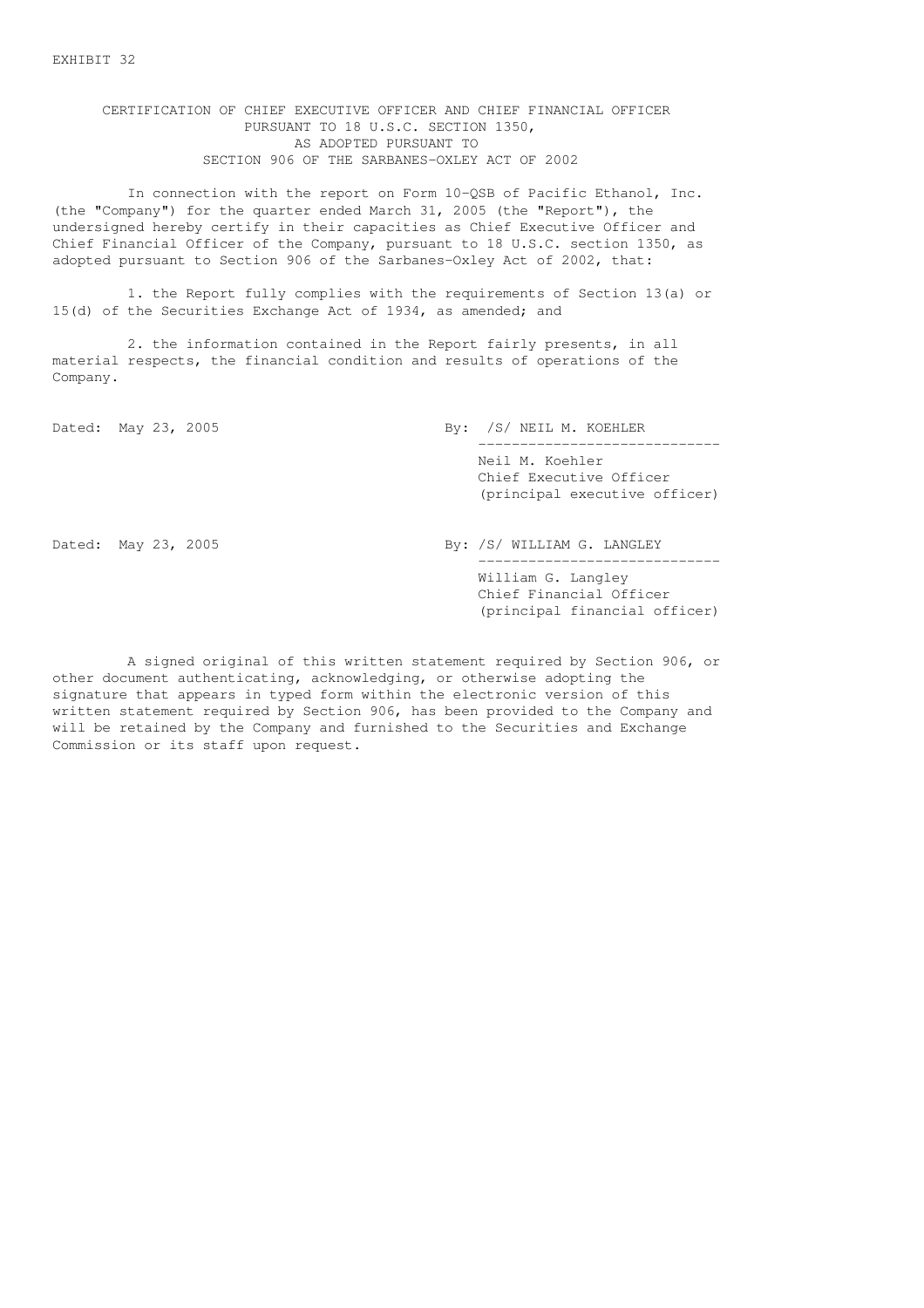EXHIBIT 32

# CERTIFICATION OF CHIEF EXECUTIVE OFFICER AND CHIEF FINANCIAL OFFICER PURSUANT TO 18 U.S.C. SECTION 1350, AS ADOPTED PURSUANT TO SECTION 906 OF THE SARBANES-OXLEY ACT OF 2002

In connection with the report on Form 10-QSB of Pacific Ethanol, Inc. (the "Company") for the quarter ended March 31, 2005 (the "Report"), the undersigned hereby certify in their capacities as Chief Executive Officer and Chief Financial Officer of the Company, pursuant to 18 U.S.C. section 1350, as adopted pursuant to Section 906 of the Sarbanes-Oxley Act of 2002, that:

1. the Report fully complies with the requirements of Section 13(a) or 15(d) of the Securities Exchange Act of 1934, as amended; and

2. the information contained in the Report fairly presents, in all material respects, the financial condition and results of operations of the Company.

Dated: May 23, 2005

By: /S/ NEIL M. KOEHLER

Neil M. Koehler
Chief Executive Officer
(principal executive officer)

Dated: May 23, 2005

By: /S/ WILLIAM G. LANGLEY

William G. Langley
Chief Financial Officer
(principal financial officer)

A signed original of this written statement required by Section 906, or other document authenticating, acknowledging, or otherwise adopting the signature that appears in typed form within the electronic version of this written statement required by Section 906, has been provided to the Company and will be retained by the Company and furnished to the Securities and Exchange Commission or its staff upon request.